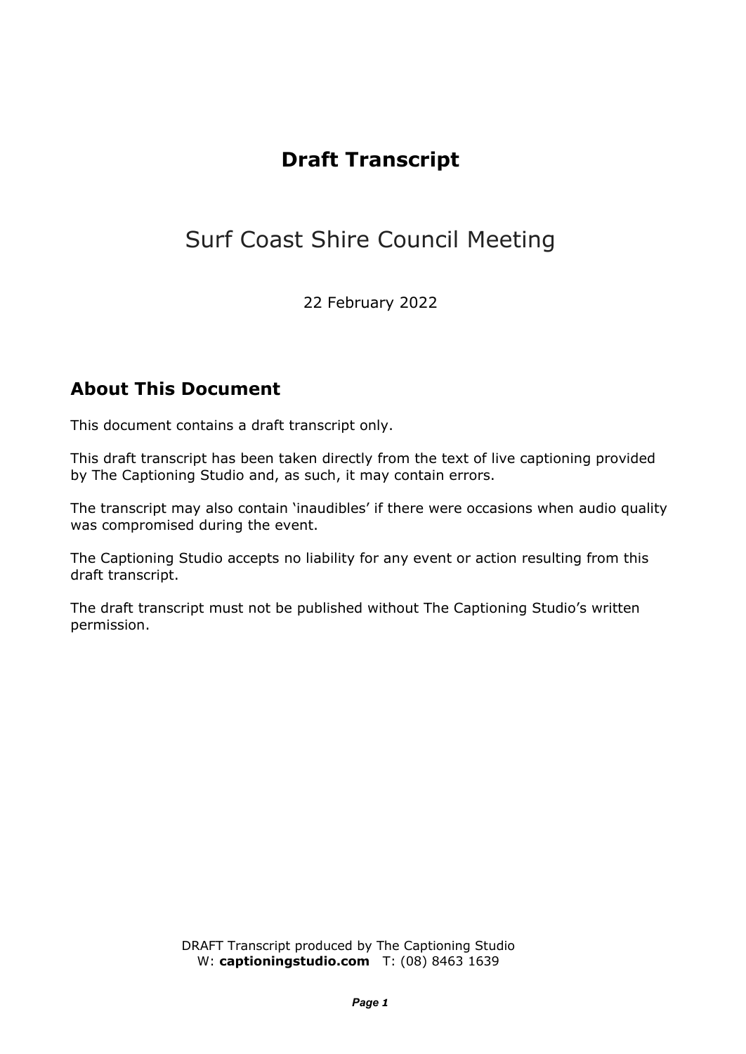# Draft Transcript

Surf Coast Shire Council Meeting

22 February 2022

## About This Document

This document contains a draft transcript only.

This draft transcript has been taken directly from the text of live captioning provided by The Captioning Studio and, as such, it may contain errors.

The transcript may also contain 'inaudibles' if there were occasions when audio quality was compromised during the event.

The Captioning Studio accepts no liability for any event or action resulting from this draft transcript.

The draft transcript must not be published without The Captioning Studio's written permission.

DRAFT Transcript produced by The Captioning Studio
W: **captioningstudio.com** T: (08) 8463 1639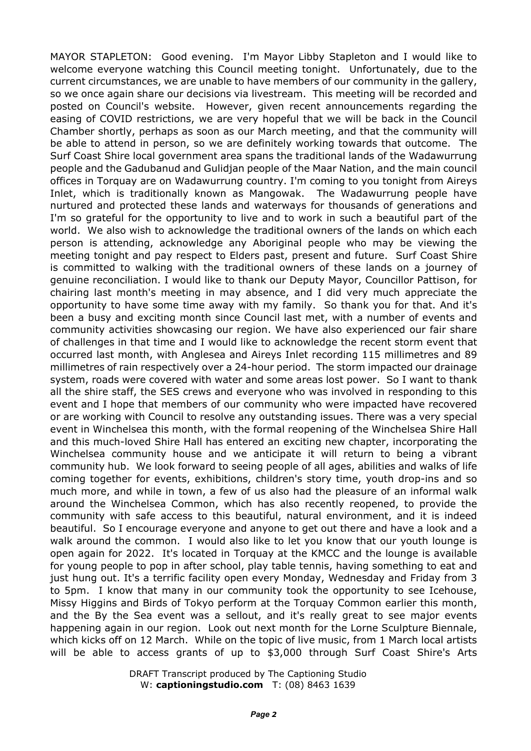MAYOR STAPLETON: Good evening. I'm Mayor Libby Stapleton and I would like to welcome everyone watching this Council meeting tonight. Unfortunately, due to the current circumstances, we are unable to have members of our community in the gallery, so we once again share our decisions via livestream. This meeting will be recorded and posted on Council's website. However, given recent announcements regarding the easing of COVID restrictions, we are very hopeful that we will be back in the Council Chamber shortly, perhaps as soon as our March meeting, and that the community will be able to attend in person, so we are definitely working towards that outcome. The Surf Coast Shire local government area spans the traditional lands of the Wadawurrung people and the Gadubanud and Gulidjan people of the Maar Nation, and the main council offices in Torquay are on Wadawurrung country. I'm coming to you tonight from Aireys Inlet, which is traditionally known as Mangowak. The Wadawurrung people have nurtured and protected these lands and waterways for thousands of generations and I'm so grateful for the opportunity to live and to work in such a beautiful part of the world. We also wish to acknowledge the traditional owners of the lands on which each person is attending, acknowledge any Aboriginal people who may be viewing the meeting tonight and pay respect to Elders past, present and future. Surf Coast Shire is committed to walking with the traditional owners of these lands on a journey of genuine reconciliation. I would like to thank our Deputy Mayor, Councillor Pattison, for chairing last month's meeting in may absence, and I did very much appreciate the opportunity to have some time away with my family. So thank you for that. And it's been a busy and exciting month since Council last met, with a number of events and community activities showcasing our region. We have also experienced our fair share of challenges in that time and I would like to acknowledge the recent storm event that occurred last month, with Anglesea and Aireys Inlet recording 115 millimetres and 89 millimetres of rain respectively over a 24-hour period. The storm impacted our drainage system, roads were covered with water and some areas lost power. So I want to thank all the shire staff, the SES crews and everyone who was involved in responding to this event and I hope that members of our community who were impacted have recovered or are working with Council to resolve any outstanding issues. There was a very special event in Winchelsea this month, with the formal reopening of the Winchelsea Shire Hall and this much-loved Shire Hall has entered an exciting new chapter, incorporating the Winchelsea community house and we anticipate it will return to being a vibrant community hub. We look forward to seeing people of all ages, abilities and walks of life coming together for events, exhibitions, children's story time, youth drop-ins and so much more, and while in town, a few of us also had the pleasure of an informal walk around the Winchelsea Common, which has also recently reopened, to provide the community with safe access to this beautiful, natural environment, and it is indeed beautiful. So I encourage everyone and anyone to get out there and have a look and a walk around the common. I would also like to let you know that our youth lounge is open again for 2022. It's located in Torquay at the KMCC and the lounge is available for young people to pop in after school, play table tennis, having something to eat and just hung out. It's a terrific facility open every Monday, Wednesday and Friday from 3 to 5pm. I know that many in our community took the opportunity to see Icehouse, Missy Higgins and Birds of Tokyo perform at the Torquay Common earlier this month, and the By the Sea event was a sellout, and it's really great to see major events happening again in our region. Look out next month for the Lorne Sculpture Biennale, which kicks off on 12 March. While on the topic of live music, from 1 March local artists will be able to access grants of up to $3,000 through Surf Coast Shire's Arts

DRAFT Transcript produced by The Captioning Studio
W: **captioningstudio.com** T: (08) 8463 1639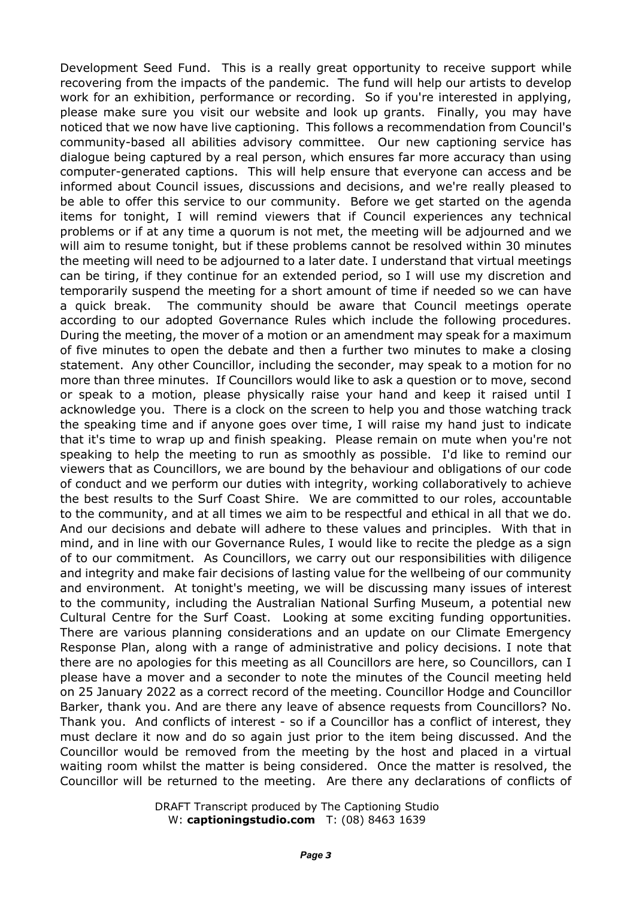Development Seed Fund. This is a really great opportunity to receive support while recovering from the impacts of the pandemic. The fund will help our artists to develop work for an exhibition, performance or recording. So if you're interested in applying, please make sure you visit our website and look up grants. Finally, you may have noticed that we now have live captioning. This follows a recommendation from Council's community-based all abilities advisory committee. Our new captioning service has dialogue being captured by a real person, which ensures far more accuracy than using computer-generated captions. This will help ensure that everyone can access and be informed about Council issues, discussions and decisions, and we're really pleased to be able to offer this service to our community. Before we get started on the agenda items for tonight, I will remind viewers that if Council experiences any technical problems or if at any time a quorum is not met, the meeting will be adjourned and we will aim to resume tonight, but if these problems cannot be resolved within 30 minutes the meeting will need to be adjourned to a later date. I understand that virtual meetings can be tiring, if they continue for an extended period, so I will use my discretion and temporarily suspend the meeting for a short amount of time if needed so we can have a quick break. The community should be aware that Council meetings operate according to our adopted Governance Rules which include the following procedures. During the meeting, the mover of a motion or an amendment may speak for a maximum of five minutes to open the debate and then a further two minutes to make a closing statement. Any other Councillor, including the seconder, may speak to a motion for no more than three minutes. If Councillors would like to ask a question or to move, second or speak to a motion, please physically raise your hand and keep it raised until I acknowledge you. There is a clock on the screen to help you and those watching track the speaking time and if anyone goes over time, I will raise my hand just to indicate that it's time to wrap up and finish speaking. Please remain on mute when you're not speaking to help the meeting to run as smoothly as possible. I'd like to remind our viewers that as Councillors, we are bound by the behaviour and obligations of our code of conduct and we perform our duties with integrity, working collaboratively to achieve the best results to the Surf Coast Shire. We are committed to our roles, accountable to the community, and at all times we aim to be respectful and ethical in all that we do. And our decisions and debate will adhere to these values and principles. With that in mind, and in line with our Governance Rules, I would like to recite the pledge as a sign of to our commitment. As Councillors, we carry out our responsibilities with diligence and integrity and make fair decisions of lasting value for the wellbeing of our community and environment. At tonight's meeting, we will be discussing many issues of interest to the community, including the Australian National Surfing Museum, a potential new Cultural Centre for the Surf Coast. Looking at some exciting funding opportunities. There are various planning considerations and an update on our Climate Emergency Response Plan, along with a range of administrative and policy decisions. I note that there are no apologies for this meeting as all Councillors are here, so Councillors, can I please have a mover and a seconder to note the minutes of the Council meeting held on 25 January 2022 as a correct record of the meeting. Councillor Hodge and Councillor Barker, thank you. And are there any leave of absence requests from Councillors? No. Thank you. And conflicts of interest - so if a Councillor has a conflict of interest, they must declare it now and do so again just prior to the item being discussed. And the Councillor would be removed from the meeting by the host and placed in a virtual waiting room whilst the matter is being considered. Once the matter is resolved, the Councillor will be returned to the meeting. Are there any declarations of conflicts of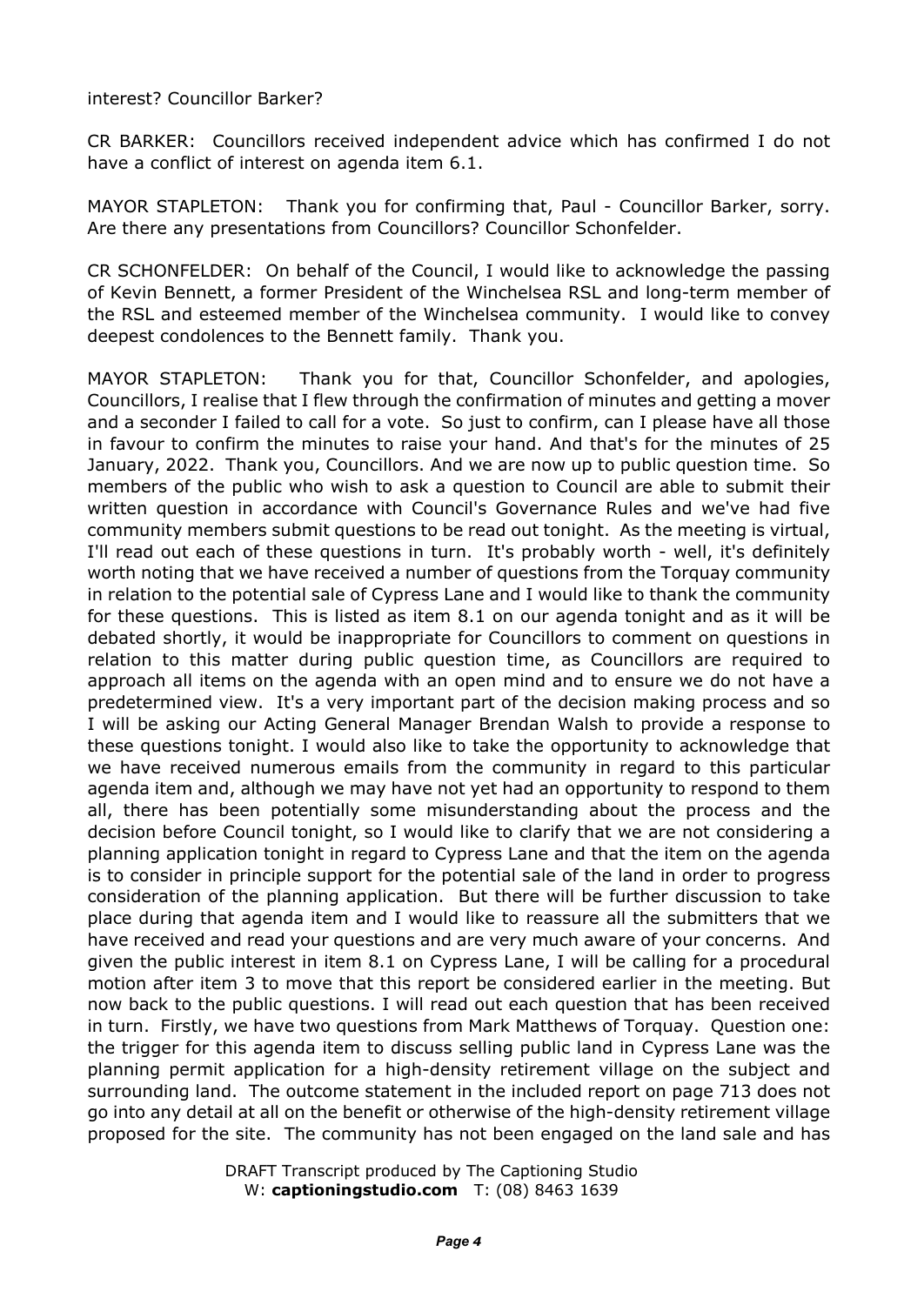interest? Councillor Barker?

CR BARKER: Councillors received independent advice which has confirmed I do not have a conflict of interest on agenda item 6.1.

MAYOR STAPLETON: Thank you for confirming that, Paul - Councillor Barker, sorry. Are there any presentations from Councillors? Councillor Schonfelder.

CR SCHONFELDER: On behalf of the Council, I would like to acknowledge the passing of Kevin Bennett, a former President of the Winchelsea RSL and long-term member of the RSL and esteemed member of the Winchelsea community. I would like to convey deepest condolences to the Bennett family. Thank you.

MAYOR STAPLETON: Thank you for that, Councillor Schonfelder, and apologies, Councillors, I realise that I flew through the confirmation of minutes and getting a mover and a seconder I failed to call for a vote. So just to confirm, can I please have all those in favour to confirm the minutes to raise your hand. And that's for the minutes of 25 January, 2022. Thank you, Councillors. And we are now up to public question time. So members of the public who wish to ask a question to Council are able to submit their written question in accordance with Council's Governance Rules and we've had five community members submit questions to be read out tonight. As the meeting is virtual, I'll read out each of these questions in turn. It's probably worth - well, it's definitely worth noting that we have received a number of questions from the Torquay community in relation to the potential sale of Cypress Lane and I would like to thank the community for these questions. This is listed as item 8.1 on our agenda tonight and as it will be debated shortly, it would be inappropriate for Councillors to comment on questions in relation to this matter during public question time, as Councillors are required to approach all items on the agenda with an open mind and to ensure we do not have a predetermined view. It's a very important part of the decision making process and so I will be asking our Acting General Manager Brendan Walsh to provide a response to these questions tonight. I would also like to take the opportunity to acknowledge that we have received numerous emails from the community in regard to this particular agenda item and, although we may have not yet had an opportunity to respond to them all, there has been potentially some misunderstanding about the process and the decision before Council tonight, so I would like to clarify that we are not considering a planning application tonight in regard to Cypress Lane and that the item on the agenda is to consider in principle support for the potential sale of the land in order to progress consideration of the planning application. But there will be further discussion to take place during that agenda item and I would like to reassure all the submitters that we have received and read your questions and are very much aware of your concerns. And given the public interest in item 8.1 on Cypress Lane, I will be calling for a procedural motion after item 3 to move that this report be considered earlier in the meeting. But now back to the public questions. I will read out each question that has been received in turn. Firstly, we have two questions from Mark Matthews of Torquay. Question one: the trigger for this agenda item to discuss selling public land in Cypress Lane was the planning permit application for a high-density retirement village on the subject and surrounding land. The outcome statement in the included report on page 713 does not go into any detail at all on the benefit or otherwise of the high-density retirement village proposed for the site. The community has not been engaged on the land sale and has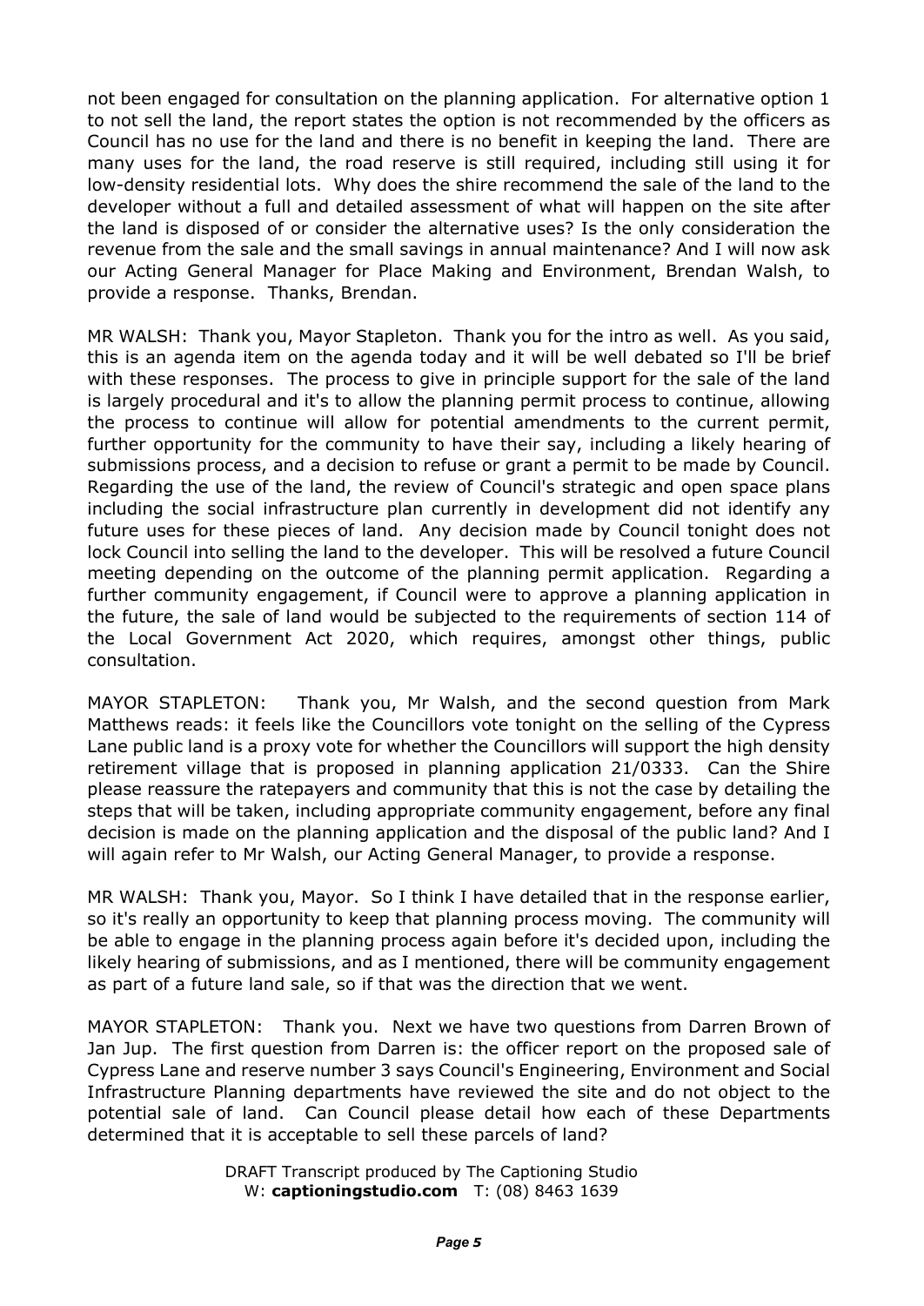not been engaged for consultation on the planning application. For alternative option 1 to not sell the land, the report states the option is not recommended by the officers as Council has no use for the land and there is no benefit in keeping the land. There are many uses for the land, the road reserve is still required, including still using it for low-density residential lots. Why does the shire recommend the sale of the land to the developer without a full and detailed assessment of what will happen on the site after the land is disposed of or consider the alternative uses? Is the only consideration the revenue from the sale and the small savings in annual maintenance? And I will now ask our Acting General Manager for Place Making and Environment, Brendan Walsh, to provide a response. Thanks, Brendan.

MR WALSH: Thank you, Mayor Stapleton. Thank you for the intro as well. As you said, this is an agenda item on the agenda today and it will be well debated so I'll be brief with these responses. The process to give in principle support for the sale of the land is largely procedural and it's to allow the planning permit process to continue, allowing the process to continue will allow for potential amendments to the current permit, further opportunity for the community to have their say, including a likely hearing of submissions process, and a decision to refuse or grant a permit to be made by Council. Regarding the use of the land, the review of Council's strategic and open space plans including the social infrastructure plan currently in development did not identify any future uses for these pieces of land. Any decision made by Council tonight does not lock Council into selling the land to the developer. This will be resolved a future Council meeting depending on the outcome of the planning permit application. Regarding a further community engagement, if Council were to approve a planning application in the future, the sale of land would be subjected to the requirements of section 114 of the Local Government Act 2020, which requires, amongst other things, public consultation.

MAYOR STAPLETON: Thank you, Mr Walsh, and the second question from Mark Matthews reads: it feels like the Councillors vote tonight on the selling of the Cypress Lane public land is a proxy vote for whether the Councillors will support the high density retirement village that is proposed in planning application 21/0333. Can the Shire please reassure the ratepayers and community that this is not the case by detailing the steps that will be taken, including appropriate community engagement, before any final decision is made on the planning application and the disposal of the public land? And I will again refer to Mr Walsh, our Acting General Manager, to provide a response.

MR WALSH: Thank you, Mayor. So I think I have detailed that in the response earlier, so it's really an opportunity to keep that planning process moving. The community will be able to engage in the planning process again before it's decided upon, including the likely hearing of submissions, and as I mentioned, there will be community engagement as part of a future land sale, so if that was the direction that we went.

MAYOR STAPLETON: Thank you. Next we have two questions from Darren Brown of Jan Jup. The first question from Darren is: the officer report on the proposed sale of Cypress Lane and reserve number 3 says Council's Engineering, Environment and Social Infrastructure Planning departments have reviewed the site and do not object to the potential sale of land. Can Council please detail how each of these Departments determined that it is acceptable to sell these parcels of land?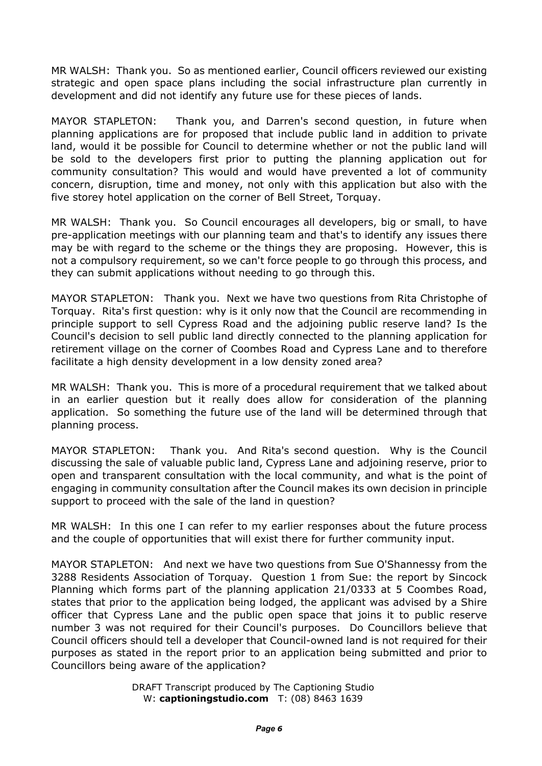MR WALSH: Thank you. So as mentioned earlier, Council officers reviewed our existing strategic and open space plans including the social infrastructure plan currently in development and did not identify any future use for these pieces of lands.

MAYOR STAPLETON: Thank you, and Darren's second question, in future when planning applications are for proposed that include public land in addition to private land, would it be possible for Council to determine whether or not the public land will be sold to the developers first prior to putting the planning application out for community consultation? This would and would have prevented a lot of community concern, disruption, time and money, not only with this application but also with the five storey hotel application on the corner of Bell Street, Torquay.

MR WALSH: Thank you. So Council encourages all developers, big or small, to have pre-application meetings with our planning team and that's to identify any issues there may be with regard to the scheme or the things they are proposing. However, this is not a compulsory requirement, so we can't force people to go through this process, and they can submit applications without needing to go through this.

MAYOR STAPLETON: Thank you. Next we have two questions from Rita Christophe of Torquay. Rita's first question: why is it only now that the Council are recommending in principle support to sell Cypress Road and the adjoining public reserve land? Is the Council's decision to sell public land directly connected to the planning application for retirement village on the corner of Coombes Road and Cypress Lane and to therefore facilitate a high density development in a low density zoned area?

MR WALSH: Thank you. This is more of a procedural requirement that we talked about in an earlier question but it really does allow for consideration of the planning application. So something the future use of the land will be determined through that planning process.

MAYOR STAPLETON: Thank you. And Rita's second question. Why is the Council discussing the sale of valuable public land, Cypress Lane and adjoining reserve, prior to open and transparent consultation with the local community, and what is the point of engaging in community consultation after the Council makes its own decision in principle support to proceed with the sale of the land in question?

MR WALSH: In this one I can refer to my earlier responses about the future process and the couple of opportunities that will exist there for further community input.

MAYOR STAPLETON: And next we have two questions from Sue O'Shannessy from the 3288 Residents Association of Torquay. Question 1 from Sue: the report by Sincock Planning which forms part of the planning application 21/0333 at 5 Coombes Road, states that prior to the application being lodged, the applicant was advised by a Shire officer that Cypress Lane and the public open space that joins it to public reserve number 3 was not required for their Council's purposes. Do Councillors believe that Council officers should tell a developer that Council-owned land is not required for their purposes as stated in the report prior to an application being submitted and prior to Councillors being aware of the application?

DRAFT Transcript produced by The Captioning Studio
W: **captioningstudio.com** T: (08) 8463 1639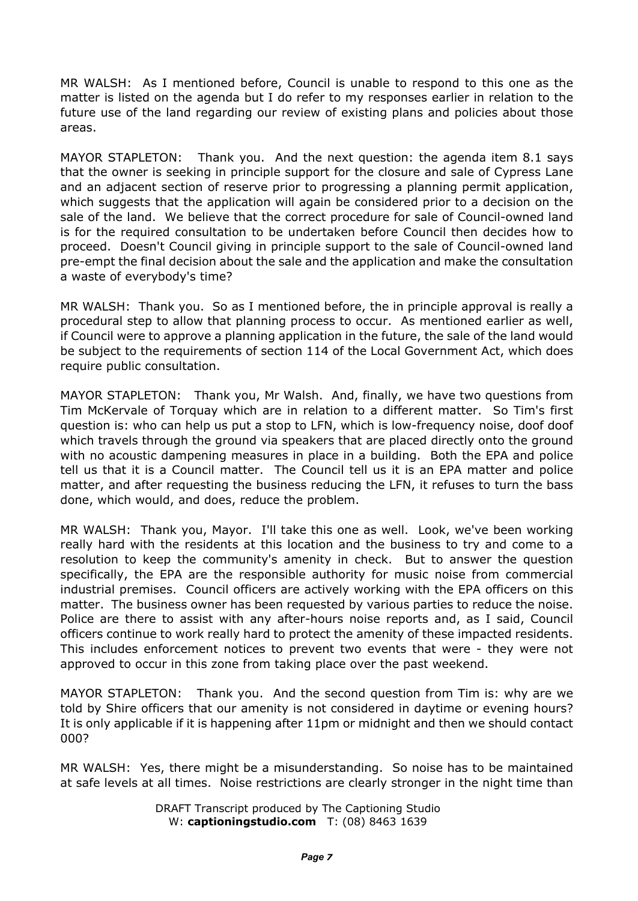MR WALSH: As I mentioned before, Council is unable to respond to this one as the matter is listed on the agenda but I do refer to my responses earlier in relation to the future use of the land regarding our review of existing plans and policies about those areas.

MAYOR STAPLETON: Thank you. And the next question: the agenda item 8.1 says that the owner is seeking in principle support for the closure and sale of Cypress Lane and an adjacent section of reserve prior to progressing a planning permit application, which suggests that the application will again be considered prior to a decision on the sale of the land. We believe that the correct procedure for sale of Council-owned land is for the required consultation to be undertaken before Council then decides how to proceed. Doesn't Council giving in principle support to the sale of Council-owned land pre-empt the final decision about the sale and the application and make the consultation a waste of everybody's time?

MR WALSH: Thank you. So as I mentioned before, the in principle approval is really a procedural step to allow that planning process to occur. As mentioned earlier as well, if Council were to approve a planning application in the future, the sale of the land would be subject to the requirements of section 114 of the Local Government Act, which does require public consultation.

MAYOR STAPLETON: Thank you, Mr Walsh. And, finally, we have two questions from Tim McKervale of Torquay which are in relation to a different matter. So Tim's first question is: who can help us put a stop to LFN, which is low-frequency noise, doof doof which travels through the ground via speakers that are placed directly onto the ground with no acoustic dampening measures in place in a building. Both the EPA and police tell us that it is a Council matter. The Council tell us it is an EPA matter and police matter, and after requesting the business reducing the LFN, it refuses to turn the bass done, which would, and does, reduce the problem.

MR WALSH: Thank you, Mayor. I'll take this one as well. Look, we've been working really hard with the residents at this location and the business to try and come to a resolution to keep the community's amenity in check. But to answer the question specifically, the EPA are the responsible authority for music noise from commercial industrial premises. Council officers are actively working with the EPA officers on this matter. The business owner has been requested by various parties to reduce the noise. Police are there to assist with any after-hours noise reports and, as I said, Council officers continue to work really hard to protect the amenity of these impacted residents. This includes enforcement notices to prevent two events that were - they were not approved to occur in this zone from taking place over the past weekend.

MAYOR STAPLETON: Thank you. And the second question from Tim is: why are we told by Shire officers that our amenity is not considered in daytime or evening hours? It is only applicable if it is happening after 11pm or midnight and then we should contact 000?

MR WALSH: Yes, there might be a misunderstanding. So noise has to be maintained at safe levels at all times. Noise restrictions are clearly stronger in the night time than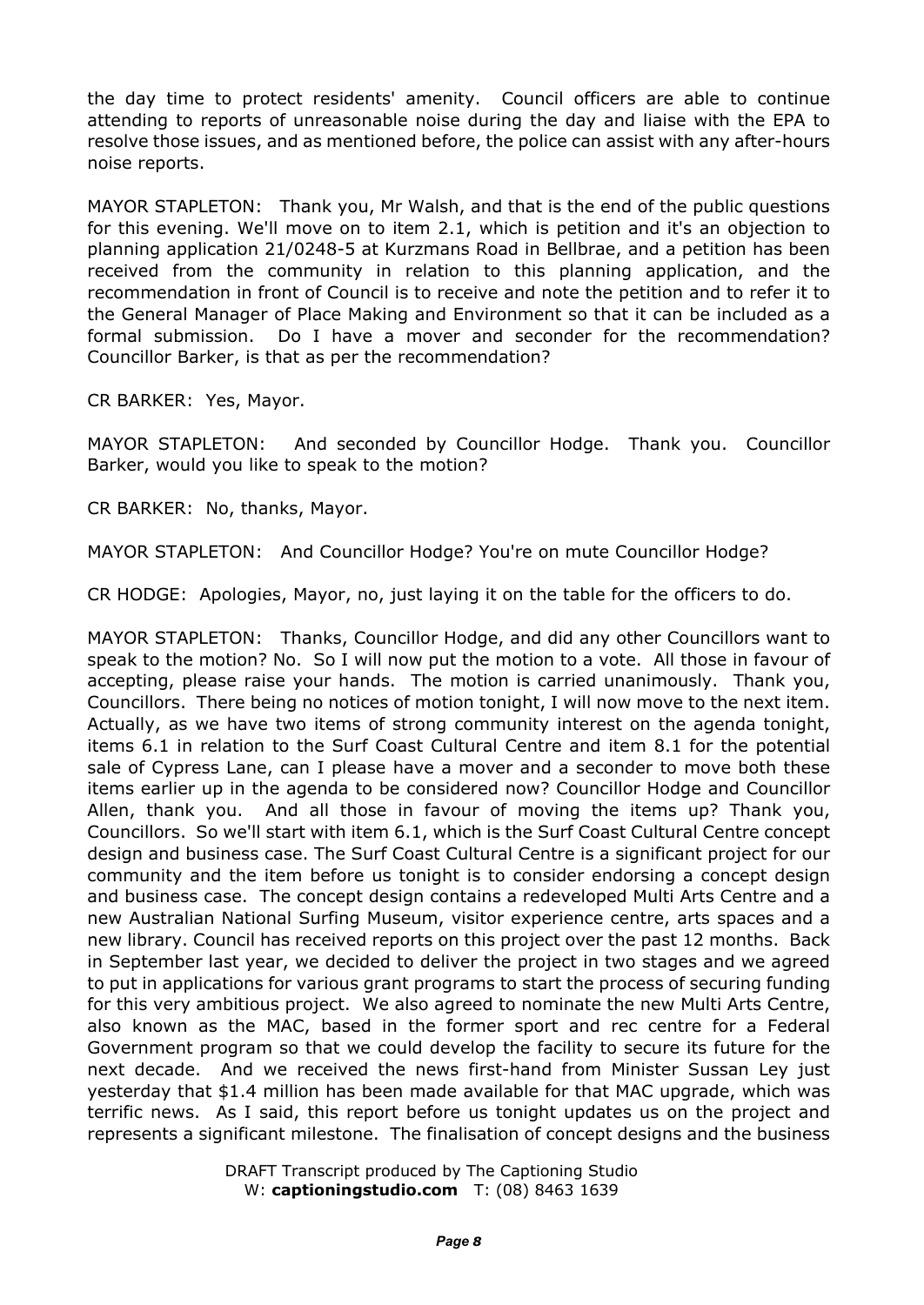the day time to protect residents' amenity. Council officers are able to continue attending to reports of unreasonable noise during the day and liaise with the EPA to resolve those issues, and as mentioned before, the police can assist with any after-hours noise reports.

MAYOR STAPLETON: Thank you, Mr Walsh, and that is the end of the public questions for this evening. We'll move on to item 2.1, which is petition and it's an objection to planning application 21/0248-5 at Kurzmans Road in Bellbrae, and a petition has been received from the community in relation to this planning application, and the recommendation in front of Council is to receive and note the petition and to refer it to the General Manager of Place Making and Environment so that it can be included as a formal submission. Do I have a mover and seconder for the recommendation? Councillor Barker, is that as per the recommendation?

CR BARKER: Yes, Mayor.

MAYOR STAPLETON: And seconded by Councillor Hodge. Thank you. Councillor Barker, would you like to speak to the motion?

CR BARKER: No, thanks, Mayor.

MAYOR STAPLETON: And Councillor Hodge? You're on mute Councillor Hodge?

CR HODGE: Apologies, Mayor, no, just laying it on the table for the officers to do.

MAYOR STAPLETON: Thanks, Councillor Hodge, and did any other Councillors want to speak to the motion? No. So I will now put the motion to a vote. All those in favour of accepting, please raise your hands. The motion is carried unanimously. Thank you, Councillors. There being no notices of motion tonight, I will now move to the next item. Actually, as we have two items of strong community interest on the agenda tonight, items 6.1 in relation to the Surf Coast Cultural Centre and item 8.1 for the potential sale of Cypress Lane, can I please have a mover and a seconder to move both these items earlier up in the agenda to be considered now? Councillor Hodge and Councillor Allen, thank you. And all those in favour of moving the items up? Thank you, Councillors. So we'll start with item 6.1, which is the Surf Coast Cultural Centre concept design and business case. The Surf Coast Cultural Centre is a significant project for our community and the item before us tonight is to consider endorsing a concept design and business case. The concept design contains a redeveloped Multi Arts Centre and a new Australian National Surfing Museum, visitor experience centre, arts spaces and a new library. Council has received reports on this project over the past 12 months. Back in September last year, we decided to deliver the project in two stages and we agreed to put in applications for various grant programs to start the process of securing funding for this very ambitious project. We also agreed to nominate the new Multi Arts Centre, also known as the MAC, based in the former sport and rec centre for a Federal Government program so that we could develop the facility to secure its future for the next decade. And we received the news first-hand from Minister Sussan Ley just yesterday that $1.4 million has been made available for that MAC upgrade, which was terrific news. As I said, this report before us tonight updates us on the project and represents a significant milestone. The finalisation of concept designs and the business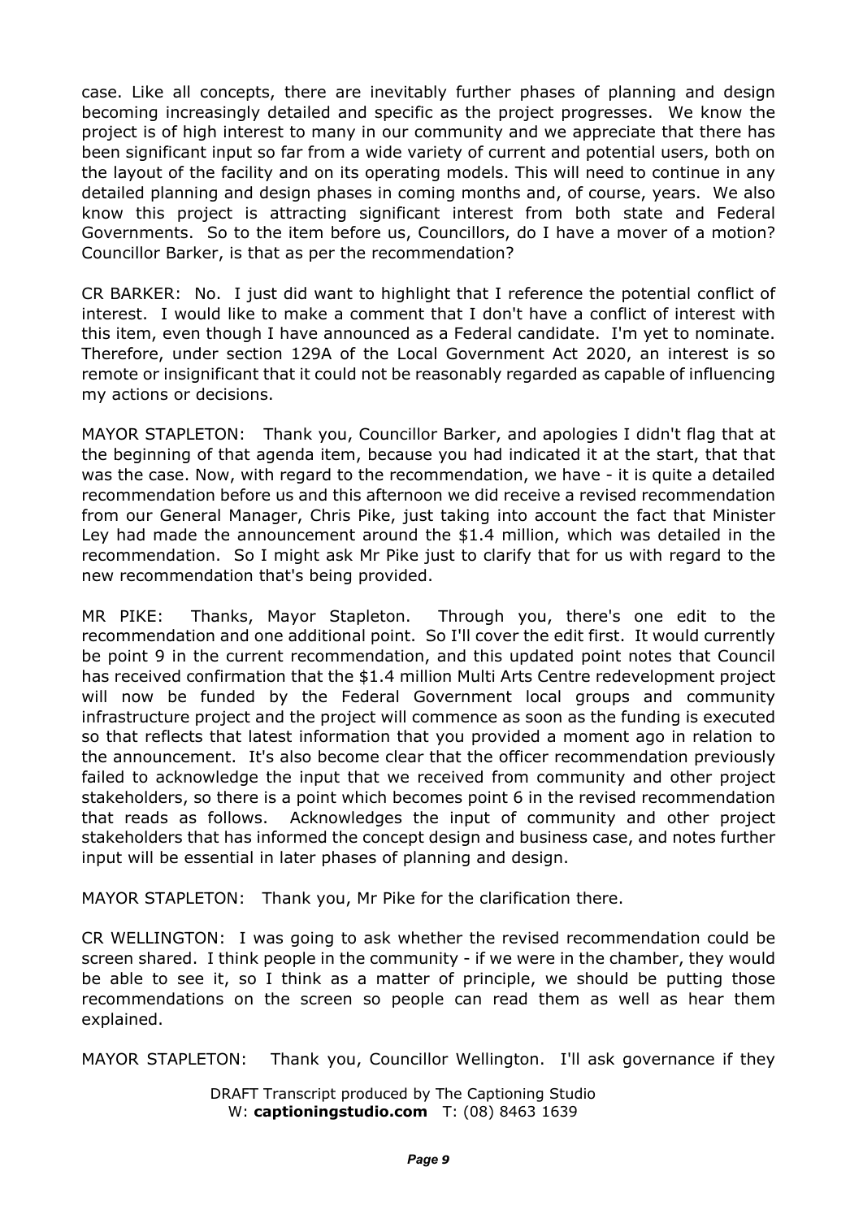case. Like all concepts, there are inevitably further phases of planning and design becoming increasingly detailed and specific as the project progresses. We know the project is of high interest to many in our community and we appreciate that there has been significant input so far from a wide variety of current and potential users, both on the layout of the facility and on its operating models. This will need to continue in any detailed planning and design phases in coming months and, of course, years. We also know this project is attracting significant interest from both state and Federal Governments. So to the item before us, Councillors, do I have a mover of a motion? Councillor Barker, is that as per the recommendation?

CR BARKER: No. I just did want to highlight that I reference the potential conflict of interest. I would like to make a comment that I don't have a conflict of interest with this item, even though I have announced as a Federal candidate. I'm yet to nominate. Therefore, under section 129A of the Local Government Act 2020, an interest is so remote or insignificant that it could not be reasonably regarded as capable of influencing my actions or decisions.

MAYOR STAPLETON: Thank you, Councillor Barker, and apologies I didn't flag that at the beginning of that agenda item, because you had indicated it at the start, that that was the case. Now, with regard to the recommendation, we have - it is quite a detailed recommendation before us and this afternoon we did receive a revised recommendation from our General Manager, Chris Pike, just taking into account the fact that Minister Ley had made the announcement around the $1.4 million, which was detailed in the recommendation. So I might ask Mr Pike just to clarify that for us with regard to the new recommendation that's being provided.

MR PIKE: Thanks, Mayor Stapleton. Through you, there's one edit to the recommendation and one additional point. So I'll cover the edit first. It would currently be point 9 in the current recommendation, and this updated point notes that Council has received confirmation that the $1.4 million Multi Arts Centre redevelopment project will now be funded by the Federal Government local groups and community infrastructure project and the project will commence as soon as the funding is executed so that reflects that latest information that you provided a moment ago in relation to the announcement. It's also become clear that the officer recommendation previously failed to acknowledge the input that we received from community and other project stakeholders, so there is a point which becomes point 6 in the revised recommendation that reads as follows. Acknowledges the input of community and other project stakeholders that has informed the concept design and business case, and notes further input will be essential in later phases of planning and design.

MAYOR STAPLETON: Thank you, Mr Pike for the clarification there.

CR WELLINGTON: I was going to ask whether the revised recommendation could be screen shared. I think people in the community - if we were in the chamber, they would be able to see it, so I think as a matter of principle, we should be putting those recommendations on the screen so people can read them as well as hear them explained.

MAYOR STAPLETON: Thank you, Councillor Wellington. I'll ask governance if they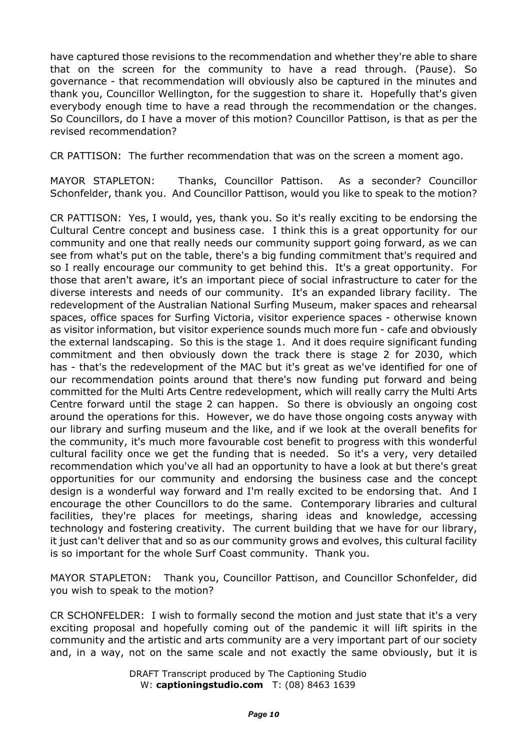have captured those revisions to the recommendation and whether they're able to share that on the screen for the community to have a read through. (Pause). So governance - that recommendation will obviously also be captured in the minutes and thank you, Councillor Wellington, for the suggestion to share it. Hopefully that's given everybody enough time to have a read through the recommendation or the changes. So Councillors, do I have a mover of this motion? Councillor Pattison, is that as per the revised recommendation?

CR PATTISON: The further recommendation that was on the screen a moment ago.

MAYOR STAPLETON: Thanks, Councillor Pattison. As a seconder? Councillor Schonfelder, thank you. And Councillor Pattison, would you like to speak to the motion?

CR PATTISON: Yes, I would, yes, thank you. So it's really exciting to be endorsing the Cultural Centre concept and business case. I think this is a great opportunity for our community and one that really needs our community support going forward, as we can see from what's put on the table, there's a big funding commitment that's required and so I really encourage our community to get behind this. It's a great opportunity. For those that aren't aware, it's an important piece of social infrastructure to cater for the diverse interests and needs of our community. It's an expanded library facility. The redevelopment of the Australian National Surfing Museum, maker spaces and rehearsal spaces, office spaces for Surfing Victoria, visitor experience spaces - otherwise known as visitor information, but visitor experience sounds much more fun - cafe and obviously the external landscaping. So this is the stage 1. And it does require significant funding commitment and then obviously down the track there is stage 2 for 2030, which has - that's the redevelopment of the MAC but it's great as we've identified for one of our recommendation points around that there's now funding put forward and being committed for the Multi Arts Centre redevelopment, which will really carry the Multi Arts Centre forward until the stage 2 can happen. So there is obviously an ongoing cost around the operations for this. However, we do have those ongoing costs anyway with our library and surfing museum and the like, and if we look at the overall benefits for the community, it's much more favourable cost benefit to progress with this wonderful cultural facility once we get the funding that is needed. So it's a very, very detailed recommendation which you've all had an opportunity to have a look at but there's great opportunities for our community and endorsing the business case and the concept design is a wonderful way forward and I'm really excited to be endorsing that. And I encourage the other Councillors to do the same. Contemporary libraries and cultural facilities, they're places for meetings, sharing ideas and knowledge, accessing technology and fostering creativity. The current building that we have for our library, it just can't deliver that and so as our community grows and evolves, this cultural facility is so important for the whole Surf Coast community. Thank you.

MAYOR STAPLETON: Thank you, Councillor Pattison, and Councillor Schonfelder, did you wish to speak to the motion?

CR SCHONFELDER: I wish to formally second the motion and just state that it's a very exciting proposal and hopefully coming out of the pandemic it will lift spirits in the community and the artistic and arts community are a very important part of our society and, in a way, not on the same scale and not exactly the same obviously, but it is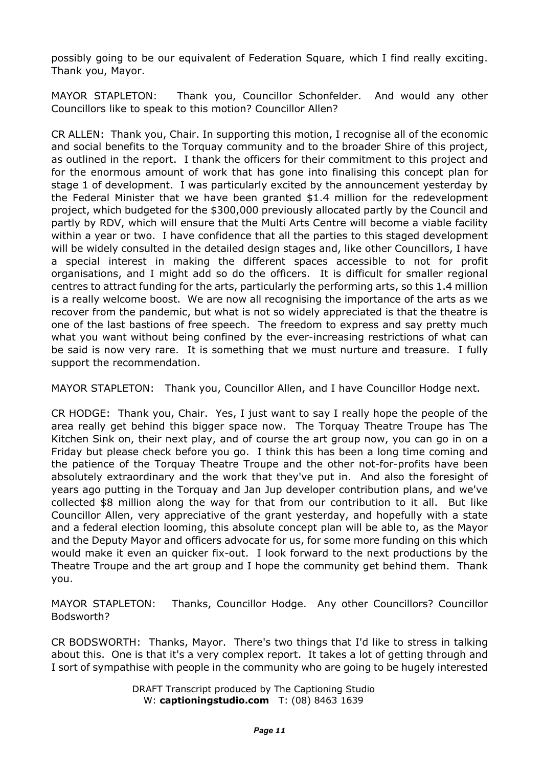possibly going to be our equivalent of Federation Square, which I find really exciting. Thank you, Mayor.

MAYOR STAPLETON: Thank you, Councillor Schonfelder. And would any other Councillors like to speak to this motion? Councillor Allen?

CR ALLEN: Thank you, Chair. In supporting this motion, I recognise all of the economic and social benefits to the Torquay community and to the broader Shire of this project, as outlined in the report. I thank the officers for their commitment to this project and for the enormous amount of work that has gone into finalising this concept plan for stage 1 of development. I was particularly excited by the announcement yesterday by the Federal Minister that we have been granted $1.4 million for the redevelopment project, which budgeted for the $300,000 previously allocated partly by the Council and partly by RDV, which will ensure that the Multi Arts Centre will become a viable facility within a year or two. I have confidence that all the parties to this staged development will be widely consulted in the detailed design stages and, like other Councillors, I have a special interest in making the different spaces accessible to not for profit organisations, and I might add so do the officers. It is difficult for smaller regional centres to attract funding for the arts, particularly the performing arts, so this 1.4 million is a really welcome boost. We are now all recognising the importance of the arts as we recover from the pandemic, but what is not so widely appreciated is that the theatre is one of the last bastions of free speech. The freedom to express and say pretty much what you want without being confined by the ever-increasing restrictions of what can be said is now very rare. It is something that we must nurture and treasure. I fully support the recommendation.

MAYOR STAPLETON: Thank you, Councillor Allen, and I have Councillor Hodge next.

CR HODGE: Thank you, Chair. Yes, I just want to say I really hope the people of the area really get behind this bigger space now. The Torquay Theatre Troupe has The Kitchen Sink on, their next play, and of course the art group now, you can go in on a Friday but please check before you go. I think this has been a long time coming and the patience of the Torquay Theatre Troupe and the other not-for-profits have been absolutely extraordinary and the work that they've put in. And also the foresight of years ago putting in the Torquay and Jan Jup developer contribution plans, and we've collected $8 million along the way for that from our contribution to it all. But like Councillor Allen, very appreciative of the grant yesterday, and hopefully with a state and a federal election looming, this absolute concept plan will be able to, as the Mayor and the Deputy Mayor and officers advocate for us, for some more funding on this which would make it even an quicker fix-out. I look forward to the next productions by the Theatre Troupe and the art group and I hope the community get behind them. Thank you.

MAYOR STAPLETON: Thanks, Councillor Hodge. Any other Councillors? Councillor Bodsworth?

CR BODSWORTH: Thanks, Mayor. There's two things that I'd like to stress in talking about this. One is that it's a very complex report. It takes a lot of getting through and I sort of sympathise with people in the community who are going to be hugely interested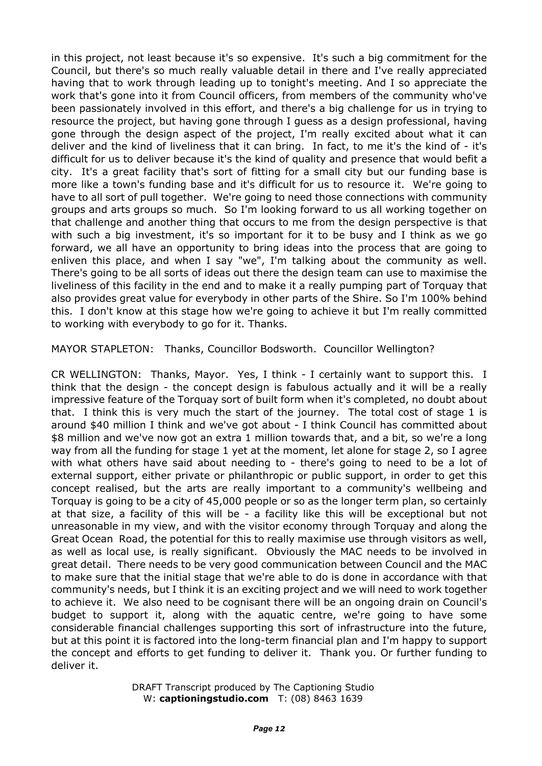in this project, not least because it's so expensive. It's such a big commitment for the Council, but there's so much really valuable detail in there and I've really appreciated having that to work through leading up to tonight's meeting. And I so appreciate the work that's gone into it from Council officers, from members of the community who've been passionately involved in this effort, and there's a big challenge for us in trying to resource the project, but having gone through I guess as a design professional, having gone through the design aspect of the project, I'm really excited about what it can deliver and the kind of liveliness that it can bring. In fact, to me it's the kind of - it's difficult for us to deliver because it's the kind of quality and presence that would befit a city. It's a great facility that's sort of fitting for a small city but our funding base is more like a town's funding base and it's difficult for us to resource it. We're going to have to all sort of pull together. We're going to need those connections with community groups and arts groups so much. So I'm looking forward to us all working together on that challenge and another thing that occurs to me from the design perspective is that with such a big investment, it's so important for it to be busy and I think as we go forward, we all have an opportunity to bring ideas into the process that are going to enliven this place, and when I say "we", I'm talking about the community as well. There's going to be all sorts of ideas out there the design team can use to maximise the liveliness of this facility in the end and to make it a really pumping part of Torquay that also provides great value for everybody in other parts of the Shire. So I'm 100% behind this. I don't know at this stage how we're going to achieve it but I'm really committed to working with everybody to go for it. Thanks.

MAYOR STAPLETON: Thanks, Councillor Bodsworth. Councillor Wellington?

CR WELLINGTON: Thanks, Mayor. Yes, I think - I certainly want to support this. I think that the design - the concept design is fabulous actually and it will be a really impressive feature of the Torquay sort of built form when it's completed, no doubt about that. I think this is very much the start of the journey. The total cost of stage 1 is around $40 million I think and we've got about - I think Council has committed about $8 million and we've now got an extra 1 million towards that, and a bit, so we're a long way from all the funding for stage 1 yet at the moment, let alone for stage 2, so I agree with what others have said about needing to - there's going to need to be a lot of external support, either private or philanthropic or public support, in order to get this concept realised, but the arts are really important to a community's wellbeing and Torquay is going to be a city of 45,000 people or so as the longer term plan, so certainly at that size, a facility of this will be - a facility like this will be exceptional but not unreasonable in my view, and with the visitor economy through Torquay and along the Great Ocean Road, the potential for this to really maximise use through visitors as well, as well as local use, is really significant. Obviously the MAC needs to be involved in great detail. There needs to be very good communication between Council and the MAC to make sure that the initial stage that we're able to do is done in accordance with that community's needs, but I think it is an exciting project and we will need to work together to achieve it. We also need to be cognisant there will be an ongoing drain on Council's budget to support it, along with the aquatic centre, we're going to have some considerable financial challenges supporting this sort of infrastructure into the future, but at this point it is factored into the long-term financial plan and I'm happy to support the concept and efforts to get funding to deliver it. Thank you. Or further funding to deliver it.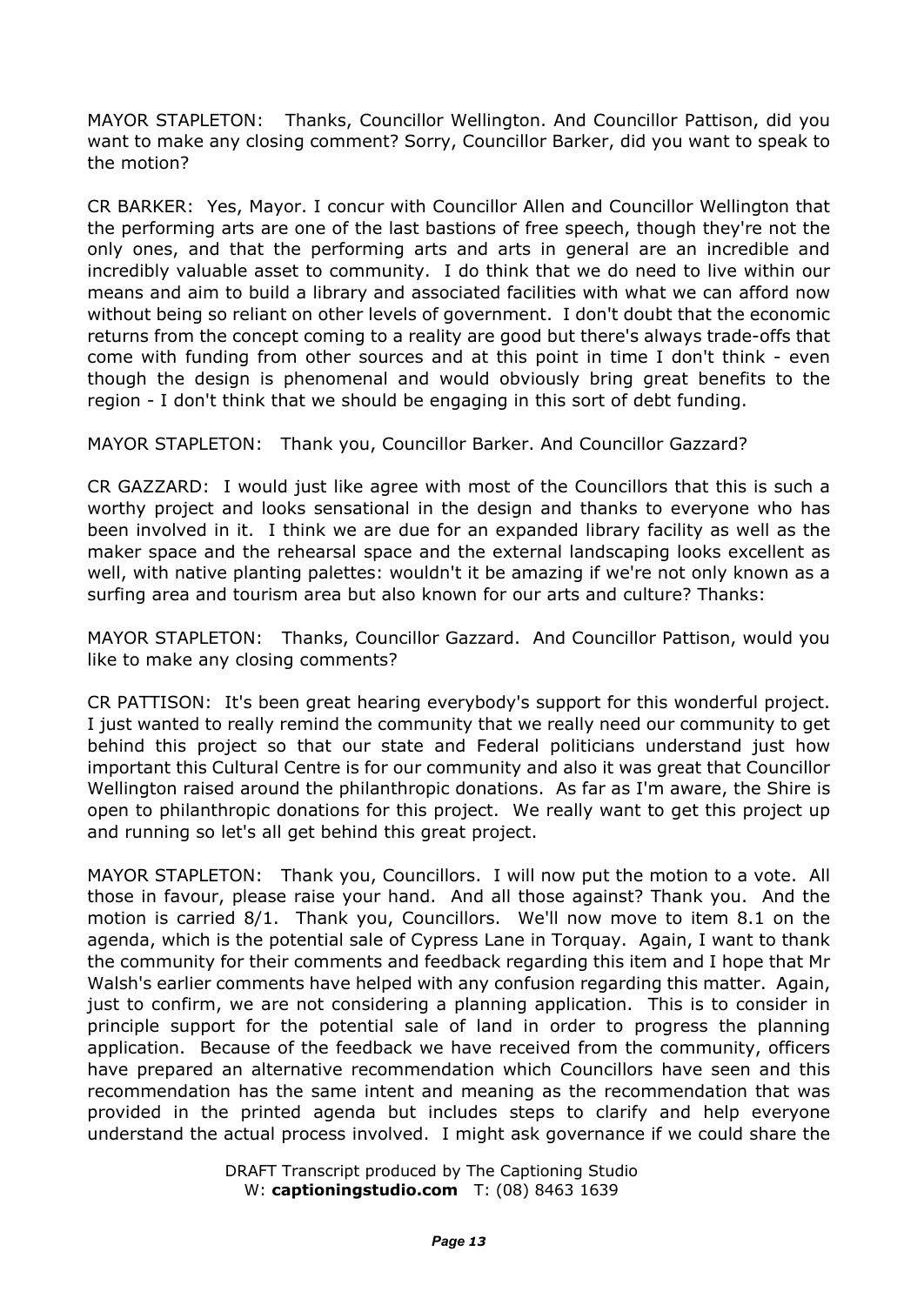MAYOR STAPLETON: Thanks, Councillor Wellington. And Councillor Pattison, did you want to make any closing comment? Sorry, Councillor Barker, did you want to speak to the motion?

CR BARKER: Yes, Mayor. I concur with Councillor Allen and Councillor Wellington that the performing arts are one of the last bastions of free speech, though they're not the only ones, and that the performing arts and arts in general are an incredible and incredibly valuable asset to community. I do think that we do need to live within our means and aim to build a library and associated facilities with what we can afford now without being so reliant on other levels of government. I don't doubt that the economic returns from the concept coming to a reality are good but there's always trade-offs that come with funding from other sources and at this point in time I don't think - even though the design is phenomenal and would obviously bring great benefits to the region - I don't think that we should be engaging in this sort of debt funding.

MAYOR STAPLETON: Thank you, Councillor Barker. And Councillor Gazzard?

CR GAZZARD: I would just like agree with most of the Councillors that this is such a worthy project and looks sensational in the design and thanks to everyone who has been involved in it. I think we are due for an expanded library facility as well as the maker space and the rehearsal space and the external landscaping looks excellent as well, with native planting palettes: wouldn't it be amazing if we're not only known as a surfing area and tourism area but also known for our arts and culture? Thanks:

MAYOR STAPLETON: Thanks, Councillor Gazzard. And Councillor Pattison, would you like to make any closing comments?

CR PATTISON: It's been great hearing everybody's support for this wonderful project. I just wanted to really remind the community that we really need our community to get behind this project so that our state and Federal politicians understand just how important this Cultural Centre is for our community and also it was great that Councillor Wellington raised around the philanthropic donations. As far as I'm aware, the Shire is open to philanthropic donations for this project. We really want to get this project up and running so let's all get behind this great project.

MAYOR STAPLETON: Thank you, Councillors. I will now put the motion to a vote. All those in favour, please raise your hand. And all those against? Thank you. And the motion is carried 8/1. Thank you, Councillors. We'll now move to item 8.1 on the agenda, which is the potential sale of Cypress Lane in Torquay. Again, I want to thank the community for their comments and feedback regarding this item and I hope that Mr Walsh's earlier comments have helped with any confusion regarding this matter. Again, just to confirm, we are not considering a planning application. This is to consider in principle support for the potential sale of land in order to progress the planning application. Because of the feedback we have received from the community, officers have prepared an alternative recommendation which Councillors have seen and this recommendation has the same intent and meaning as the recommendation that was provided in the printed agenda but includes steps to clarify and help everyone understand the actual process involved. I might ask governance if we could share the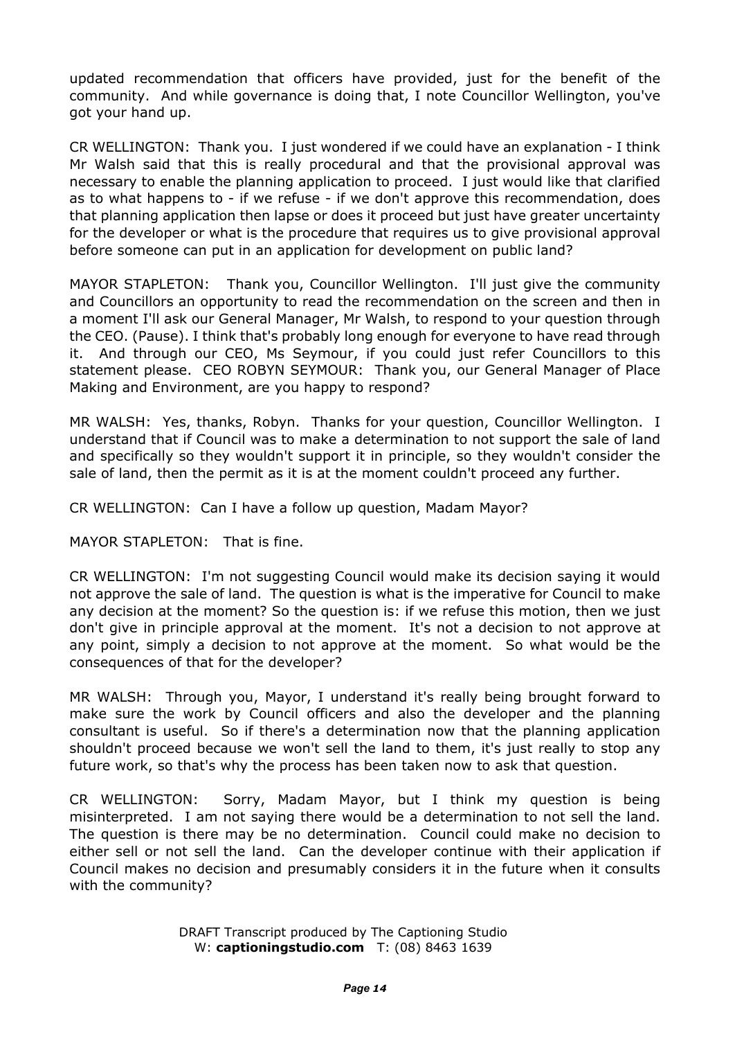updated recommendation that officers have provided, just for the benefit of the community. And while governance is doing that, I note Councillor Wellington, you've got your hand up.

CR WELLINGTON: Thank you. I just wondered if we could have an explanation - I think Mr Walsh said that this is really procedural and that the provisional approval was necessary to enable the planning application to proceed. I just would like that clarified as to what happens to - if we refuse - if we don't approve this recommendation, does that planning application then lapse or does it proceed but just have greater uncertainty for the developer or what is the procedure that requires us to give provisional approval before someone can put in an application for development on public land?

MAYOR STAPLETON: Thank you, Councillor Wellington. I'll just give the community and Councillors an opportunity to read the recommendation on the screen and then in a moment I'll ask our General Manager, Mr Walsh, to respond to your question through the CEO. (Pause). I think that's probably long enough for everyone to have read through it. And through our CEO, Ms Seymour, if you could just refer Councillors to this statement please. CEO ROBYN SEYMOUR: Thank you, our General Manager of Place Making and Environment, are you happy to respond?

MR WALSH: Yes, thanks, Robyn. Thanks for your question, Councillor Wellington. I understand that if Council was to make a determination to not support the sale of land and specifically so they wouldn't support it in principle, so they wouldn't consider the sale of land, then the permit as it is at the moment couldn't proceed any further.

CR WELLINGTON: Can I have a follow up question, Madam Mayor?

MAYOR STAPLETON: That is fine.

CR WELLINGTON: I'm not suggesting Council would make its decision saying it would not approve the sale of land. The question is what is the imperative for Council to make any decision at the moment? So the question is: if we refuse this motion, then we just don't give in principle approval at the moment. It's not a decision to not approve at any point, simply a decision to not approve at the moment. So what would be the consequences of that for the developer?

MR WALSH: Through you, Mayor, I understand it's really being brought forward to make sure the work by Council officers and also the developer and the planning consultant is useful. So if there's a determination now that the planning application shouldn't proceed because we won't sell the land to them, it's just really to stop any future work, so that's why the process has been taken now to ask that question.

CR WELLINGTON: Sorry, Madam Mayor, but I think my question is being misinterpreted. I am not saying there would be a determination to not sell the land. The question is there may be no determination. Council could make no decision to either sell or not sell the land. Can the developer continue with their application if Council makes no decision and presumably considers it in the future when it consults with the community?

DRAFT Transcript produced by The Captioning Studio
W: **captioningstudio.com** T: (08) 8463 1639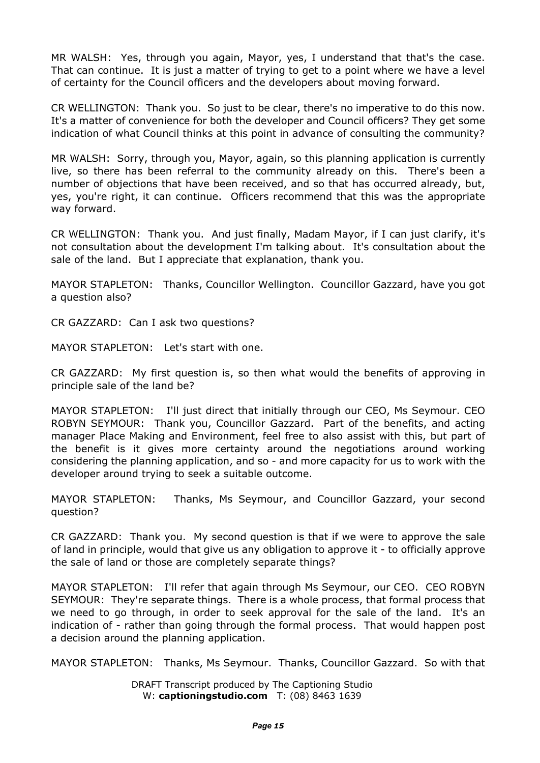MR WALSH: Yes, through you again, Mayor, yes, I understand that that's the case. That can continue. It is just a matter of trying to get to a point where we have a level of certainty for the Council officers and the developers about moving forward.

CR WELLINGTON: Thank you. So just to be clear, there's no imperative to do this now. It's a matter of convenience for both the developer and Council officers? They get some indication of what Council thinks at this point in advance of consulting the community?

MR WALSH: Sorry, through you, Mayor, again, so this planning application is currently live, so there has been referral to the community already on this. There's been a number of objections that have been received, and so that has occurred already, but, yes, you're right, it can continue. Officers recommend that this was the appropriate way forward.

CR WELLINGTON: Thank you. And just finally, Madam Mayor, if I can just clarify, it's not consultation about the development I'm talking about. It's consultation about the sale of the land. But I appreciate that explanation, thank you.

MAYOR STAPLETON: Thanks, Councillor Wellington. Councillor Gazzard, have you got a question also?

CR GAZZARD: Can I ask two questions?

MAYOR STAPLETON: Let's start with one.

CR GAZZARD: My first question is, so then what would the benefits of approving in principle sale of the land be?

MAYOR STAPLETON: I'll just direct that initially through our CEO, Ms Seymour. CEO ROBYN SEYMOUR: Thank you, Councillor Gazzard. Part of the benefits, and acting manager Place Making and Environment, feel free to also assist with this, but part of the benefit is it gives more certainty around the negotiations around working considering the planning application, and so - and more capacity for us to work with the developer around trying to seek a suitable outcome.

MAYOR STAPLETON: Thanks, Ms Seymour, and Councillor Gazzard, your second question?

CR GAZZARD: Thank you. My second question is that if we were to approve the sale of land in principle, would that give us any obligation to approve it - to officially approve the sale of land or those are completely separate things?

MAYOR STAPLETON: I'll refer that again through Ms Seymour, our CEO. CEO ROBYN SEYMOUR: They're separate things. There is a whole process, that formal process that we need to go through, in order to seek approval for the sale of the land. It's an indication of - rather than going through the formal process. That would happen post a decision around the planning application.

MAYOR STAPLETON: Thanks, Ms Seymour. Thanks, Councillor Gazzard. So with that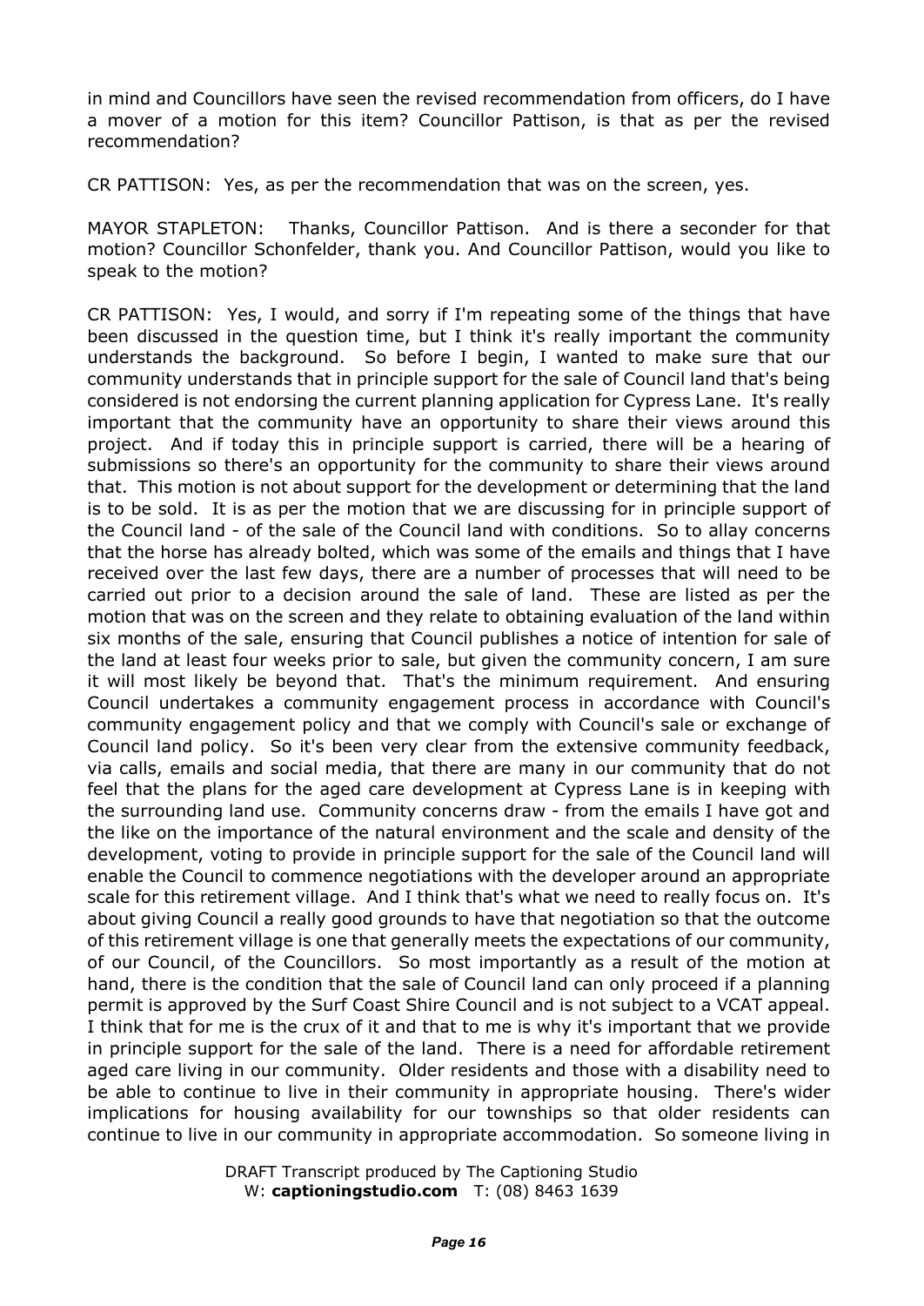in mind and Councillors have seen the revised recommendation from officers, do I have a mover of a motion for this item? Councillor Pattison, is that as per the revised recommendation?

CR PATTISON: Yes, as per the recommendation that was on the screen, yes.

MAYOR STAPLETON: Thanks, Councillor Pattison. And is there a seconder for that motion? Councillor Schonfelder, thank you. And Councillor Pattison, would you like to speak to the motion?

CR PATTISON: Yes, I would, and sorry if I'm repeating some of the things that have been discussed in the question time, but I think it's really important the community understands the background. So before I begin, I wanted to make sure that our community understands that in principle support for the sale of Council land that's being considered is not endorsing the current planning application for Cypress Lane. It's really important that the community have an opportunity to share their views around this project. And if today this in principle support is carried, there will be a hearing of submissions so there's an opportunity for the community to share their views around that. This motion is not about support for the development or determining that the land is to be sold. It is as per the motion that we are discussing for in principle support of the Council land - of the sale of the Council land with conditions. So to allay concerns that the horse has already bolted, which was some of the emails and things that I have received over the last few days, there are a number of processes that will need to be carried out prior to a decision around the sale of land. These are listed as per the motion that was on the screen and they relate to obtaining evaluation of the land within six months of the sale, ensuring that Council publishes a notice of intention for sale of the land at least four weeks prior to sale, but given the community concern, I am sure it will most likely be beyond that. That's the minimum requirement. And ensuring Council undertakes a community engagement process in accordance with Council's community engagement policy and that we comply with Council's sale or exchange of Council land policy. So it's been very clear from the extensive community feedback, via calls, emails and social media, that there are many in our community that do not feel that the plans for the aged care development at Cypress Lane is in keeping with the surrounding land use. Community concerns draw - from the emails I have got and the like on the importance of the natural environment and the scale and density of the development, voting to provide in principle support for the sale of the Council land will enable the Council to commence negotiations with the developer around an appropriate scale for this retirement village. And I think that's what we need to really focus on. It's about giving Council a really good grounds to have that negotiation so that the outcome of this retirement village is one that generally meets the expectations of our community, of our Council, of the Councillors. So most importantly as a result of the motion at hand, there is the condition that the sale of Council land can only proceed if a planning permit is approved by the Surf Coast Shire Council and is not subject to a VCAT appeal. I think that for me is the crux of it and that to me is why it's important that we provide in principle support for the sale of the land. There is a need for affordable retirement aged care living in our community. Older residents and those with a disability need to be able to continue to live in their community in appropriate housing. There's wider implications for housing availability for our townships so that older residents can continue to live in our community in appropriate accommodation. So someone living in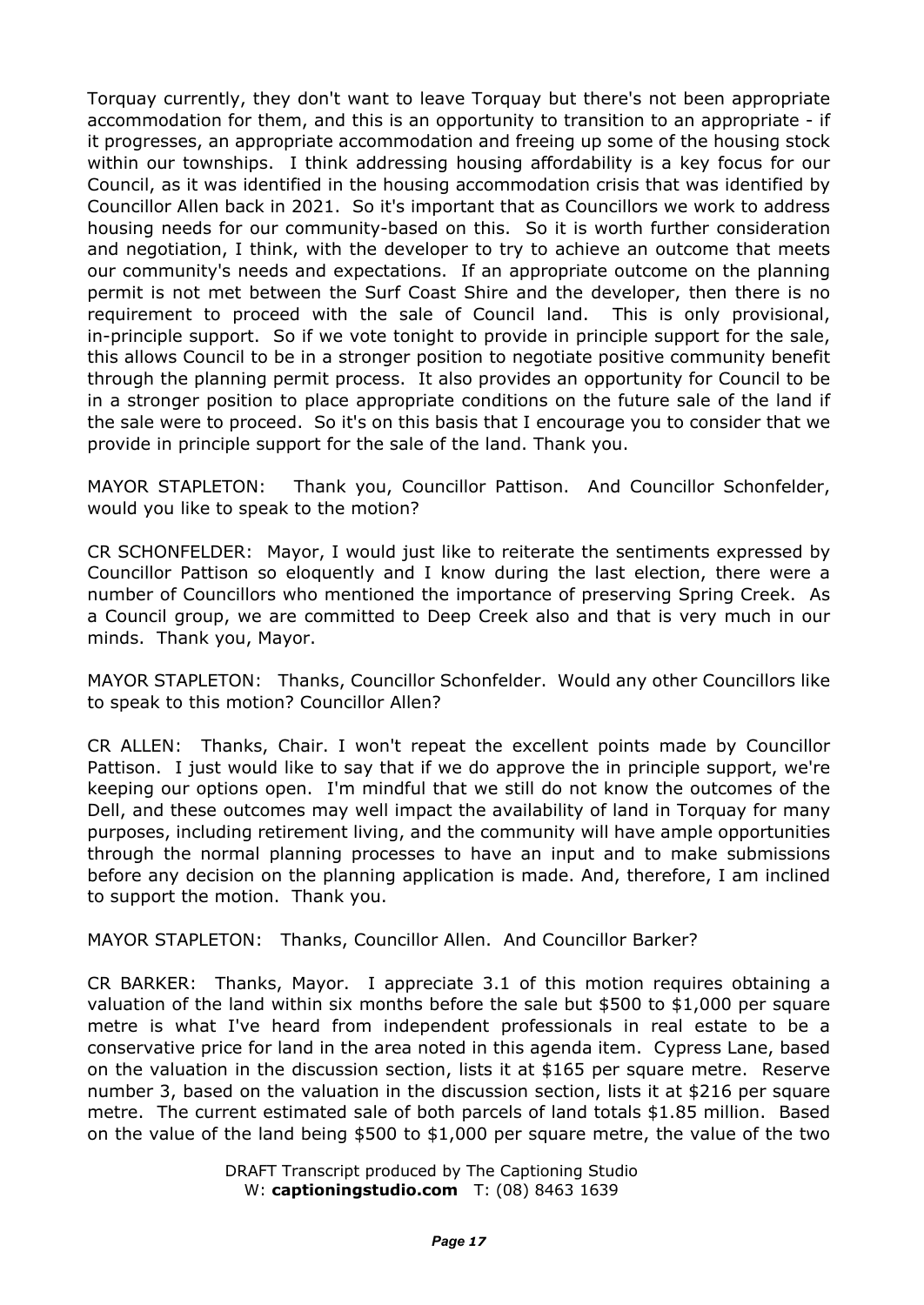Torquay currently, they don't want to leave Torquay but there's not been appropriate accommodation for them, and this is an opportunity to transition to an appropriate - if it progresses, an appropriate accommodation and freeing up some of the housing stock within our townships. I think addressing housing affordability is a key focus for our Council, as it was identified in the housing accommodation crisis that was identified by Councillor Allen back in 2021. So it's important that as Councillors we work to address housing needs for our community-based on this. So it is worth further consideration and negotiation, I think, with the developer to try to achieve an outcome that meets our community's needs and expectations. If an appropriate outcome on the planning permit is not met between the Surf Coast Shire and the developer, then there is no requirement to proceed with the sale of Council land. This is only provisional, in-principle support. So if we vote tonight to provide in principle support for the sale, this allows Council to be in a stronger position to negotiate positive community benefit through the planning permit process. It also provides an opportunity for Council to be in a stronger position to place appropriate conditions on the future sale of the land if the sale were to proceed. So it's on this basis that I encourage you to consider that we provide in principle support for the sale of the land. Thank you.

MAYOR STAPLETON: Thank you, Councillor Pattison. And Councillor Schonfelder, would you like to speak to the motion?

CR SCHONFELDER: Mayor, I would just like to reiterate the sentiments expressed by Councillor Pattison so eloquently and I know during the last election, there were a number of Councillors who mentioned the importance of preserving Spring Creek. As a Council group, we are committed to Deep Creek also and that is very much in our minds. Thank you, Mayor.

MAYOR STAPLETON: Thanks, Councillor Schonfelder. Would any other Councillors like to speak to this motion? Councillor Allen?

CR ALLEN: Thanks, Chair. I won't repeat the excellent points made by Councillor Pattison. I just would like to say that if we do approve the in principle support, we're keeping our options open. I'm mindful that we still do not know the outcomes of the Dell, and these outcomes may well impact the availability of land in Torquay for many purposes, including retirement living, and the community will have ample opportunities through the normal planning processes to have an input and to make submissions before any decision on the planning application is made. And, therefore, I am inclined to support the motion. Thank you.

MAYOR STAPLETON: Thanks, Councillor Allen. And Councillor Barker?

CR BARKER: Thanks, Mayor. I appreciate 3.1 of this motion requires obtaining a valuation of the land within six months before the sale but $500 to $1,000 per square metre is what I've heard from independent professionals in real estate to be a conservative price for land in the area noted in this agenda item. Cypress Lane, based on the valuation in the discussion section, lists it at $165 per square metre. Reserve number 3, based on the valuation in the discussion section, lists it at $216 per square metre. The current estimated sale of both parcels of land totals $1.85 million. Based on the value of the land being $500 to $1,000 per square metre, the value of the two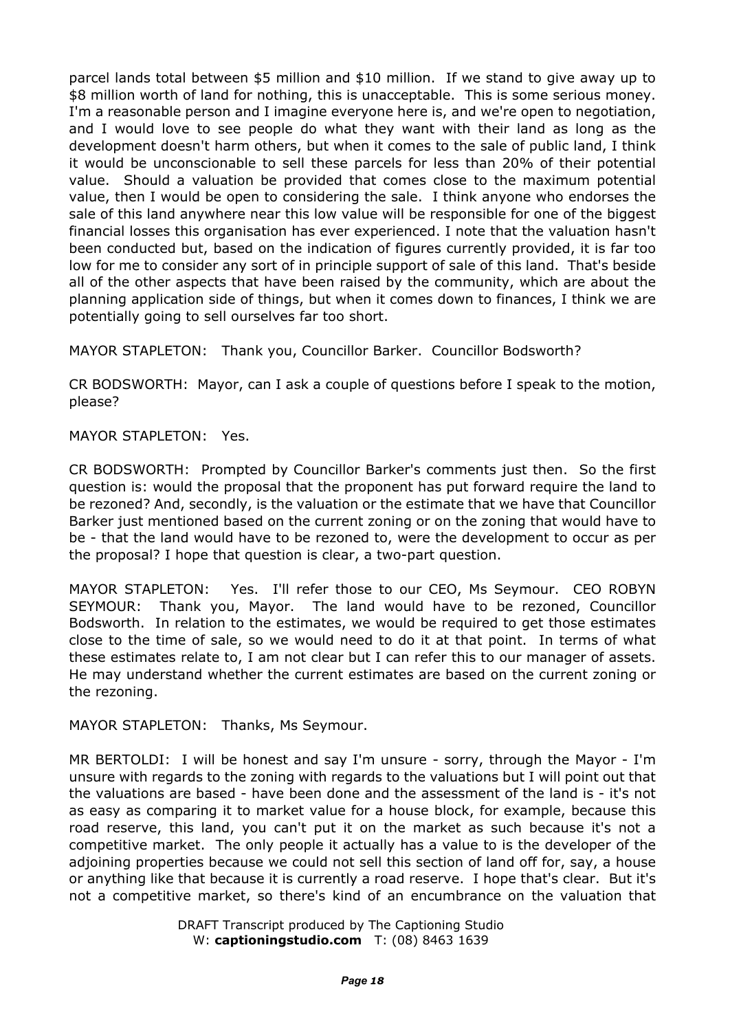parcel lands total between $5 million and $10 million. If we stand to give away up to $8 million worth of land for nothing, this is unacceptable. This is some serious money. I'm a reasonable person and I imagine everyone here is, and we're open to negotiation, and I would love to see people do what they want with their land as long as the development doesn't harm others, but when it comes to the sale of public land, I think it would be unconscionable to sell these parcels for less than 20% of their potential value. Should a valuation be provided that comes close to the maximum potential value, then I would be open to considering the sale. I think anyone who endorses the sale of this land anywhere near this low value will be responsible for one of the biggest financial losses this organisation has ever experienced. I note that the valuation hasn't been conducted but, based on the indication of figures currently provided, it is far too low for me to consider any sort of in principle support of sale of this land. That's beside all of the other aspects that have been raised by the community, which are about the planning application side of things, but when it comes down to finances, I think we are potentially going to sell ourselves far too short.

MAYOR STAPLETON: Thank you, Councillor Barker. Councillor Bodsworth?

CR BODSWORTH: Mayor, can I ask a couple of questions before I speak to the motion, please?

MAYOR STAPLETON: Yes.

CR BODSWORTH: Prompted by Councillor Barker's comments just then. So the first question is: would the proposal that the proponent has put forward require the land to be rezoned? And, secondly, is the valuation or the estimate that we have that Councillor Barker just mentioned based on the current zoning or on the zoning that would have to be - that the land would have to be rezoned to, were the development to occur as per the proposal? I hope that question is clear, a two-part question.

MAYOR STAPLETON: Yes. I'll refer those to our CEO, Ms Seymour. CEO ROBYN SEYMOUR: Thank you, Mayor. The land would have to be rezoned, Councillor Bodsworth. In relation to the estimates, we would be required to get those estimates close to the time of sale, so we would need to do it at that point. In terms of what these estimates relate to, I am not clear but I can refer this to our manager of assets. He may understand whether the current estimates are based on the current zoning or the rezoning.

MAYOR STAPLETON: Thanks, Ms Seymour.

MR BERTOLDI: I will be honest and say I'm unsure - sorry, through the Mayor - I'm unsure with regards to the zoning with regards to the valuations but I will point out that the valuations are based - have been done and the assessment of the land is - it's not as easy as comparing it to market value for a house block, for example, because this road reserve, this land, you can't put it on the market as such because it's not a competitive market. The only people it actually has a value to is the developer of the adjoining properties because we could not sell this section of land off for, say, a house or anything like that because it is currently a road reserve. I hope that's clear. But it's not a competitive market, so there's kind of an encumbrance on the valuation that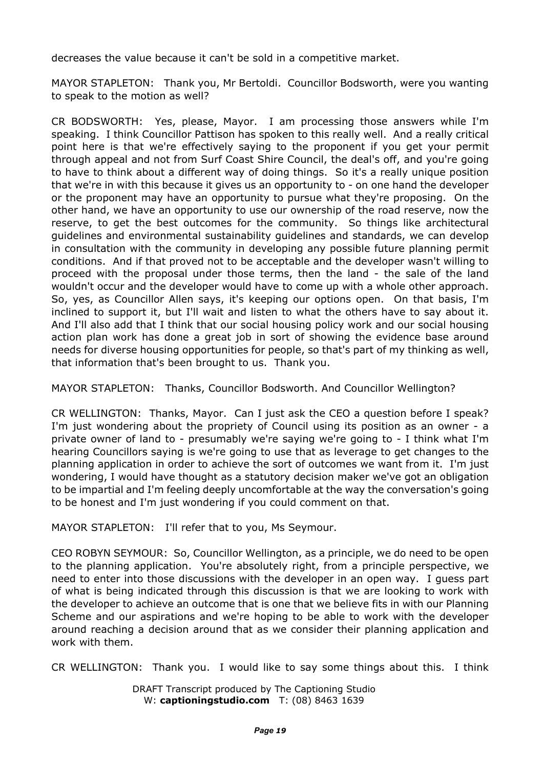decreases the value because it can't be sold in a competitive market.

MAYOR STAPLETON: Thank you, Mr Bertoldi. Councillor Bodsworth, were you wanting to speak to the motion as well?

CR BODSWORTH: Yes, please, Mayor. I am processing those answers while I'm speaking. I think Councillor Pattison has spoken to this really well. And a really critical point here is that we're effectively saying to the proponent if you get your permit through appeal and not from Surf Coast Shire Council, the deal's off, and you're going to have to think about a different way of doing things. So it's a really unique position that we're in with this because it gives us an opportunity to - on one hand the developer or the proponent may have an opportunity to pursue what they're proposing. On the other hand, we have an opportunity to use our ownership of the road reserve, now the reserve, to get the best outcomes for the community. So things like architectural guidelines and environmental sustainability guidelines and standards, we can develop in consultation with the community in developing any possible future planning permit conditions. And if that proved not to be acceptable and the developer wasn't willing to proceed with the proposal under those terms, then the land - the sale of the land wouldn't occur and the developer would have to come up with a whole other approach. So, yes, as Councillor Allen says, it's keeping our options open. On that basis, I'm inclined to support it, but I'll wait and listen to what the others have to say about it. And I'll also add that I think that our social housing policy work and our social housing action plan work has done a great job in sort of showing the evidence base around needs for diverse housing opportunities for people, so that's part of my thinking as well, that information that's been brought to us. Thank you.

MAYOR STAPLETON: Thanks, Councillor Bodsworth. And Councillor Wellington?

CR WELLINGTON: Thanks, Mayor. Can I just ask the CEO a question before I speak? I'm just wondering about the propriety of Council using its position as an owner - a private owner of land to - presumably we're saying we're going to - I think what I'm hearing Councillors saying is we're going to use that as leverage to get changes to the planning application in order to achieve the sort of outcomes we want from it. I'm just wondering, I would have thought as a statutory decision maker we've got an obligation to be impartial and I'm feeling deeply uncomfortable at the way the conversation's going to be honest and I'm just wondering if you could comment on that.

MAYOR STAPLETON: I'll refer that to you, Ms Seymour.

CEO ROBYN SEYMOUR: So, Councillor Wellington, as a principle, we do need to be open to the planning application. You're absolutely right, from a principle perspective, we need to enter into those discussions with the developer in an open way. I guess part of what is being indicated through this discussion is that we are looking to work with the developer to achieve an outcome that is one that we believe fits in with our Planning Scheme and our aspirations and we're hoping to be able to work with the developer around reaching a decision around that as we consider their planning application and work with them.

CR WELLINGTON: Thank you. I would like to say some things about this. I think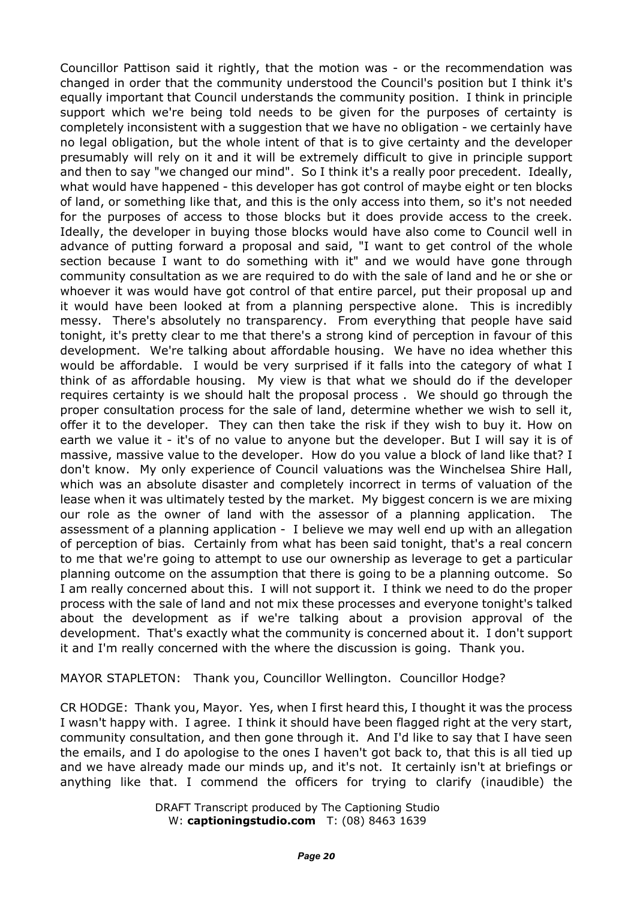Councillor Pattison said it rightly, that the motion was - or the recommendation was changed in order that the community understood the Council's position but I think it's equally important that Council understands the community position. I think in principle support which we're being told needs to be given for the purposes of certainty is completely inconsistent with a suggestion that we have no obligation - we certainly have no legal obligation, but the whole intent of that is to give certainty and the developer presumably will rely on it and it will be extremely difficult to give in principle support and then to say "we changed our mind". So I think it's a really poor precedent. Ideally, what would have happened - this developer has got control of maybe eight or ten blocks of land, or something like that, and this is the only access into them, so it's not needed for the purposes of access to those blocks but it does provide access to the creek. Ideally, the developer in buying those blocks would have also come to Council well in advance of putting forward a proposal and said, "I want to get control of the whole section because I want to do something with it" and we would have gone through community consultation as we are required to do with the sale of land and he or she or whoever it was would have got control of that entire parcel, put their proposal up and it would have been looked at from a planning perspective alone. This is incredibly messy. There's absolutely no transparency. From everything that people have said tonight, it's pretty clear to me that there's a strong kind of perception in favour of this development. We're talking about affordable housing. We have no idea whether this would be affordable. I would be very surprised if it falls into the category of what I think of as affordable housing. My view is that what we should do if the developer requires certainty is we should halt the proposal process . We should go through the proper consultation process for the sale of land, determine whether we wish to sell it, offer it to the developer. They can then take the risk if they wish to buy it. How on earth we value it - it's of no value to anyone but the developer. But I will say it is of massive, massive value to the developer. How do you value a block of land like that? I don't know. My only experience of Council valuations was the Winchelsea Shire Hall, which was an absolute disaster and completely incorrect in terms of valuation of the lease when it was ultimately tested by the market. My biggest concern is we are mixing our role as the owner of land with the assessor of a planning application. The assessment of a planning application - I believe we may well end up with an allegation of perception of bias. Certainly from what has been said tonight, that's a real concern to me that we're going to attempt to use our ownership as leverage to get a particular planning outcome on the assumption that there is going to be a planning outcome. So I am really concerned about this. I will not support it. I think we need to do the proper process with the sale of land and not mix these processes and everyone tonight's talked about the development as if we're talking about a provision approval of the development. That's exactly what the community is concerned about it. I don't support it and I'm really concerned with the where the discussion is going. Thank you.

MAYOR STAPLETON: Thank you, Councillor Wellington. Councillor Hodge?

CR HODGE: Thank you, Mayor. Yes, when I first heard this, I thought it was the process I wasn't happy with. I agree. I think it should have been flagged right at the very start, community consultation, and then gone through it. And I'd like to say that I have seen the emails, and I do apologise to the ones I haven't got back to, that this is all tied up and we have already made our minds up, and it's not. It certainly isn't at briefings or anything like that. I commend the officers for trying to clarify (inaudible) the

DRAFT Transcript produced by The Captioning Studio
W: **captioningstudio.com** T: (08) 8463 1639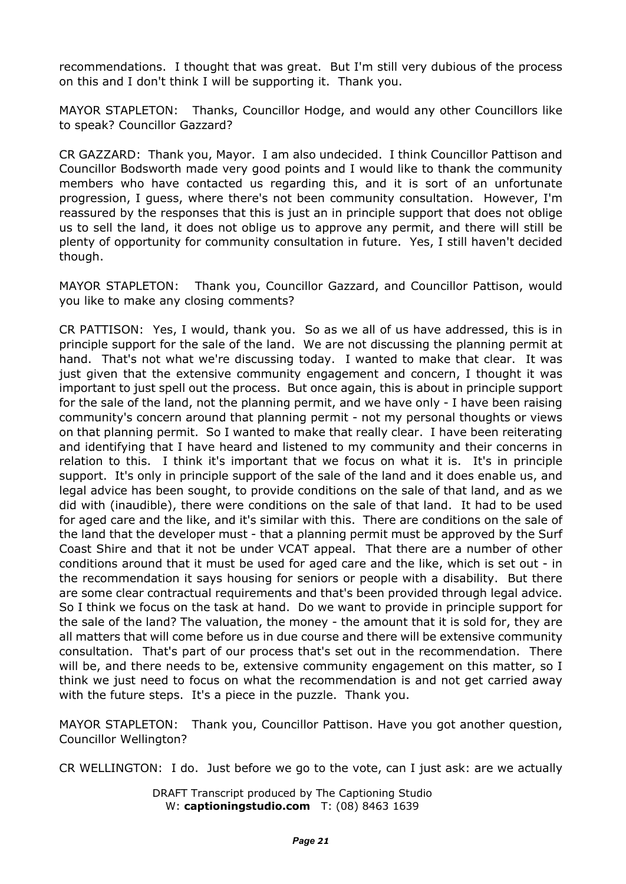recommendations. I thought that was great. But I'm still very dubious of the process on this and I don't think I will be supporting it. Thank you.

MAYOR STAPLETON: Thanks, Councillor Hodge, and would any other Councillors like to speak? Councillor Gazzard?

CR GAZZARD: Thank you, Mayor. I am also undecided. I think Councillor Pattison and Councillor Bodsworth made very good points and I would like to thank the community members who have contacted us regarding this, and it is sort of an unfortunate progression, I guess, where there's not been community consultation. However, I'm reassured by the responses that this is just an in principle support that does not oblige us to sell the land, it does not oblige us to approve any permit, and there will still be plenty of opportunity for community consultation in future. Yes, I still haven't decided though.

MAYOR STAPLETON: Thank you, Councillor Gazzard, and Councillor Pattison, would you like to make any closing comments?

CR PATTISON: Yes, I would, thank you. So as we all of us have addressed, this is in principle support for the sale of the land. We are not discussing the planning permit at hand. That's not what we're discussing today. I wanted to make that clear. It was just given that the extensive community engagement and concern, I thought it was important to just spell out the process. But once again, this is about in principle support for the sale of the land, not the planning permit, and we have only - I have been raising community's concern around that planning permit - not my personal thoughts or views on that planning permit. So I wanted to make that really clear. I have been reiterating and identifying that I have heard and listened to my community and their concerns in relation to this. I think it's important that we focus on what it is. It's in principle support. It's only in principle support of the sale of the land and it does enable us, and legal advice has been sought, to provide conditions on the sale of that land, and as we did with (inaudible), there were conditions on the sale of that land. It had to be used for aged care and the like, and it's similar with this. There are conditions on the sale of the land that the developer must - that a planning permit must be approved by the Surf Coast Shire and that it not be under VCAT appeal. That there are a number of other conditions around that it must be used for aged care and the like, which is set out - in the recommendation it says housing for seniors or people with a disability. But there are some clear contractual requirements and that's been provided through legal advice. So I think we focus on the task at hand. Do we want to provide in principle support for the sale of the land? The valuation, the money - the amount that it is sold for, they are all matters that will come before us in due course and there will be extensive community consultation. That's part of our process that's set out in the recommendation. There will be, and there needs to be, extensive community engagement on this matter, so I think we just need to focus on what the recommendation is and not get carried away with the future steps. It's a piece in the puzzle. Thank you.

MAYOR STAPLETON: Thank you, Councillor Pattison. Have you got another question, Councillor Wellington?

CR WELLINGTON: I do. Just before we go to the vote, can I just ask: are we actually

DRAFT Transcript produced by The Captioning Studio
W: **captioningstudio.com** T: (08) 8463 1639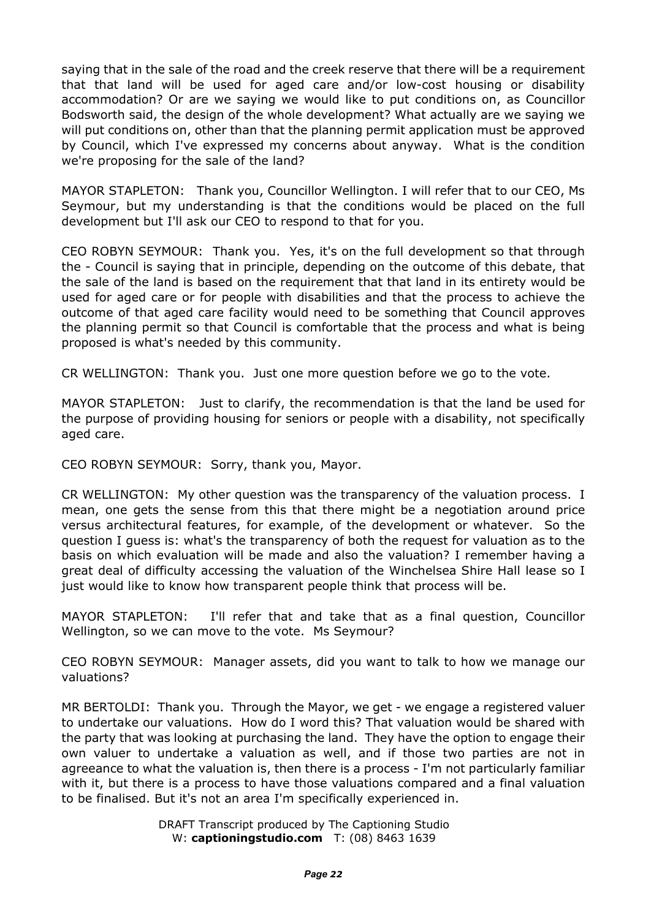saying that in the sale of the road and the creek reserve that there will be a requirement that that land will be used for aged care and/or low-cost housing or disability accommodation? Or are we saying we would like to put conditions on, as Councillor Bodsworth said, the design of the whole development? What actually are we saying we will put conditions on, other than that the planning permit application must be approved by Council, which I've expressed my concerns about anyway. What is the condition we're proposing for the sale of the land?

MAYOR STAPLETON: Thank you, Councillor Wellington. I will refer that to our CEO, Ms Seymour, but my understanding is that the conditions would be placed on the full development but I'll ask our CEO to respond to that for you.

CEO ROBYN SEYMOUR: Thank you. Yes, it's on the full development so that through the - Council is saying that in principle, depending on the outcome of this debate, that the sale of the land is based on the requirement that that land in its entirety would be used for aged care or for people with disabilities and that the process to achieve the outcome of that aged care facility would need to be something that Council approves the planning permit so that Council is comfortable that the process and what is being proposed is what's needed by this community.

CR WELLINGTON: Thank you. Just one more question before we go to the vote.

MAYOR STAPLETON: Just to clarify, the recommendation is that the land be used for the purpose of providing housing for seniors or people with a disability, not specifically aged care.

CEO ROBYN SEYMOUR: Sorry, thank you, Mayor.

CR WELLINGTON: My other question was the transparency of the valuation process. I mean, one gets the sense from this that there might be a negotiation around price versus architectural features, for example, of the development or whatever. So the question I guess is: what's the transparency of both the request for valuation as to the basis on which evaluation will be made and also the valuation? I remember having a great deal of difficulty accessing the valuation of the Winchelsea Shire Hall lease so I just would like to know how transparent people think that process will be.

MAYOR STAPLETON: I'll refer that and take that as a final question, Councillor Wellington, so we can move to the vote. Ms Seymour?

CEO ROBYN SEYMOUR: Manager assets, did you want to talk to how we manage our valuations?

MR BERTOLDI: Thank you. Through the Mayor, we get - we engage a registered valuer to undertake our valuations. How do I word this? That valuation would be shared with the party that was looking at purchasing the land. They have the option to engage their own valuer to undertake a valuation as well, and if those two parties are not in agreeance to what the valuation is, then there is a process - I'm not particularly familiar with it, but there is a process to have those valuations compared and a final valuation to be finalised. But it's not an area I'm specifically experienced in.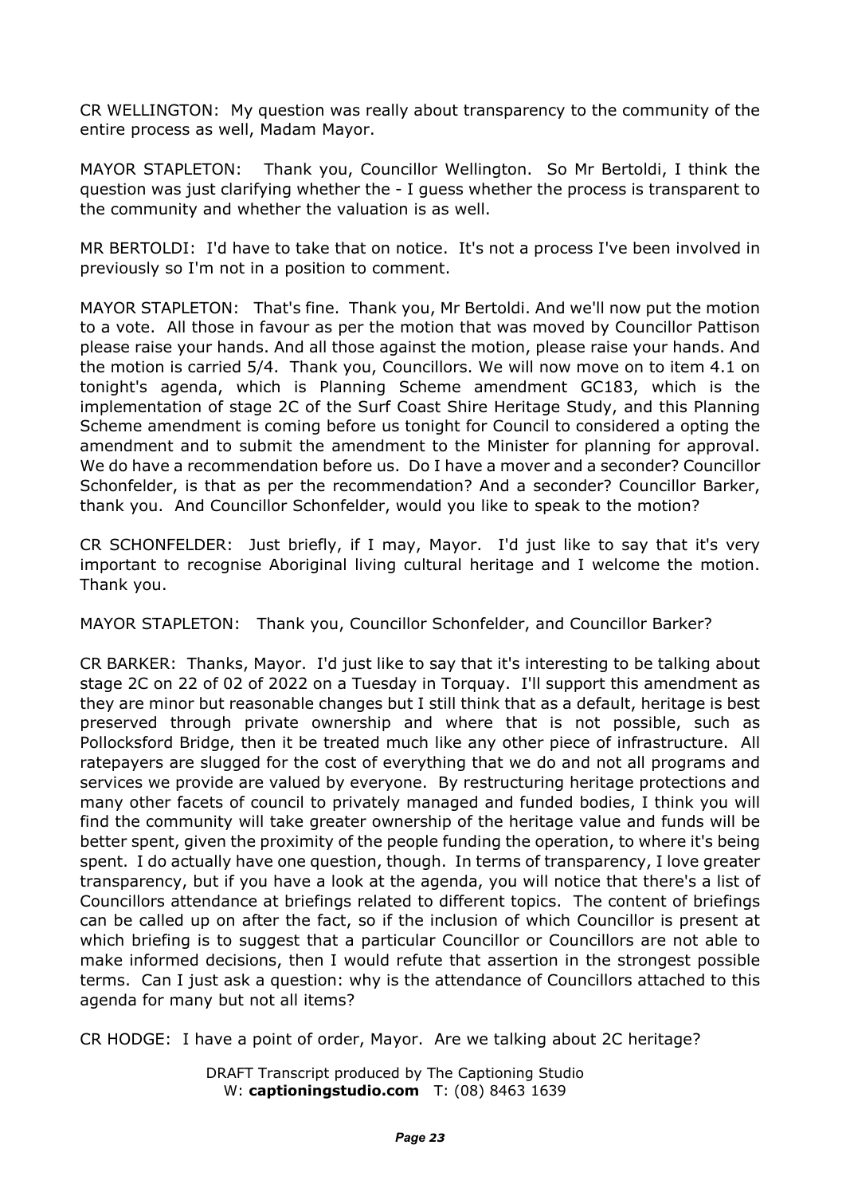CR WELLINGTON: My question was really about transparency to the community of the entire process as well, Madam Mayor.

MAYOR STAPLETON: Thank you, Councillor Wellington. So Mr Bertoldi, I think the question was just clarifying whether the - I guess whether the process is transparent to the community and whether the valuation is as well.

MR BERTOLDI: I'd have to take that on notice. It's not a process I've been involved in previously so I'm not in a position to comment.

MAYOR STAPLETON: That's fine. Thank you, Mr Bertoldi. And we'll now put the motion to a vote. All those in favour as per the motion that was moved by Councillor Pattison please raise your hands. And all those against the motion, please raise your hands. And the motion is carried 5/4. Thank you, Councillors. We will now move on to item 4.1 on tonight's agenda, which is Planning Scheme amendment GC183, which is the implementation of stage 2C of the Surf Coast Shire Heritage Study, and this Planning Scheme amendment is coming before us tonight for Council to considered a opting the amendment and to submit the amendment to the Minister for planning for approval. We do have a recommendation before us. Do I have a mover and a seconder? Councillor Schonfelder, is that as per the recommendation? And a seconder? Councillor Barker, thank you. And Councillor Schonfelder, would you like to speak to the motion?

CR SCHONFELDER: Just briefly, if I may, Mayor. I'd just like to say that it's very important to recognise Aboriginal living cultural heritage and I welcome the motion. Thank you.

MAYOR STAPLETON: Thank you, Councillor Schonfelder, and Councillor Barker?

CR BARKER: Thanks, Mayor. I'd just like to say that it's interesting to be talking about stage 2C on 22 of 02 of 2022 on a Tuesday in Torquay. I'll support this amendment as they are minor but reasonable changes but I still think that as a default, heritage is best preserved through private ownership and where that is not possible, such as Pollocksford Bridge, then it be treated much like any other piece of infrastructure. All ratepayers are slugged for the cost of everything that we do and not all programs and services we provide are valued by everyone. By restructuring heritage protections and many other facets of council to privately managed and funded bodies, I think you will find the community will take greater ownership of the heritage value and funds will be better spent, given the proximity of the people funding the operation, to where it's being spent. I do actually have one question, though. In terms of transparency, I love greater transparency, but if you have a look at the agenda, you will notice that there's a list of Councillors attendance at briefings related to different topics. The content of briefings can be called up on after the fact, so if the inclusion of which Councillor is present at which briefing is to suggest that a particular Councillor or Councillors are not able to make informed decisions, then I would refute that assertion in the strongest possible terms. Can I just ask a question: why is the attendance of Councillors attached to this agenda for many but not all items?

CR HODGE: I have a point of order, Mayor. Are we talking about 2C heritage?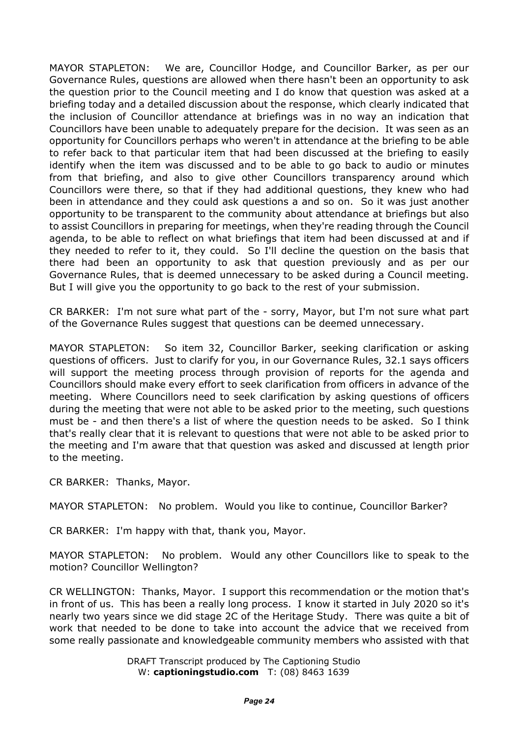MAYOR STAPLETON: We are, Councillor Hodge, and Councillor Barker, as per our Governance Rules, questions are allowed when there hasn't been an opportunity to ask the question prior to the Council meeting and I do know that question was asked at a briefing today and a detailed discussion about the response, which clearly indicated that the inclusion of Councillor attendance at briefings was in no way an indication that Councillors have been unable to adequately prepare for the decision. It was seen as an opportunity for Councillors perhaps who weren't in attendance at the briefing to be able to refer back to that particular item that had been discussed at the briefing to easily identify when the item was discussed and to be able to go back to audio or minutes from that briefing, and also to give other Councillors transparency around which Councillors were there, so that if they had additional questions, they knew who had been in attendance and they could ask questions a and so on. So it was just another opportunity to be transparent to the community about attendance at briefings but also to assist Councillors in preparing for meetings, when they're reading through the Council agenda, to be able to reflect on what briefings that item had been discussed at and if they needed to refer to it, they could. So I'll decline the question on the basis that there had been an opportunity to ask that question previously and as per our Governance Rules, that is deemed unnecessary to be asked during a Council meeting. But I will give you the opportunity to go back to the rest of your submission.

CR BARKER: I'm not sure what part of the - sorry, Mayor, but I'm not sure what part of the Governance Rules suggest that questions can be deemed unnecessary.

MAYOR STAPLETON: So item 32, Councillor Barker, seeking clarification or asking questions of officers. Just to clarify for you, in our Governance Rules, 32.1 says officers will support the meeting process through provision of reports for the agenda and Councillors should make every effort to seek clarification from officers in advance of the meeting. Where Councillors need to seek clarification by asking questions of officers during the meeting that were not able to be asked prior to the meeting, such questions must be - and then there's a list of where the question needs to be asked. So I think that's really clear that it is relevant to questions that were not able to be asked prior to the meeting and I'm aware that that question was asked and discussed at length prior to the meeting.

CR BARKER: Thanks, Mayor.

MAYOR STAPLETON: No problem. Would you like to continue, Councillor Barker?

CR BARKER: I'm happy with that, thank you, Mayor.

MAYOR STAPLETON: No problem. Would any other Councillors like to speak to the motion? Councillor Wellington?

CR WELLINGTON: Thanks, Mayor. I support this recommendation or the motion that's in front of us. This has been a really long process. I know it started in July 2020 so it's nearly two years since we did stage 2C of the Heritage Study. There was quite a bit of work that needed to be done to take into account the advice that we received from some really passionate and knowledgeable community members who assisted with that

DRAFT Transcript produced by The Captioning Studio
W: **captioningstudio.com** T: (08) 8463 1639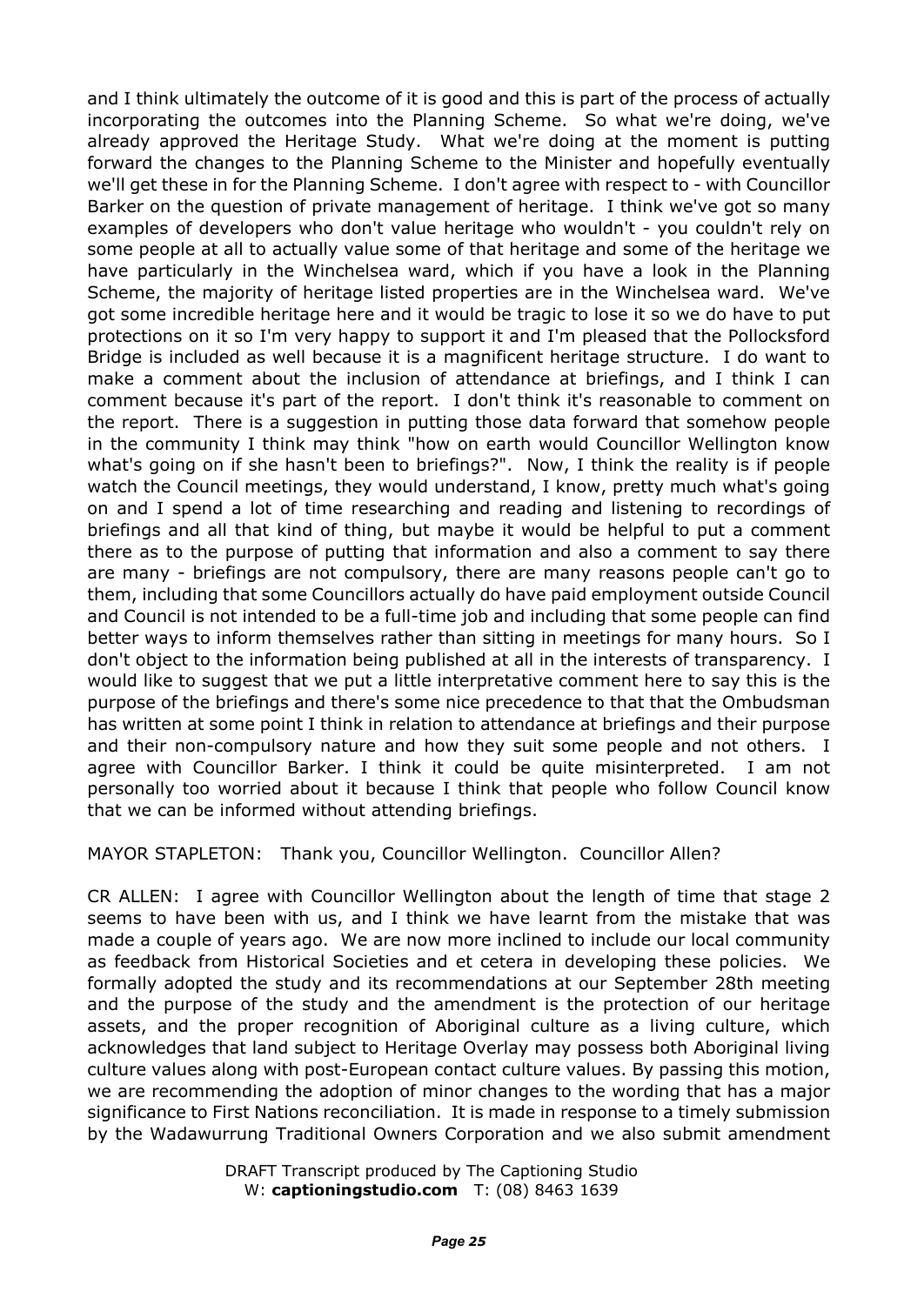and I think ultimately the outcome of it is good and this is part of the process of actually incorporating the outcomes into the Planning Scheme. So what we're doing, we've already approved the Heritage Study. What we're doing at the moment is putting forward the changes to the Planning Scheme to the Minister and hopefully eventually we'll get these in for the Planning Scheme. I don't agree with respect to - with Councillor Barker on the question of private management of heritage. I think we've got so many examples of developers who don't value heritage who wouldn't - you couldn't rely on some people at all to actually value some of that heritage and some of the heritage we have particularly in the Winchelsea ward, which if you have a look in the Planning Scheme, the majority of heritage listed properties are in the Winchelsea ward. We've got some incredible heritage here and it would be tragic to lose it so we do have to put protections on it so I'm very happy to support it and I'm pleased that the Pollocksford Bridge is included as well because it is a magnificent heritage structure. I do want to make a comment about the inclusion of attendance at briefings, and I think I can comment because it's part of the report. I don't think it's reasonable to comment on the report. There is a suggestion in putting those data forward that somehow people in the community I think may think "how on earth would Councillor Wellington know what's going on if she hasn't been to briefings?". Now, I think the reality is if people watch the Council meetings, they would understand, I know, pretty much what's going on and I spend a lot of time researching and reading and listening to recordings of briefings and all that kind of thing, but maybe it would be helpful to put a comment there as to the purpose of putting that information and also a comment to say there are many - briefings are not compulsory, there are many reasons people can't go to them, including that some Councillors actually do have paid employment outside Council and Council is not intended to be a full-time job and including that some people can find better ways to inform themselves rather than sitting in meetings for many hours. So I don't object to the information being published at all in the interests of transparency. I would like to suggest that we put a little interpretative comment here to say this is the purpose of the briefings and there's some nice precedence to that that the Ombudsman has written at some point I think in relation to attendance at briefings and their purpose and their non-compulsory nature and how they suit some people and not others. I agree with Councillor Barker. I think it could be quite misinterpreted. I am not personally too worried about it because I think that people who follow Council know that we can be informed without attending briefings.

MAYOR STAPLETON: Thank you, Councillor Wellington. Councillor Allen?

CR ALLEN: I agree with Councillor Wellington about the length of time that stage 2 seems to have been with us, and I think we have learnt from the mistake that was made a couple of years ago. We are now more inclined to include our local community as feedback from Historical Societies and et cetera in developing these policies. We formally adopted the study and its recommendations at our September 28th meeting and the purpose of the study and the amendment is the protection of our heritage assets, and the proper recognition of Aboriginal culture as a living culture, which acknowledges that land subject to Heritage Overlay may possess both Aboriginal living culture values along with post-European contact culture values. By passing this motion, we are recommending the adoption of minor changes to the wording that has a major significance to First Nations reconciliation. It is made in response to a timely submission by the Wadawurrung Traditional Owners Corporation and we also submit amendment

DRAFT Transcript produced by The Captioning Studio
W: **captioningstudio.com** T: (08) 8463 1639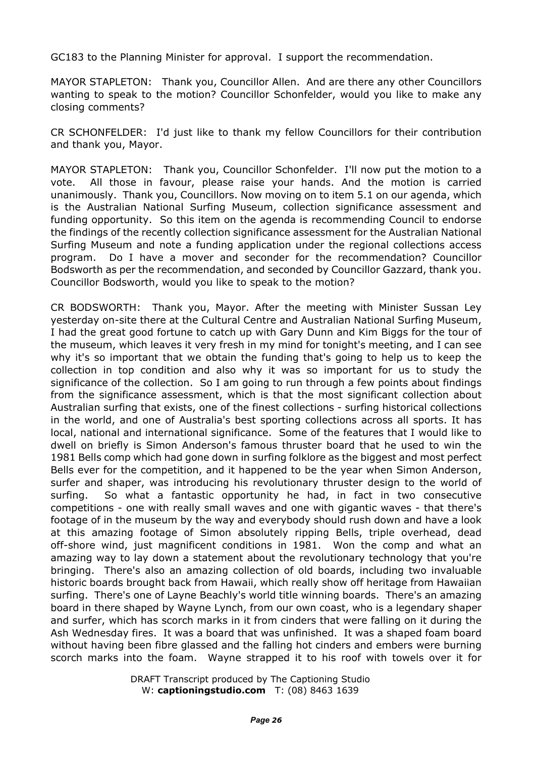GC183 to the Planning Minister for approval. I support the recommendation.

MAYOR STAPLETON: Thank you, Councillor Allen. And are there any other Councillors wanting to speak to the motion? Councillor Schonfelder, would you like to make any closing comments?

CR SCHONFELDER: I'd just like to thank my fellow Councillors for their contribution and thank you, Mayor.

MAYOR STAPLETON: Thank you, Councillor Schonfelder. I'll now put the motion to a vote. All those in favour, please raise your hands. And the motion is carried unanimously. Thank you, Councillors. Now moving on to item 5.1 on our agenda, which is the Australian National Surfing Museum, collection significance assessment and funding opportunity. So this item on the agenda is recommending Council to endorse the findings of the recently collection significance assessment for the Australian National Surfing Museum and note a funding application under the regional collections access program. Do I have a mover and seconder for the recommendation? Councillor Bodsworth as per the recommendation, and seconded by Councillor Gazzard, thank you. Councillor Bodsworth, would you like to speak to the motion?

CR BODSWORTH: Thank you, Mayor. After the meeting with Minister Sussan Ley yesterday on-site there at the Cultural Centre and Australian National Surfing Museum, I had the great good fortune to catch up with Gary Dunn and Kim Biggs for the tour of the museum, which leaves it very fresh in my mind for tonight's meeting, and I can see why it's so important that we obtain the funding that's going to help us to keep the collection in top condition and also why it was so important for us to study the significance of the collection. So I am going to run through a few points about findings from the significance assessment, which is that the most significant collection about Australian surfing that exists, one of the finest collections - surfing historical collections in the world, and one of Australia's best sporting collections across all sports. It has local, national and international significance. Some of the features that I would like to dwell on briefly is Simon Anderson's famous thruster board that he used to win the 1981 Bells comp which had gone down in surfing folklore as the biggest and most perfect Bells ever for the competition, and it happened to be the year when Simon Anderson, surfer and shaper, was introducing his revolutionary thruster design to the world of surfing. So what a fantastic opportunity he had, in fact in two consecutive competitions - one with really small waves and one with gigantic waves - that there's footage of in the museum by the way and everybody should rush down and have a look at this amazing footage of Simon absolutely ripping Bells, triple overhead, dead off-shore wind, just magnificent conditions in 1981. Won the comp and what an amazing way to lay down a statement about the revolutionary technology that you're bringing. There's also an amazing collection of old boards, including two invaluable historic boards brought back from Hawaii, which really show off heritage from Hawaiian surfing. There's one of Layne Beachly's world title winning boards. There's an amazing board in there shaped by Wayne Lynch, from our own coast, who is a legendary shaper and surfer, which has scorch marks in it from cinders that were falling on it during the Ash Wednesday fires. It was a board that was unfinished. It was a shaped foam board without having been fibre glassed and the falling hot cinders and embers were burning scorch marks into the foam. Wayne strapped it to his roof with towels over it for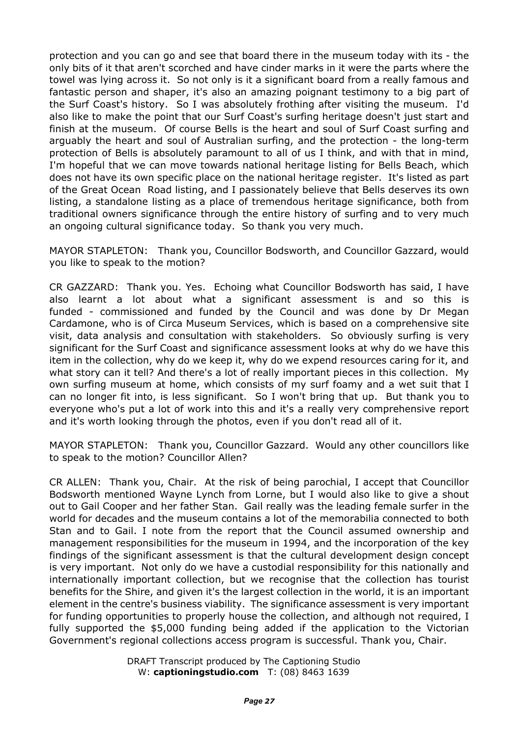protection and you can go and see that board there in the museum today with its - the only bits of it that aren't scorched and have cinder marks in it were the parts where the towel was lying across it. So not only is it a significant board from a really famous and fantastic person and shaper, it's also an amazing poignant testimony to a big part of the Surf Coast's history. So I was absolutely frothing after visiting the museum. I'd also like to make the point that our Surf Coast's surfing heritage doesn't just start and finish at the museum. Of course Bells is the heart and soul of Surf Coast surfing and arguably the heart and soul of Australian surfing, and the protection - the long-term protection of Bells is absolutely paramount to all of us I think, and with that in mind, I'm hopeful that we can move towards national heritage listing for Bells Beach, which does not have its own specific place on the national heritage register. It's listed as part of the Great Ocean Road listing, and I passionately believe that Bells deserves its own listing, a standalone listing as a place of tremendous heritage significance, both from traditional owners significance through the entire history of surfing and to very much an ongoing cultural significance today. So thank you very much.

MAYOR STAPLETON: Thank you, Councillor Bodsworth, and Councillor Gazzard, would you like to speak to the motion?

CR GAZZARD: Thank you. Yes. Echoing what Councillor Bodsworth has said, I have also learnt a lot about what a significant assessment is and so this is funded - commissioned and funded by the Council and was done by Dr Megan Cardamone, who is of Circa Museum Services, which is based on a comprehensive site visit, data analysis and consultation with stakeholders. So obviously surfing is very significant for the Surf Coast and significance assessment looks at why do we have this item in the collection, why do we keep it, why do we expend resources caring for it, and what story can it tell? And there's a lot of really important pieces in this collection. My own surfing museum at home, which consists of my surf foamy and a wet suit that I can no longer fit into, is less significant. So I won't bring that up. But thank you to everyone who's put a lot of work into this and it's a really very comprehensive report and it's worth looking through the photos, even if you don't read all of it.

MAYOR STAPLETON: Thank you, Councillor Gazzard. Would any other councillors like to speak to the motion? Councillor Allen?

CR ALLEN: Thank you, Chair. At the risk of being parochial, I accept that Councillor Bodsworth mentioned Wayne Lynch from Lorne, but I would also like to give a shout out to Gail Cooper and her father Stan. Gail really was the leading female surfer in the world for decades and the museum contains a lot of the memorabilia connected to both Stan and to Gail. I note from the report that the Council assumed ownership and management responsibilities for the museum in 1994, and the incorporation of the key findings of the significant assessment is that the cultural development design concept is very important. Not only do we have a custodial responsibility for this nationally and internationally important collection, but we recognise that the collection has tourist benefits for the Shire, and given it's the largest collection in the world, it is an important element in the centre's business viability. The significance assessment is very important for funding opportunities to properly house the collection, and although not required, I fully supported the $5,000 funding being added if the application to the Victorian Government's regional collections access program is successful. Thank you, Chair.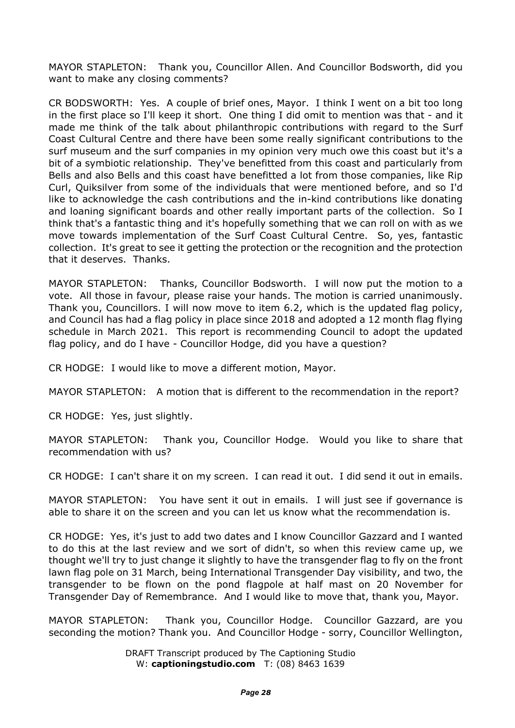MAYOR STAPLETON: Thank you, Councillor Allen. And Councillor Bodsworth, did you want to make any closing comments?

CR BODSWORTH: Yes. A couple of brief ones, Mayor. I think I went on a bit too long in the first place so I'll keep it short. One thing I did omit to mention was that - and it made me think of the talk about philanthropic contributions with regard to the Surf Coast Cultural Centre and there have been some really significant contributions to the surf museum and the surf companies in my opinion very much owe this coast but it's a bit of a symbiotic relationship. They've benefitted from this coast and particularly from Bells and also Bells and this coast have benefitted a lot from those companies, like Rip Curl, Quiksilver from some of the individuals that were mentioned before, and so I'd like to acknowledge the cash contributions and the in-kind contributions like donating and loaning significant boards and other really important parts of the collection. So I think that's a fantastic thing and it's hopefully something that we can roll on with as we move towards implementation of the Surf Coast Cultural Centre. So, yes, fantastic collection. It's great to see it getting the protection or the recognition and the protection that it deserves. Thanks.

MAYOR STAPLETON: Thanks, Councillor Bodsworth. I will now put the motion to a vote. All those in favour, please raise your hands. The motion is carried unanimously. Thank you, Councillors. I will now move to item 6.2, which is the updated flag policy, and Council has had a flag policy in place since 2018 and adopted a 12 month flag flying schedule in March 2021. This report is recommending Council to adopt the updated flag policy, and do I have - Councillor Hodge, did you have a question?

CR HODGE: I would like to move a different motion, Mayor.

MAYOR STAPLETON: A motion that is different to the recommendation in the report?

CR HODGE: Yes, just slightly.

MAYOR STAPLETON: Thank you, Councillor Hodge. Would you like to share that recommendation with us?

CR HODGE: I can't share it on my screen. I can read it out. I did send it out in emails.

MAYOR STAPLETON: You have sent it out in emails. I will just see if governance is able to share it on the screen and you can let us know what the recommendation is.

CR HODGE: Yes, it's just to add two dates and I know Councillor Gazzard and I wanted to do this at the last review and we sort of didn't, so when this review came up, we thought we'll try to just change it slightly to have the transgender flag to fly on the front lawn flag pole on 31 March, being International Transgender Day visibility, and two, the transgender to be flown on the pond flagpole at half mast on 20 November for Transgender Day of Remembrance. And I would like to move that, thank you, Mayor.

MAYOR STAPLETON: Thank you, Councillor Hodge. Councillor Gazzard, are you seconding the motion? Thank you. And Councillor Hodge - sorry, Councillor Wellington,

DRAFT Transcript produced by The Captioning Studio
W: **captioningstudio.com** T: (08) 8463 1639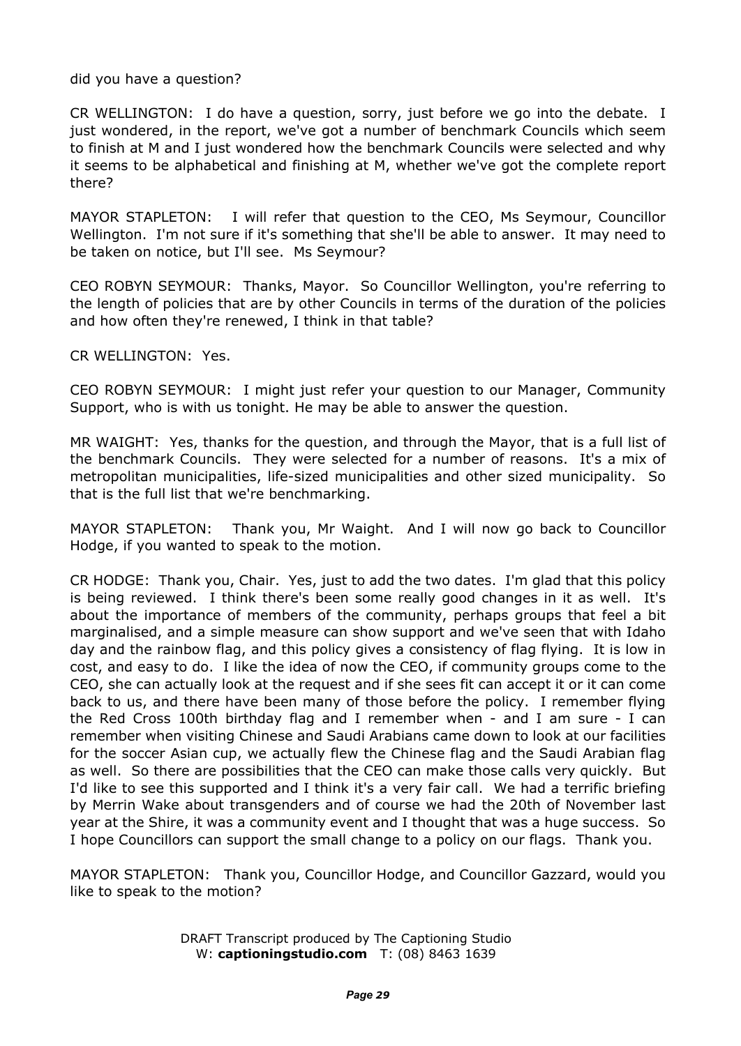did you have a question?

CR WELLINGTON: I do have a question, sorry, just before we go into the debate. I just wondered, in the report, we've got a number of benchmark Councils which seem to finish at M and I just wondered how the benchmark Councils were selected and why it seems to be alphabetical and finishing at M, whether we've got the complete report there?

MAYOR STAPLETON: I will refer that question to the CEO, Ms Seymour, Councillor Wellington. I'm not sure if it's something that she'll be able to answer. It may need to be taken on notice, but I'll see. Ms Seymour?

CEO ROBYN SEYMOUR: Thanks, Mayor. So Councillor Wellington, you're referring to the length of policies that are by other Councils in terms of the duration of the policies and how often they're renewed, I think in that table?

CR WELLINGTON: Yes.

CEO ROBYN SEYMOUR: I might just refer your question to our Manager, Community Support, who is with us tonight. He may be able to answer the question.

MR WAIGHT: Yes, thanks for the question, and through the Mayor, that is a full list of the benchmark Councils. They were selected for a number of reasons. It's a mix of metropolitan municipalities, life-sized municipalities and other sized municipality. So that is the full list that we're benchmarking.

MAYOR STAPLETON: Thank you, Mr Waight. And I will now go back to Councillor Hodge, if you wanted to speak to the motion.

CR HODGE: Thank you, Chair. Yes, just to add the two dates. I'm glad that this policy is being reviewed. I think there's been some really good changes in it as well. It's about the importance of members of the community, perhaps groups that feel a bit marginalised, and a simple measure can show support and we've seen that with Idaho day and the rainbow flag, and this policy gives a consistency of flag flying. It is low in cost, and easy to do. I like the idea of now the CEO, if community groups come to the CEO, she can actually look at the request and if she sees fit can accept it or it can come back to us, and there have been many of those before the policy. I remember flying the Red Cross 100th birthday flag and I remember when - and I am sure - I can remember when visiting Chinese and Saudi Arabians came down to look at our facilities for the soccer Asian cup, we actually flew the Chinese flag and the Saudi Arabian flag as well. So there are possibilities that the CEO can make those calls very quickly. But I'd like to see this supported and I think it's a very fair call. We had a terrific briefing by Merrin Wake about transgenders and of course we had the 20th of November last year at the Shire, it was a community event and I thought that was a huge success. So I hope Councillors can support the small change to a policy on our flags. Thank you.

MAYOR STAPLETON: Thank you, Councillor Hodge, and Councillor Gazzard, would you like to speak to the motion?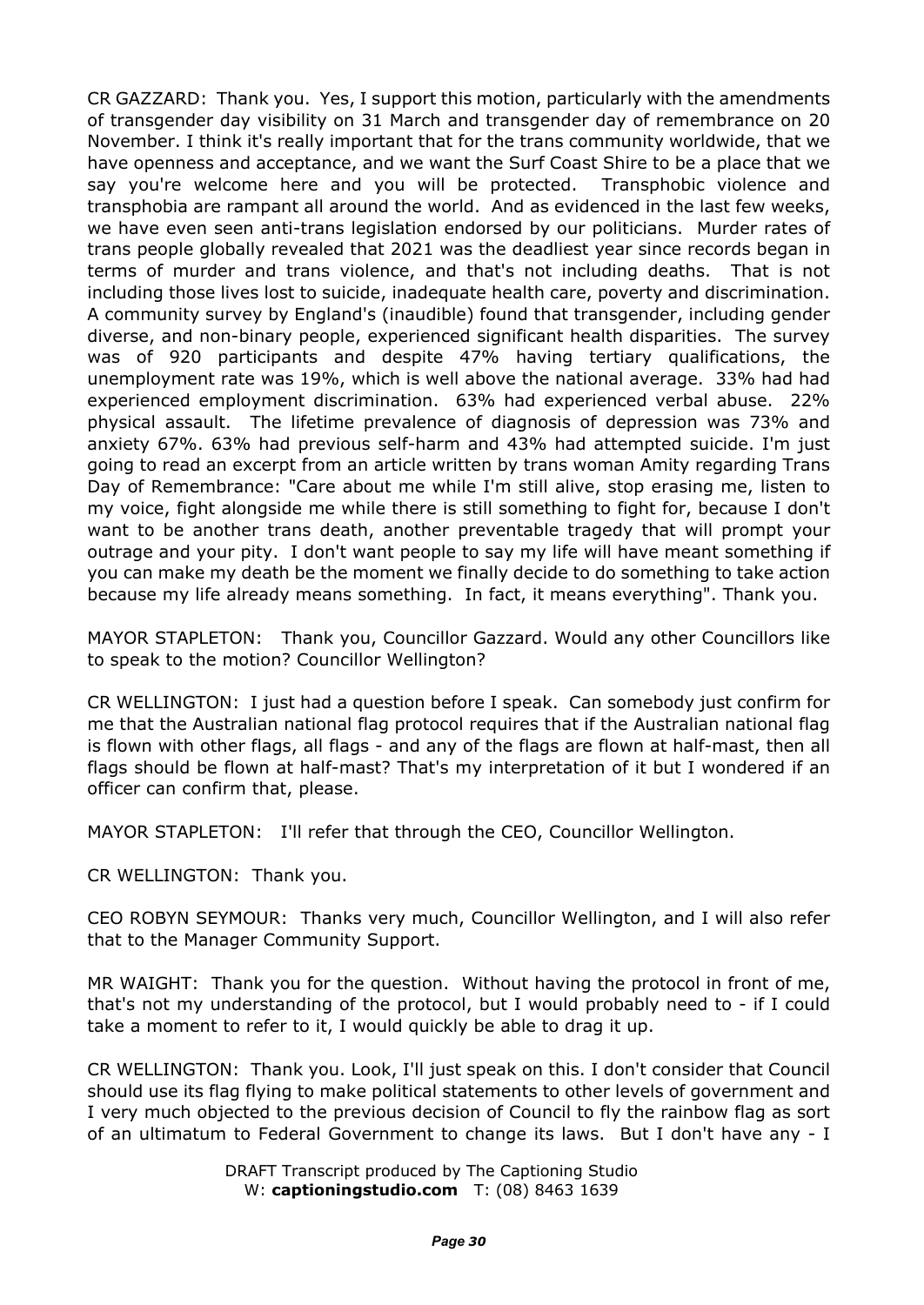CR GAZZARD: Thank you. Yes, I support this motion, particularly with the amendments of transgender day visibility on 31 March and transgender day of remembrance on 20 November. I think it's really important that for the trans community worldwide, that we have openness and acceptance, and we want the Surf Coast Shire to be a place that we say you're welcome here and you will be protected. Transphobic violence and transphobia are rampant all around the world. And as evidenced in the last few weeks, we have even seen anti-trans legislation endorsed by our politicians. Murder rates of trans people globally revealed that 2021 was the deadliest year since records began in terms of murder and trans violence, and that's not including deaths. That is not including those lives lost to suicide, inadequate health care, poverty and discrimination. A community survey by England's (inaudible) found that transgender, including gender diverse, and non-binary people, experienced significant health disparities. The survey was of 920 participants and despite 47% having tertiary qualifications, the unemployment rate was 19%, which is well above the national average. 33% had had experienced employment discrimination. 63% had experienced verbal abuse. 22% physical assault. The lifetime prevalence of diagnosis of depression was 73% and anxiety 67%. 63% had previous self-harm and 43% had attempted suicide. I'm just going to read an excerpt from an article written by trans woman Amity regarding Trans Day of Remembrance: "Care about me while I'm still alive, stop erasing me, listen to my voice, fight alongside me while there is still something to fight for, because I don't want to be another trans death, another preventable tragedy that will prompt your outrage and your pity. I don't want people to say my life will have meant something if you can make my death be the moment we finally decide to do something to take action because my life already means something. In fact, it means everything". Thank you.

MAYOR STAPLETON: Thank you, Councillor Gazzard. Would any other Councillors like to speak to the motion? Councillor Wellington?

CR WELLINGTON: I just had a question before I speak. Can somebody just confirm for me that the Australian national flag protocol requires that if the Australian national flag is flown with other flags, all flags - and any of the flags are flown at half-mast, then all flags should be flown at half-mast? That's my interpretation of it but I wondered if an officer can confirm that, please.

MAYOR STAPLETON: I'll refer that through the CEO, Councillor Wellington.

CR WELLINGTON: Thank you.

CEO ROBYN SEYMOUR: Thanks very much, Councillor Wellington, and I will also refer that to the Manager Community Support.

MR WAIGHT: Thank you for the question. Without having the protocol in front of me, that's not my understanding of the protocol, but I would probably need to - if I could take a moment to refer to it, I would quickly be able to drag it up.

CR WELLINGTON: Thank you. Look, I'll just speak on this. I don't consider that Council should use its flag flying to make political statements to other levels of government and I very much objected to the previous decision of Council to fly the rainbow flag as sort of an ultimatum to Federal Government to change its laws. But I don't have any - I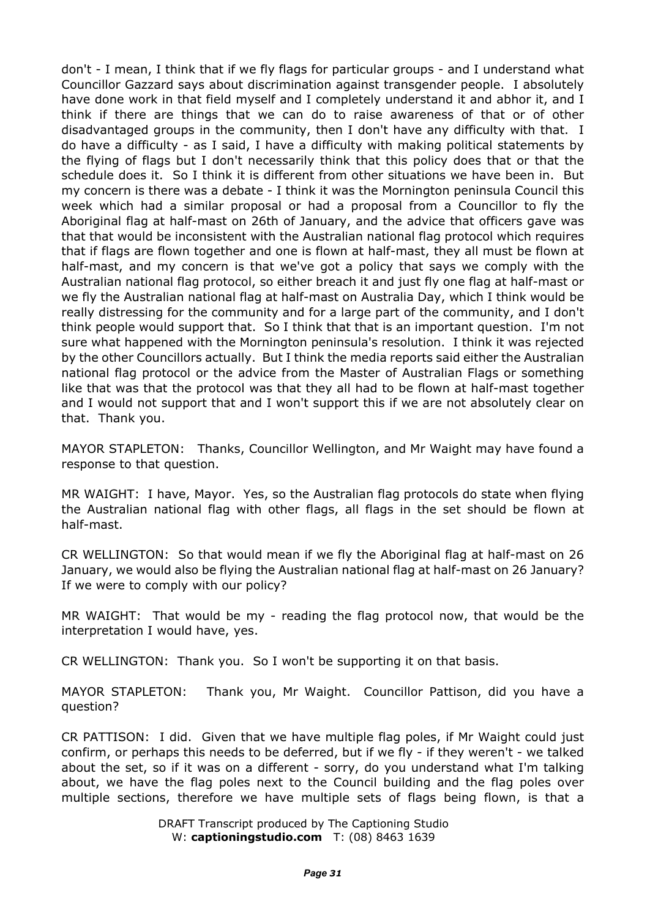don't - I mean, I think that if we fly flags for particular groups - and I understand what Councillor Gazzard says about discrimination against transgender people. I absolutely have done work in that field myself and I completely understand it and abhor it, and I think if there are things that we can do to raise awareness of that or of other disadvantaged groups in the community, then I don't have any difficulty with that. I do have a difficulty - as I said, I have a difficulty with making political statements by the flying of flags but I don't necessarily think that this policy does that or that the schedule does it. So I think it is different from other situations we have been in. But my concern is there was a debate - I think it was the Mornington peninsula Council this week which had a similar proposal or had a proposal from a Councillor to fly the Aboriginal flag at half-mast on 26th of January, and the advice that officers gave was that that would be inconsistent with the Australian national flag protocol which requires that if flags are flown together and one is flown at half-mast, they all must be flown at half-mast, and my concern is that we've got a policy that says we comply with the Australian national flag protocol, so either breach it and just fly one flag at half-mast or we fly the Australian national flag at half-mast on Australia Day, which I think would be really distressing for the community and for a large part of the community, and I don't think people would support that. So I think that that is an important question. I'm not sure what happened with the Mornington peninsula's resolution. I think it was rejected by the other Councillors actually. But I think the media reports said either the Australian national flag protocol or the advice from the Master of Australian Flags or something like that was that the protocol was that they all had to be flown at half-mast together and I would not support that and I won't support this if we are not absolutely clear on that. Thank you.

MAYOR STAPLETON: Thanks, Councillor Wellington, and Mr Waight may have found a response to that question.

MR WAIGHT: I have, Mayor. Yes, so the Australian flag protocols do state when flying the Australian national flag with other flags, all flags in the set should be flown at half-mast.

CR WELLINGTON: So that would mean if we fly the Aboriginal flag at half-mast on 26 January, we would also be flying the Australian national flag at half-mast on 26 January? If we were to comply with our policy?

MR WAIGHT: That would be my - reading the flag protocol now, that would be the interpretation I would have, yes.

CR WELLINGTON: Thank you. So I won't be supporting it on that basis.

MAYOR STAPLETON: Thank you, Mr Waight. Councillor Pattison, did you have a question?

CR PATTISON: I did. Given that we have multiple flag poles, if Mr Waight could just confirm, or perhaps this needs to be deferred, but if we fly - if they weren't - we talked about the set, so if it was on a different - sorry, do you understand what I'm talking about, we have the flag poles next to the Council building and the flag poles over multiple sections, therefore we have multiple sets of flags being flown, is that a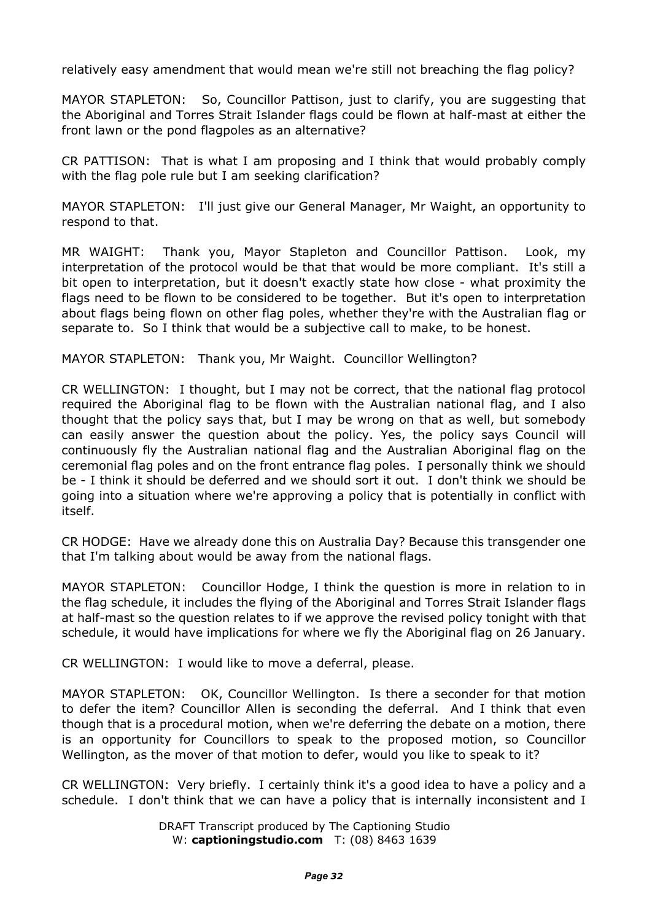relatively easy amendment that would mean we're still not breaching the flag policy?

MAYOR STAPLETON: So, Councillor Pattison, just to clarify, you are suggesting that the Aboriginal and Torres Strait Islander flags could be flown at half-mast at either the front lawn or the pond flagpoles as an alternative?

CR PATTISON: That is what I am proposing and I think that would probably comply with the flag pole rule but I am seeking clarification?

MAYOR STAPLETON: I'll just give our General Manager, Mr Waight, an opportunity to respond to that.

MR WAIGHT: Thank you, Mayor Stapleton and Councillor Pattison. Look, my interpretation of the protocol would be that that would be more compliant. It's still a bit open to interpretation, but it doesn't exactly state how close - what proximity the flags need to be flown to be considered to be together. But it's open to interpretation about flags being flown on other flag poles, whether they're with the Australian flag or separate to. So I think that would be a subjective call to make, to be honest.

MAYOR STAPLETON: Thank you, Mr Waight. Councillor Wellington?

CR WELLINGTON: I thought, but I may not be correct, that the national flag protocol required the Aboriginal flag to be flown with the Australian national flag, and I also thought that the policy says that, but I may be wrong on that as well, but somebody can easily answer the question about the policy. Yes, the policy says Council will continuously fly the Australian national flag and the Australian Aboriginal flag on the ceremonial flag poles and on the front entrance flag poles. I personally think we should be - I think it should be deferred and we should sort it out. I don't think we should be going into a situation where we're approving a policy that is potentially in conflict with itself.

CR HODGE: Have we already done this on Australia Day? Because this transgender one that I'm talking about would be away from the national flags.

MAYOR STAPLETON: Councillor Hodge, I think the question is more in relation to in the flag schedule, it includes the flying of the Aboriginal and Torres Strait Islander flags at half-mast so the question relates to if we approve the revised policy tonight with that schedule, it would have implications for where we fly the Aboriginal flag on 26 January.

CR WELLINGTON: I would like to move a deferral, please.

MAYOR STAPLETON: OK, Councillor Wellington. Is there a seconder for that motion to defer the item? Councillor Allen is seconding the deferral. And I think that even though that is a procedural motion, when we're deferring the debate on a motion, there is an opportunity for Councillors to speak to the proposed motion, so Councillor Wellington, as the mover of that motion to defer, would you like to speak to it?

CR WELLINGTON: Very briefly. I certainly think it's a good idea to have a policy and a schedule. I don't think that we can have a policy that is internally inconsistent and I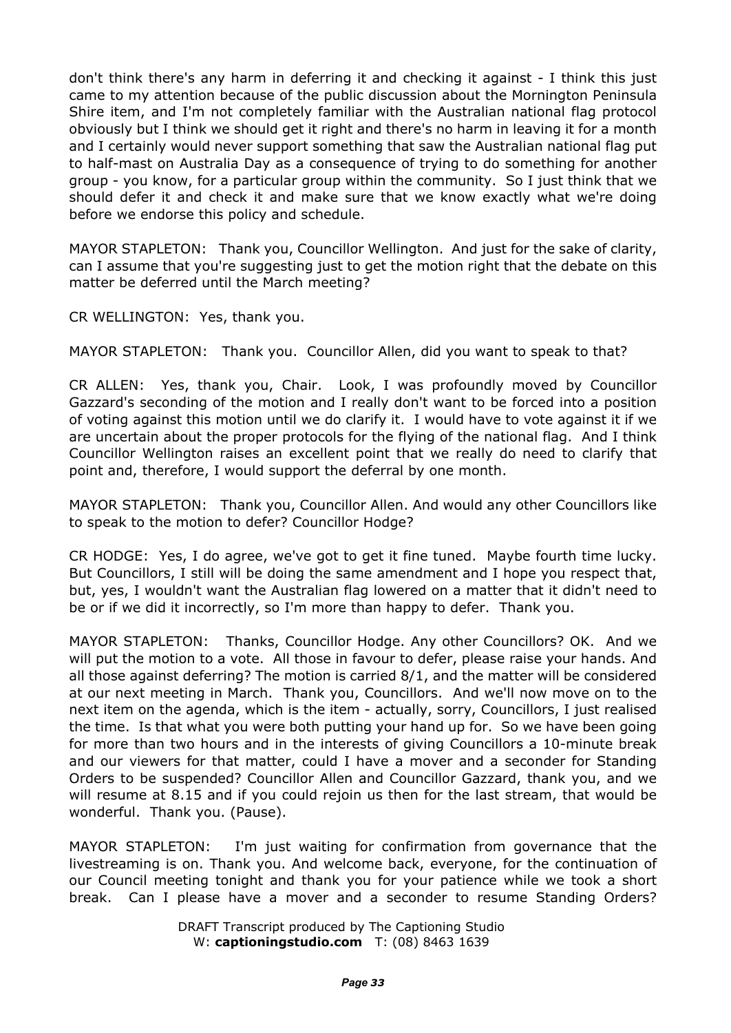don't think there's any harm in deferring it and checking it against - I think this just came to my attention because of the public discussion about the Mornington Peninsula Shire item, and I'm not completely familiar with the Australian national flag protocol obviously but I think we should get it right and there's no harm in leaving it for a month and I certainly would never support something that saw the Australian national flag put to half-mast on Australia Day as a consequence of trying to do something for another group - you know, for a particular group within the community. So I just think that we should defer it and check it and make sure that we know exactly what we're doing before we endorse this policy and schedule.

MAYOR STAPLETON: Thank you, Councillor Wellington. And just for the sake of clarity, can I assume that you're suggesting just to get the motion right that the debate on this matter be deferred until the March meeting?

CR WELLINGTON: Yes, thank you.

MAYOR STAPLETON: Thank you. Councillor Allen, did you want to speak to that?

CR ALLEN: Yes, thank you, Chair. Look, I was profoundly moved by Councillor Gazzard's seconding of the motion and I really don't want to be forced into a position of voting against this motion until we do clarify it. I would have to vote against it if we are uncertain about the proper protocols for the flying of the national flag. And I think Councillor Wellington raises an excellent point that we really do need to clarify that point and, therefore, I would support the deferral by one month.

MAYOR STAPLETON: Thank you, Councillor Allen. And would any other Councillors like to speak to the motion to defer? Councillor Hodge?

CR HODGE: Yes, I do agree, we've got to get it fine tuned. Maybe fourth time lucky. But Councillors, I still will be doing the same amendment and I hope you respect that, but, yes, I wouldn't want the Australian flag lowered on a matter that it didn't need to be or if we did it incorrectly, so I'm more than happy to defer. Thank you.

MAYOR STAPLETON: Thanks, Councillor Hodge. Any other Councillors? OK. And we will put the motion to a vote. All those in favour to defer, please raise your hands. And all those against deferring? The motion is carried 8/1, and the matter will be considered at our next meeting in March. Thank you, Councillors. And we'll now move on to the next item on the agenda, which is the item - actually, sorry, Councillors, I just realised the time. Is that what you were both putting your hand up for. So we have been going for more than two hours and in the interests of giving Councillors a 10-minute break and our viewers for that matter, could I have a mover and a seconder for Standing Orders to be suspended? Councillor Allen and Councillor Gazzard, thank you, and we will resume at 8.15 and if you could rejoin us then for the last stream, that would be wonderful. Thank you. (Pause).

MAYOR STAPLETON: I'm just waiting for confirmation from governance that the livestreaming is on. Thank you. And welcome back, everyone, for the continuation of our Council meeting tonight and thank you for your patience while we took a short break. Can I please have a mover and a seconder to resume Standing Orders?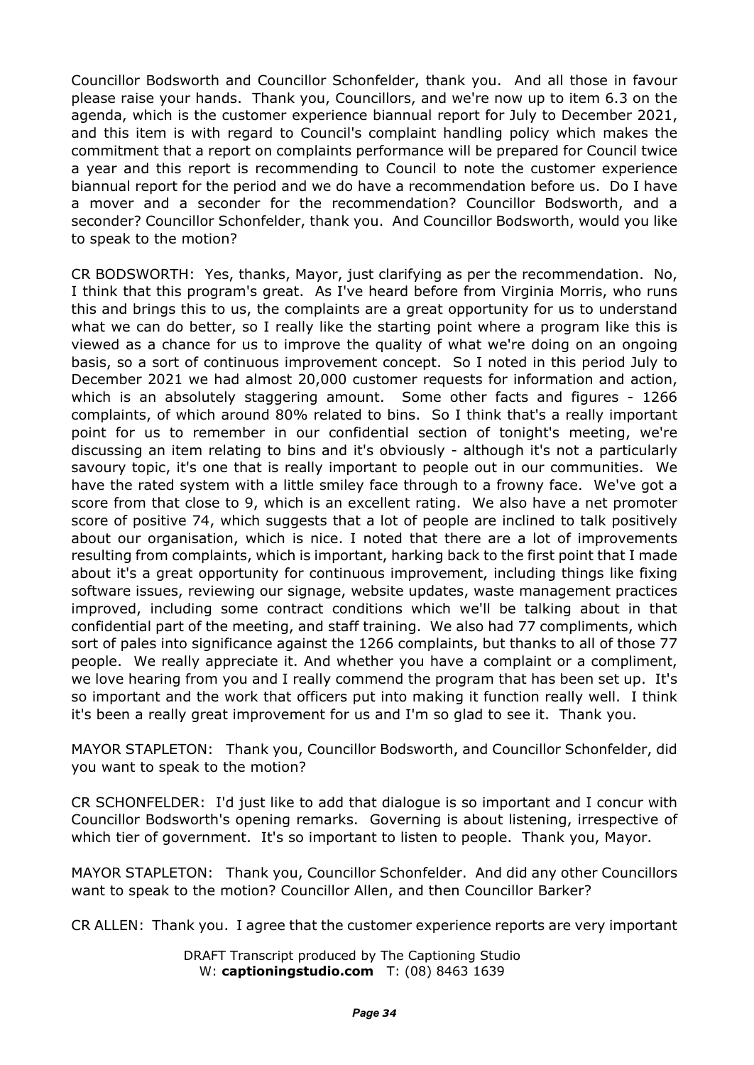Councillor Bodsworth and Councillor Schonfelder, thank you. And all those in favour please raise your hands. Thank you, Councillors, and we're now up to item 6.3 on the agenda, which is the customer experience biannual report for July to December 2021, and this item is with regard to Council's complaint handling policy which makes the commitment that a report on complaints performance will be prepared for Council twice a year and this report is recommending to Council to note the customer experience biannual report for the period and we do have a recommendation before us. Do I have a mover and a seconder for the recommendation? Councillor Bodsworth, and a seconder? Councillor Schonfelder, thank you. And Councillor Bodsworth, would you like to speak to the motion?

CR BODSWORTH: Yes, thanks, Mayor, just clarifying as per the recommendation. No, I think that this program's great. As I've heard before from Virginia Morris, who runs this and brings this to us, the complaints are a great opportunity for us to understand what we can do better, so I really like the starting point where a program like this is viewed as a chance for us to improve the quality of what we're doing on an ongoing basis, so a sort of continuous improvement concept. So I noted in this period July to December 2021 we had almost 20,000 customer requests for information and action, which is an absolutely staggering amount. Some other facts and figures - 1266 complaints, of which around 80% related to bins. So I think that's a really important point for us to remember in our confidential section of tonight's meeting, we're discussing an item relating to bins and it's obviously - although it's not a particularly savoury topic, it's one that is really important to people out in our communities. We have the rated system with a little smiley face through to a frowny face. We've got a score from that close to 9, which is an excellent rating. We also have a net promoter score of positive 74, which suggests that a lot of people are inclined to talk positively about our organisation, which is nice. I noted that there are a lot of improvements resulting from complaints, which is important, harking back to the first point that I made about it's a great opportunity for continuous improvement, including things like fixing software issues, reviewing our signage, website updates, waste management practices improved, including some contract conditions which we'll be talking about in that confidential part of the meeting, and staff training. We also had 77 compliments, which sort of pales into significance against the 1266 complaints, but thanks to all of those 77 people. We really appreciate it. And whether you have a complaint or a compliment, we love hearing from you and I really commend the program that has been set up. It's so important and the work that officers put into making it function really well. I think it's been a really great improvement for us and I'm so glad to see it. Thank you.

MAYOR STAPLETON: Thank you, Councillor Bodsworth, and Councillor Schonfelder, did you want to speak to the motion?

CR SCHONFELDER: I'd just like to add that dialogue is so important and I concur with Councillor Bodsworth's opening remarks. Governing is about listening, irrespective of which tier of government. It's so important to listen to people. Thank you, Mayor.

MAYOR STAPLETON: Thank you, Councillor Schonfelder. And did any other Councillors want to speak to the motion? Councillor Allen, and then Councillor Barker?

CR ALLEN: Thank you. I agree that the customer experience reports are very important

DRAFT Transcript produced by The Captioning Studio
W: **captioningstudio.com** T: (08) 8463 1639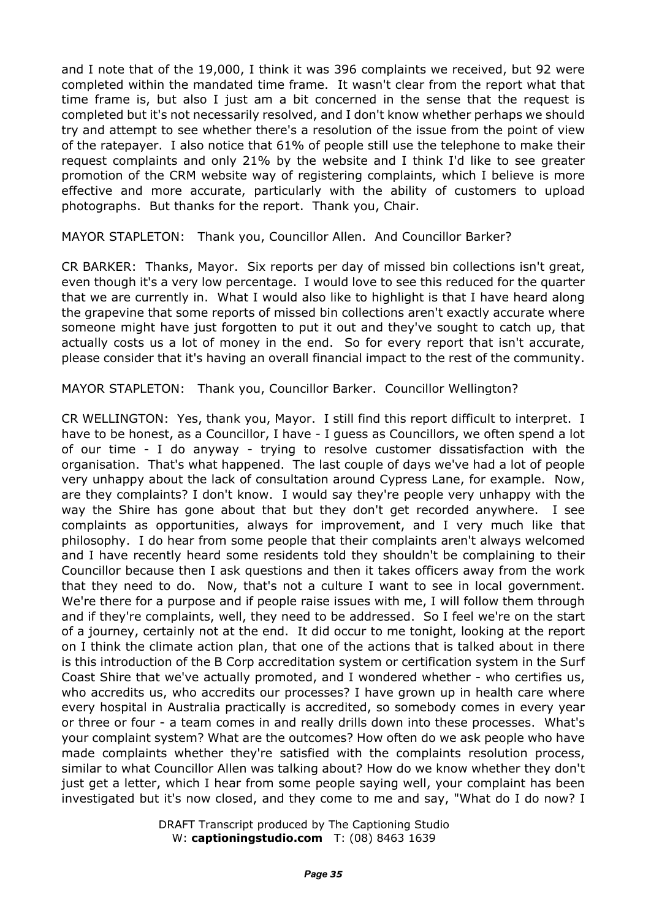and I note that of the 19,000, I think it was 396 complaints we received, but 92 were completed within the mandated time frame. It wasn't clear from the report what that time frame is, but also I just am a bit concerned in the sense that the request is completed but it's not necessarily resolved, and I don't know whether perhaps we should try and attempt to see whether there's a resolution of the issue from the point of view of the ratepayer. I also notice that 61% of people still use the telephone to make their request complaints and only 21% by the website and I think I'd like to see greater promotion of the CRM website way of registering complaints, which I believe is more effective and more accurate, particularly with the ability of customers to upload photographs. But thanks for the report. Thank you, Chair.

MAYOR STAPLETON: Thank you, Councillor Allen. And Councillor Barker?

CR BARKER: Thanks, Mayor. Six reports per day of missed bin collections isn't great, even though it's a very low percentage. I would love to see this reduced for the quarter that we are currently in. What I would also like to highlight is that I have heard along the grapevine that some reports of missed bin collections aren't exactly accurate where someone might have just forgotten to put it out and they've sought to catch up, that actually costs us a lot of money in the end. So for every report that isn't accurate, please consider that it's having an overall financial impact to the rest of the community.

MAYOR STAPLETON: Thank you, Councillor Barker. Councillor Wellington?

CR WELLINGTON: Yes, thank you, Mayor. I still find this report difficult to interpret. I have to be honest, as a Councillor, I have - I guess as Councillors, we often spend a lot of our time - I do anyway - trying to resolve customer dissatisfaction with the organisation. That's what happened. The last couple of days we've had a lot of people very unhappy about the lack of consultation around Cypress Lane, for example. Now, are they complaints? I don't know. I would say they're people very unhappy with the way the Shire has gone about that but they don't get recorded anywhere. I see complaints as opportunities, always for improvement, and I very much like that philosophy. I do hear from some people that their complaints aren't always welcomed and I have recently heard some residents told they shouldn't be complaining to their Councillor because then I ask questions and then it takes officers away from the work that they need to do. Now, that's not a culture I want to see in local government. We're there for a purpose and if people raise issues with me, I will follow them through and if they're complaints, well, they need to be addressed. So I feel we're on the start of a journey, certainly not at the end. It did occur to me tonight, looking at the report on I think the climate action plan, that one of the actions that is talked about in there is this introduction of the B Corp accreditation system or certification system in the Surf Coast Shire that we've actually promoted, and I wondered whether - who certifies us, who accredits us, who accredits our processes? I have grown up in health care where every hospital in Australia practically is accredited, so somebody comes in every year or three or four - a team comes in and really drills down into these processes. What's your complaint system? What are the outcomes? How often do we ask people who have made complaints whether they're satisfied with the complaints resolution process, similar to what Councillor Allen was talking about? How do we know whether they don't just get a letter, which I hear from some people saying well, your complaint has been investigated but it's now closed, and they come to me and say, "What do I do now? I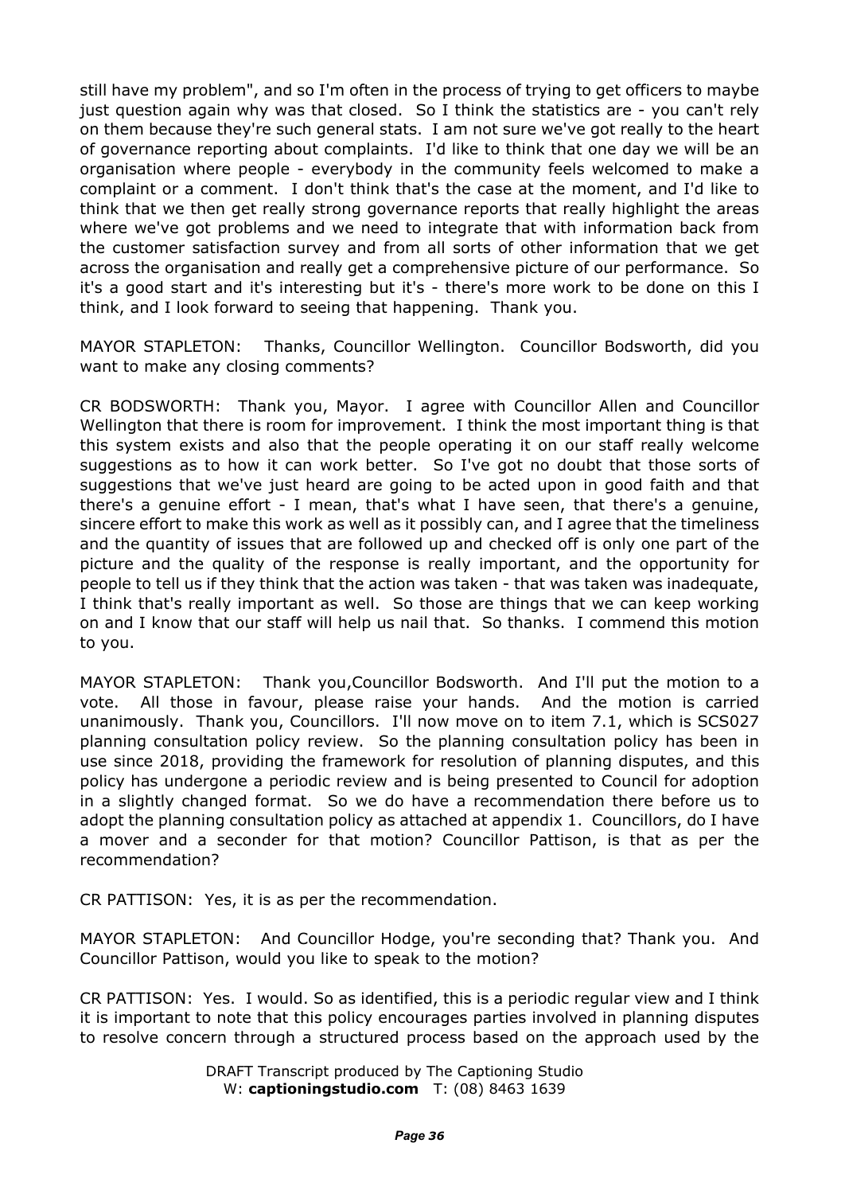still have my problem", and so I'm often in the process of trying to get officers to maybe just question again why was that closed. So I think the statistics are - you can't rely on them because they're such general stats. I am not sure we've got really to the heart of governance reporting about complaints. I'd like to think that one day we will be an organisation where people - everybody in the community feels welcomed to make a complaint or a comment. I don't think that's the case at the moment, and I'd like to think that we then get really strong governance reports that really highlight the areas where we've got problems and we need to integrate that with information back from the customer satisfaction survey and from all sorts of other information that we get across the organisation and really get a comprehensive picture of our performance. So it's a good start and it's interesting but it's - there's more work to be done on this I think, and I look forward to seeing that happening. Thank you.

MAYOR STAPLETON: Thanks, Councillor Wellington. Councillor Bodsworth, did you want to make any closing comments?

CR BODSWORTH: Thank you, Mayor. I agree with Councillor Allen and Councillor Wellington that there is room for improvement. I think the most important thing is that this system exists and also that the people operating it on our staff really welcome suggestions as to how it can work better. So I've got no doubt that those sorts of suggestions that we've just heard are going to be acted upon in good faith and that there's a genuine effort - I mean, that's what I have seen, that there's a genuine, sincere effort to make this work as well as it possibly can, and I agree that the timeliness and the quantity of issues that are followed up and checked off is only one part of the picture and the quality of the response is really important, and the opportunity for people to tell us if they think that the action was taken - that was taken was inadequate, I think that's really important as well. So those are things that we can keep working on and I know that our staff will help us nail that. So thanks. I commend this motion to you.

MAYOR STAPLETON: Thank you,Councillor Bodsworth. And I'll put the motion to a vote. All those in favour, please raise your hands. And the motion is carried unanimously. Thank you, Councillors. I'll now move on to item 7.1, which is SCS027 planning consultation policy review. So the planning consultation policy has been in use since 2018, providing the framework for resolution of planning disputes, and this policy has undergone a periodic review and is being presented to Council for adoption in a slightly changed format. So we do have a recommendation there before us to adopt the planning consultation policy as attached at appendix 1. Councillors, do I have a mover and a seconder for that motion? Councillor Pattison, is that as per the recommendation?

CR PATTISON: Yes, it is as per the recommendation.

MAYOR STAPLETON: And Councillor Hodge, you're seconding that? Thank you. And Councillor Pattison, would you like to speak to the motion?

CR PATTISON: Yes. I would. So as identified, this is a periodic regular view and I think it is important to note that this policy encourages parties involved in planning disputes to resolve concern through a structured process based on the approach used by the

DRAFT Transcript produced by The Captioning Studio
W: **captioningstudio.com** T: (08) 8463 1639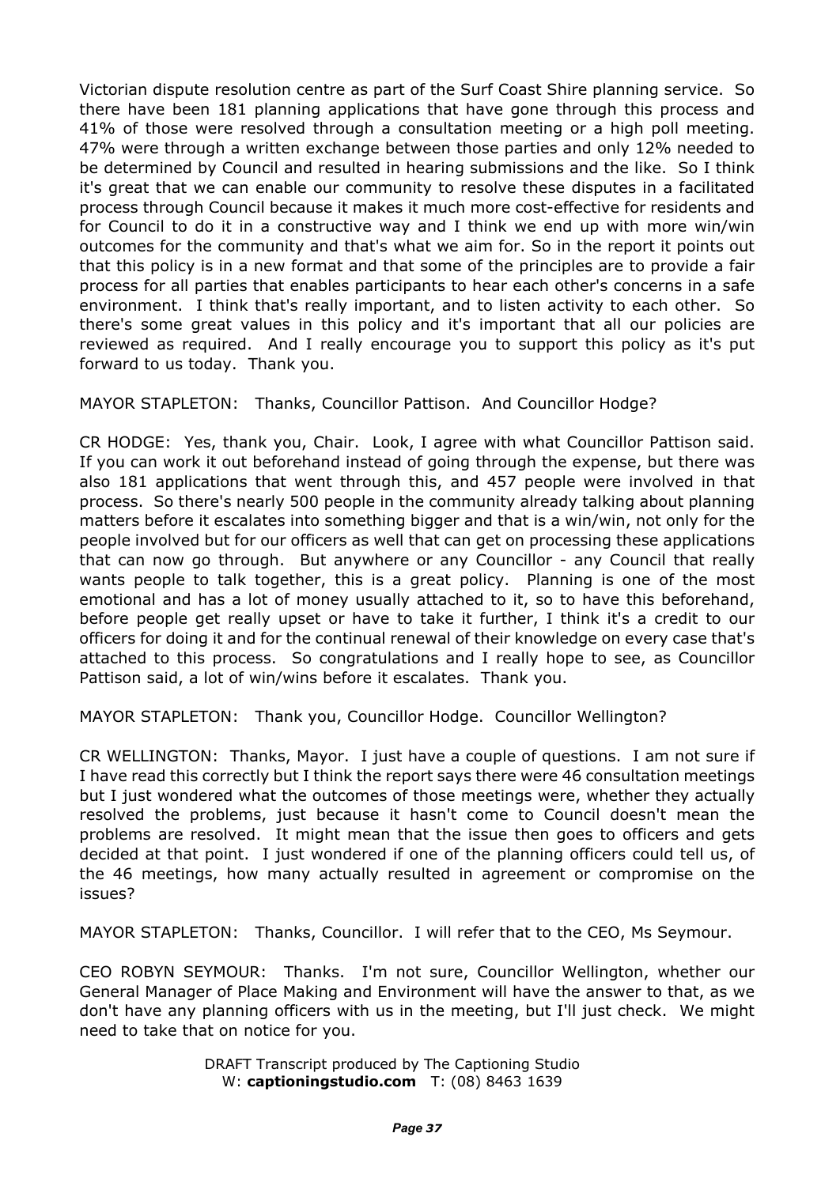Victorian dispute resolution centre as part of the Surf Coast Shire planning service. So there have been 181 planning applications that have gone through this process and 41% of those were resolved through a consultation meeting or a high poll meeting. 47% were through a written exchange between those parties and only 12% needed to be determined by Council and resulted in hearing submissions and the like. So I think it's great that we can enable our community to resolve these disputes in a facilitated process through Council because it makes it much more cost-effective for residents and for Council to do it in a constructive way and I think we end up with more win/win outcomes for the community and that's what we aim for. So in the report it points out that this policy is in a new format and that some of the principles are to provide a fair process for all parties that enables participants to hear each other's concerns in a safe environment. I think that's really important, and to listen activity to each other. So there's some great values in this policy and it's important that all our policies are reviewed as required. And I really encourage you to support this policy as it's put forward to us today. Thank you.

MAYOR STAPLETON: Thanks, Councillor Pattison. And Councillor Hodge?

CR HODGE: Yes, thank you, Chair. Look, I agree with what Councillor Pattison said. If you can work it out beforehand instead of going through the expense, but there was also 181 applications that went through this, and 457 people were involved in that process. So there's nearly 500 people in the community already talking about planning matters before it escalates into something bigger and that is a win/win, not only for the people involved but for our officers as well that can get on processing these applications that can now go through. But anywhere or any Councillor - any Council that really wants people to talk together, this is a great policy. Planning is one of the most emotional and has a lot of money usually attached to it, so to have this beforehand, before people get really upset or have to take it further, I think it's a credit to our officers for doing it and for the continual renewal of their knowledge on every case that's attached to this process. So congratulations and I really hope to see, as Councillor Pattison said, a lot of win/wins before it escalates. Thank you.

MAYOR STAPLETON: Thank you, Councillor Hodge. Councillor Wellington?

CR WELLINGTON: Thanks, Mayor. I just have a couple of questions. I am not sure if I have read this correctly but I think the report says there were 46 consultation meetings but I just wondered what the outcomes of those meetings were, whether they actually resolved the problems, just because it hasn't come to Council doesn't mean the problems are resolved. It might mean that the issue then goes to officers and gets decided at that point. I just wondered if one of the planning officers could tell us, of the 46 meetings, how many actually resulted in agreement or compromise on the issues?

MAYOR STAPLETON: Thanks, Councillor. I will refer that to the CEO, Ms Seymour.

CEO ROBYN SEYMOUR: Thanks. I'm not sure, Councillor Wellington, whether our General Manager of Place Making and Environment will have the answer to that, as we don't have any planning officers with us in the meeting, but I'll just check. We might need to take that on notice for you.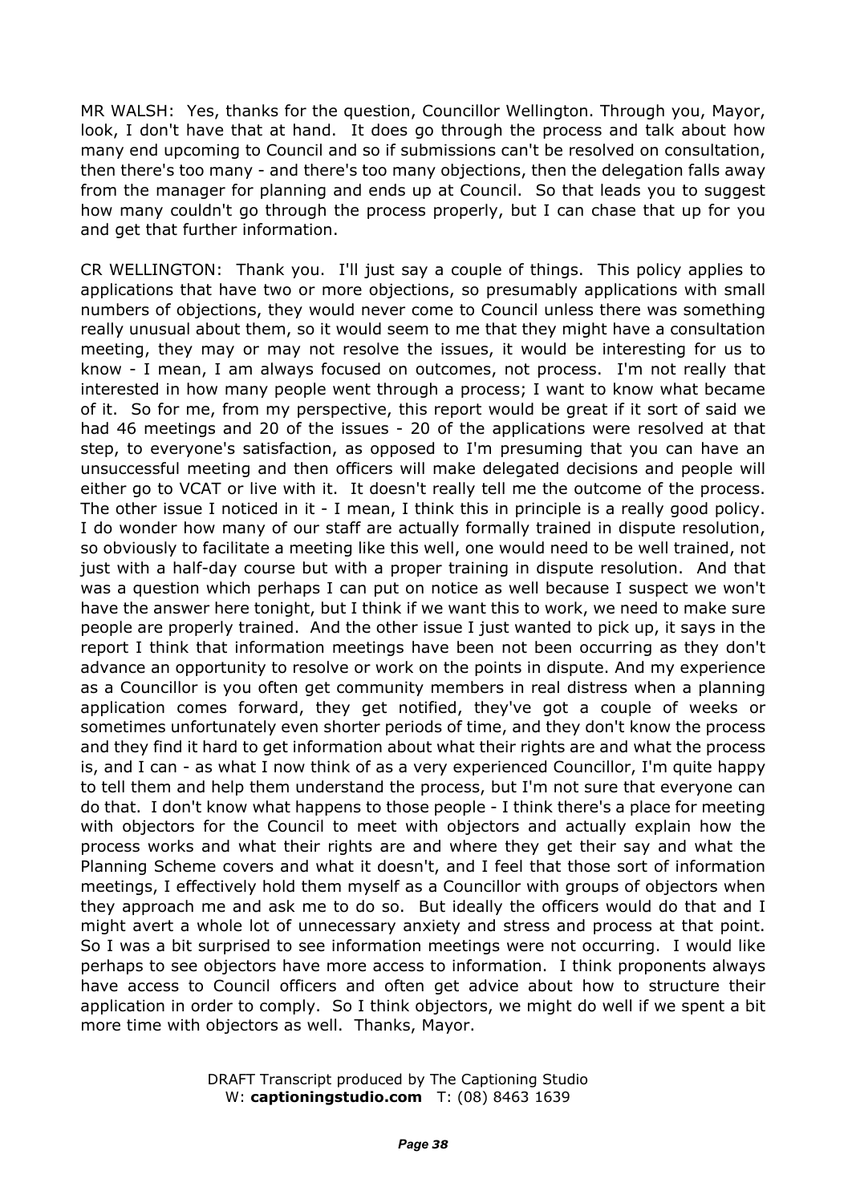MR WALSH: Yes, thanks for the question, Councillor Wellington. Through you, Mayor, look, I don't have that at hand. It does go through the process and talk about how many end upcoming to Council and so if submissions can't be resolved on consultation, then there's too many - and there's too many objections, then the delegation falls away from the manager for planning and ends up at Council. So that leads you to suggest how many couldn't go through the process properly, but I can chase that up for you and get that further information.

CR WELLINGTON: Thank you. I'll just say a couple of things. This policy applies to applications that have two or more objections, so presumably applications with small numbers of objections, they would never come to Council unless there was something really unusual about them, so it would seem to me that they might have a consultation meeting, they may or may not resolve the issues, it would be interesting for us to know - I mean, I am always focused on outcomes, not process. I'm not really that interested in how many people went through a process; I want to know what became of it. So for me, from my perspective, this report would be great if it sort of said we had 46 meetings and 20 of the issues - 20 of the applications were resolved at that step, to everyone's satisfaction, as opposed to I'm presuming that you can have an unsuccessful meeting and then officers will make delegated decisions and people will either go to VCAT or live with it. It doesn't really tell me the outcome of the process. The other issue I noticed in it - I mean, I think this in principle is a really good policy. I do wonder how many of our staff are actually formally trained in dispute resolution, so obviously to facilitate a meeting like this well, one would need to be well trained, not just with a half-day course but with a proper training in dispute resolution. And that was a question which perhaps I can put on notice as well because I suspect we won't have the answer here tonight, but I think if we want this to work, we need to make sure people are properly trained. And the other issue I just wanted to pick up, it says in the report I think that information meetings have been not been occurring as they don't advance an opportunity to resolve or work on the points in dispute. And my experience as a Councillor is you often get community members in real distress when a planning application comes forward, they get notified, they've got a couple of weeks or sometimes unfortunately even shorter periods of time, and they don't know the process and they find it hard to get information about what their rights are and what the process is, and I can - as what I now think of as a very experienced Councillor, I'm quite happy to tell them and help them understand the process, but I'm not sure that everyone can do that. I don't know what happens to those people - I think there's a place for meeting with objectors for the Council to meet with objectors and actually explain how the process works and what their rights are and where they get their say and what the Planning Scheme covers and what it doesn't, and I feel that those sort of information meetings, I effectively hold them myself as a Councillor with groups of objectors when they approach me and ask me to do so. But ideally the officers would do that and I might avert a whole lot of unnecessary anxiety and stress and process at that point. So I was a bit surprised to see information meetings were not occurring. I would like perhaps to see objectors have more access to information. I think proponents always have access to Council officers and often get advice about how to structure their application in order to comply. So I think objectors, we might do well if we spent a bit more time with objectors as well. Thanks, Mayor.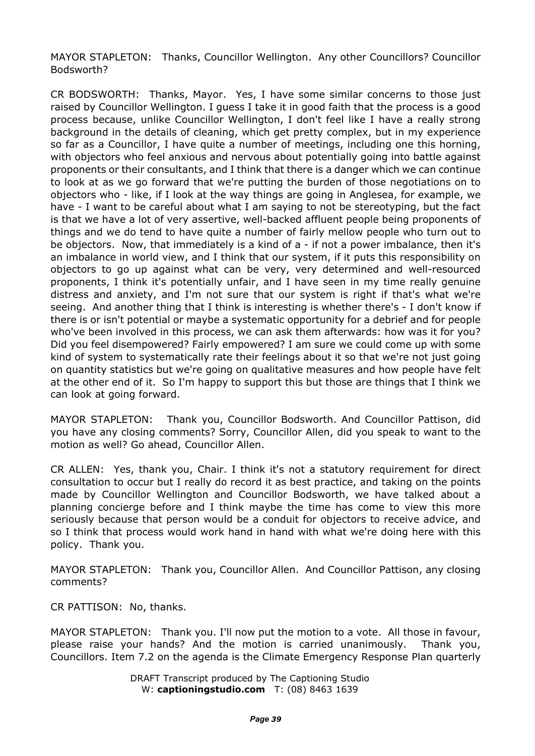MAYOR STAPLETON: Thanks, Councillor Wellington. Any other Councillors? Councillor Bodsworth?

CR BODSWORTH: Thanks, Mayor. Yes, I have some similar concerns to those just raised by Councillor Wellington. I guess I take it in good faith that the process is a good process because, unlike Councillor Wellington, I don't feel like I have a really strong background in the details of cleaning, which get pretty complex, but in my experience so far as a Councillor, I have quite a number of meetings, including one this horning, with objectors who feel anxious and nervous about potentially going into battle against proponents or their consultants, and I think that there is a danger which we can continue to look at as we go forward that we're putting the burden of those negotiations on to objectors who - like, if I look at the way things are going in Anglesea, for example, we have - I want to be careful about what I am saying to not be stereotyping, but the fact is that we have a lot of very assertive, well-backed affluent people being proponents of things and we do tend to have quite a number of fairly mellow people who turn out to be objectors. Now, that immediately is a kind of a - if not a power imbalance, then it's an imbalance in world view, and I think that our system, if it puts this responsibility on objectors to go up against what can be very, very determined and well-resourced proponents, I think it's potentially unfair, and I have seen in my time really genuine distress and anxiety, and I'm not sure that our system is right if that's what we're seeing. And another thing that I think is interesting is whether there's - I don't know if there is or isn't potential or maybe a systematic opportunity for a debrief and for people who've been involved in this process, we can ask them afterwards: how was it for you? Did you feel disempowered? Fairly empowered? I am sure we could come up with some kind of system to systematically rate their feelings about it so that we're not just going on quantity statistics but we're going on qualitative measures and how people have felt at the other end of it. So I'm happy to support this but those are things that I think we can look at going forward.

MAYOR STAPLETON: Thank you, Councillor Bodsworth. And Councillor Pattison, did you have any closing comments? Sorry, Councillor Allen, did you speak to want to the motion as well? Go ahead, Councillor Allen.

CR ALLEN: Yes, thank you, Chair. I think it's not a statutory requirement for direct consultation to occur but I really do record it as best practice, and taking on the points made by Councillor Wellington and Councillor Bodsworth, we have talked about a planning concierge before and I think maybe the time has come to view this more seriously because that person would be a conduit for objectors to receive advice, and so I think that process would work hand in hand with what we're doing here with this policy. Thank you.

MAYOR STAPLETON: Thank you, Councillor Allen. And Councillor Pattison, any closing comments?

CR PATTISON: No, thanks.

MAYOR STAPLETON: Thank you. I'll now put the motion to a vote. All those in favour, please raise your hands? And the motion is carried unanimously. Thank you, Councillors. Item 7.2 on the agenda is the Climate Emergency Response Plan quarterly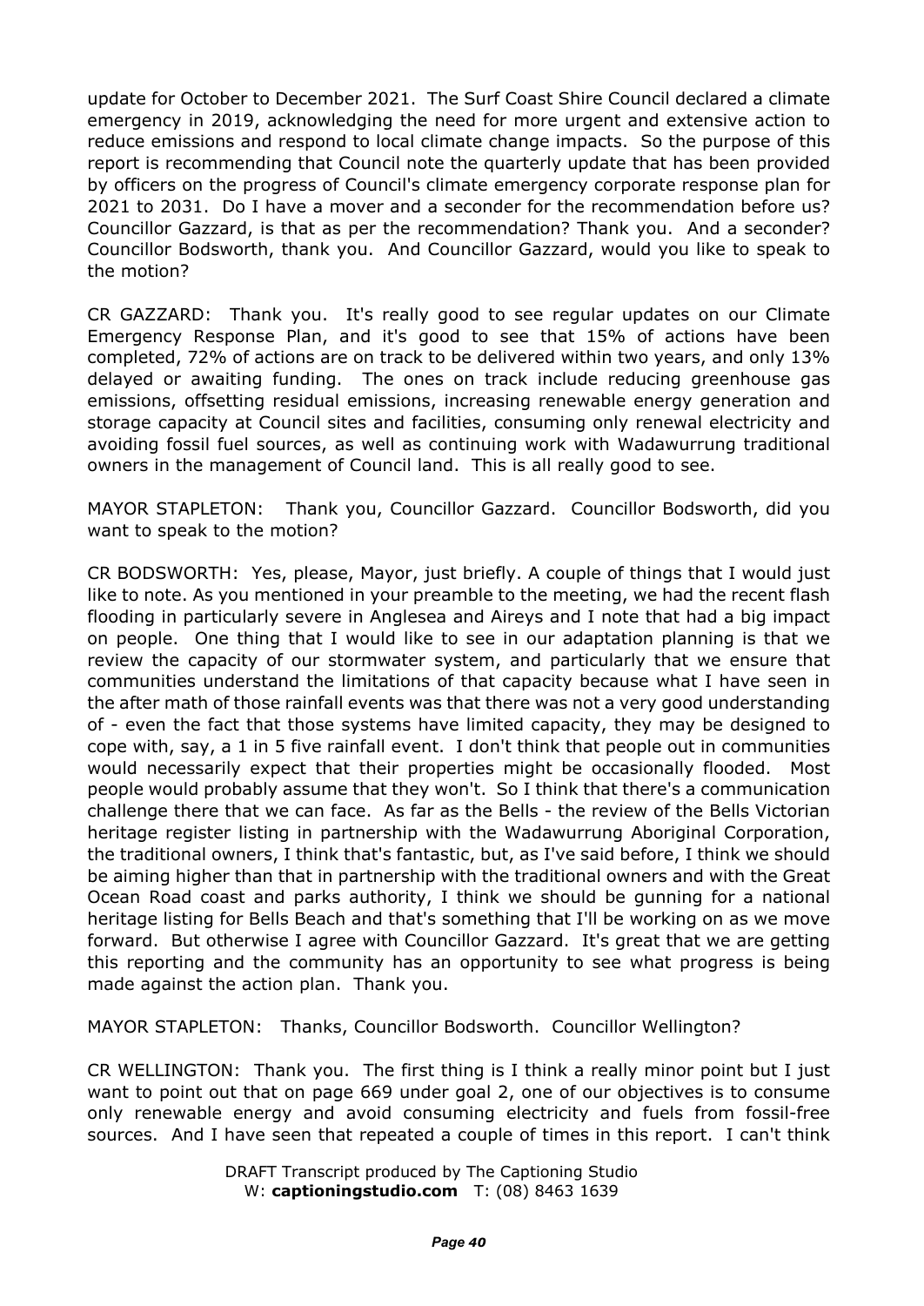update for October to December 2021. The Surf Coast Shire Council declared a climate emergency in 2019, acknowledging the need for more urgent and extensive action to reduce emissions and respond to local climate change impacts. So the purpose of this report is recommending that Council note the quarterly update that has been provided by officers on the progress of Council's climate emergency corporate response plan for 2021 to 2031. Do I have a mover and a seconder for the recommendation before us? Councillor Gazzard, is that as per the recommendation? Thank you. And a seconder? Councillor Bodsworth, thank you. And Councillor Gazzard, would you like to speak to the motion?

CR GAZZARD: Thank you. It's really good to see regular updates on our Climate Emergency Response Plan, and it's good to see that 15% of actions have been completed, 72% of actions are on track to be delivered within two years, and only 13% delayed or awaiting funding. The ones on track include reducing greenhouse gas emissions, offsetting residual emissions, increasing renewable energy generation and storage capacity at Council sites and facilities, consuming only renewal electricity and avoiding fossil fuel sources, as well as continuing work with Wadawurrung traditional owners in the management of Council land. This is all really good to see.

MAYOR STAPLETON: Thank you, Councillor Gazzard. Councillor Bodsworth, did you want to speak to the motion?

CR BODSWORTH: Yes, please, Mayor, just briefly. A couple of things that I would just like to note. As you mentioned in your preamble to the meeting, we had the recent flash flooding in particularly severe in Anglesea and Aireys and I note that had a big impact on people. One thing that I would like to see in our adaptation planning is that we review the capacity of our stormwater system, and particularly that we ensure that communities understand the limitations of that capacity because what I have seen in the after math of those rainfall events was that there was not a very good understanding of - even the fact that those systems have limited capacity, they may be designed to cope with, say, a 1 in 5 five rainfall event. I don't think that people out in communities would necessarily expect that their properties might be occasionally flooded. Most people would probably assume that they won't. So I think that there's a communication challenge there that we can face. As far as the Bells - the review of the Bells Victorian heritage register listing in partnership with the Wadawurrung Aboriginal Corporation, the traditional owners, I think that's fantastic, but, as I've said before, I think we should be aiming higher than that in partnership with the traditional owners and with the Great Ocean Road coast and parks authority, I think we should be gunning for a national heritage listing for Bells Beach and that's something that I'll be working on as we move forward. But otherwise I agree with Councillor Gazzard. It's great that we are getting this reporting and the community has an opportunity to see what progress is being made against the action plan. Thank you.

MAYOR STAPLETON: Thanks, Councillor Bodsworth. Councillor Wellington?

CR WELLINGTON: Thank you. The first thing is I think a really minor point but I just want to point out that on page 669 under goal 2, one of our objectives is to consume only renewable energy and avoid consuming electricity and fuels from fossil-free sources. And I have seen that repeated a couple of times in this report. I can't think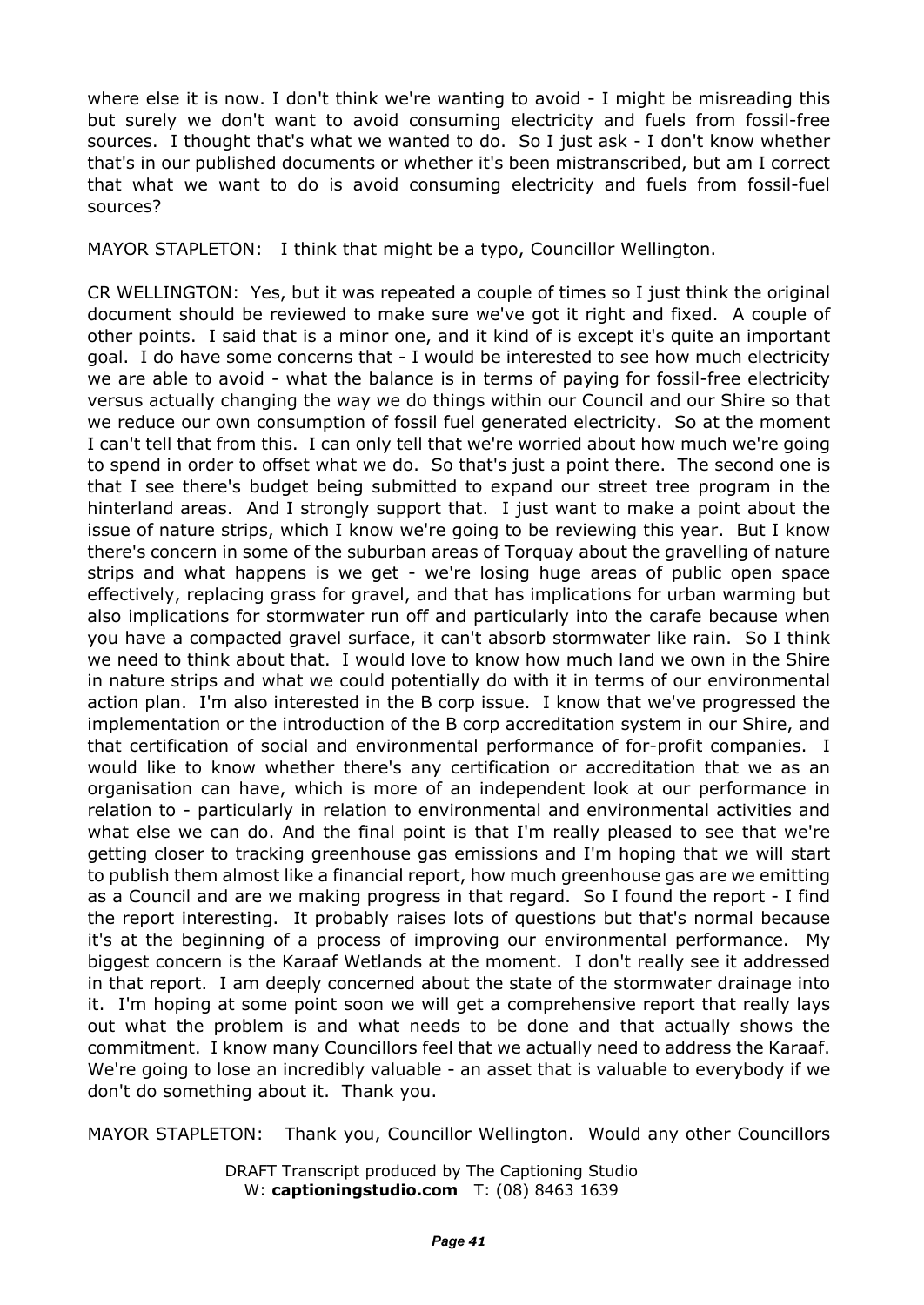where else it is now. I don't think we're wanting to avoid - I might be misreading this but surely we don't want to avoid consuming electricity and fuels from fossil-free sources. I thought that's what we wanted to do. So I just ask - I don't know whether that's in our published documents or whether it's been mistranscribed, but am I correct that what we want to do is avoid consuming electricity and fuels from fossil-fuel sources?

MAYOR STAPLETON: I think that might be a typo, Councillor Wellington.

CR WELLINGTON: Yes, but it was repeated a couple of times so I just think the original document should be reviewed to make sure we've got it right and fixed. A couple of other points. I said that is a minor one, and it kind of is except it's quite an important goal. I do have some concerns that - I would be interested to see how much electricity we are able to avoid - what the balance is in terms of paying for fossil-free electricity versus actually changing the way we do things within our Council and our Shire so that we reduce our own consumption of fossil fuel generated electricity. So at the moment I can't tell that from this. I can only tell that we're worried about how much we're going to spend in order to offset what we do. So that's just a point there. The second one is that I see there's budget being submitted to expand our street tree program in the hinterland areas. And I strongly support that. I just want to make a point about the issue of nature strips, which I know we're going to be reviewing this year. But I know there's concern in some of the suburban areas of Torquay about the gravelling of nature strips and what happens is we get - we're losing huge areas of public open space effectively, replacing grass for gravel, and that has implications for urban warming but also implications for stormwater run off and particularly into the carafe because when you have a compacted gravel surface, it can't absorb stormwater like rain. So I think we need to think about that. I would love to know how much land we own in the Shire in nature strips and what we could potentially do with it in terms of our environmental action plan. I'm also interested in the B corp issue. I know that we've progressed the implementation or the introduction of the B corp accreditation system in our Shire, and that certification of social and environmental performance of for-profit companies. I would like to know whether there's any certification or accreditation that we as an organisation can have, which is more of an independent look at our performance in relation to - particularly in relation to environmental and environmental activities and what else we can do. And the final point is that I'm really pleased to see that we're getting closer to tracking greenhouse gas emissions and I'm hoping that we will start to publish them almost like a financial report, how much greenhouse gas are we emitting as a Council and are we making progress in that regard. So I found the report - I find the report interesting. It probably raises lots of questions but that's normal because it's at the beginning of a process of improving our environmental performance. My biggest concern is the Karaaf Wetlands at the moment. I don't really see it addressed in that report. I am deeply concerned about the state of the stormwater drainage into it. I'm hoping at some point soon we will get a comprehensive report that really lays out what the problem is and what needs to be done and that actually shows the commitment. I know many Councillors feel that we actually need to address the Karaaf. We're going to lose an incredibly valuable - an asset that is valuable to everybody if we don't do something about it. Thank you.

MAYOR STAPLETON: Thank you, Councillor Wellington. Would any other Councillors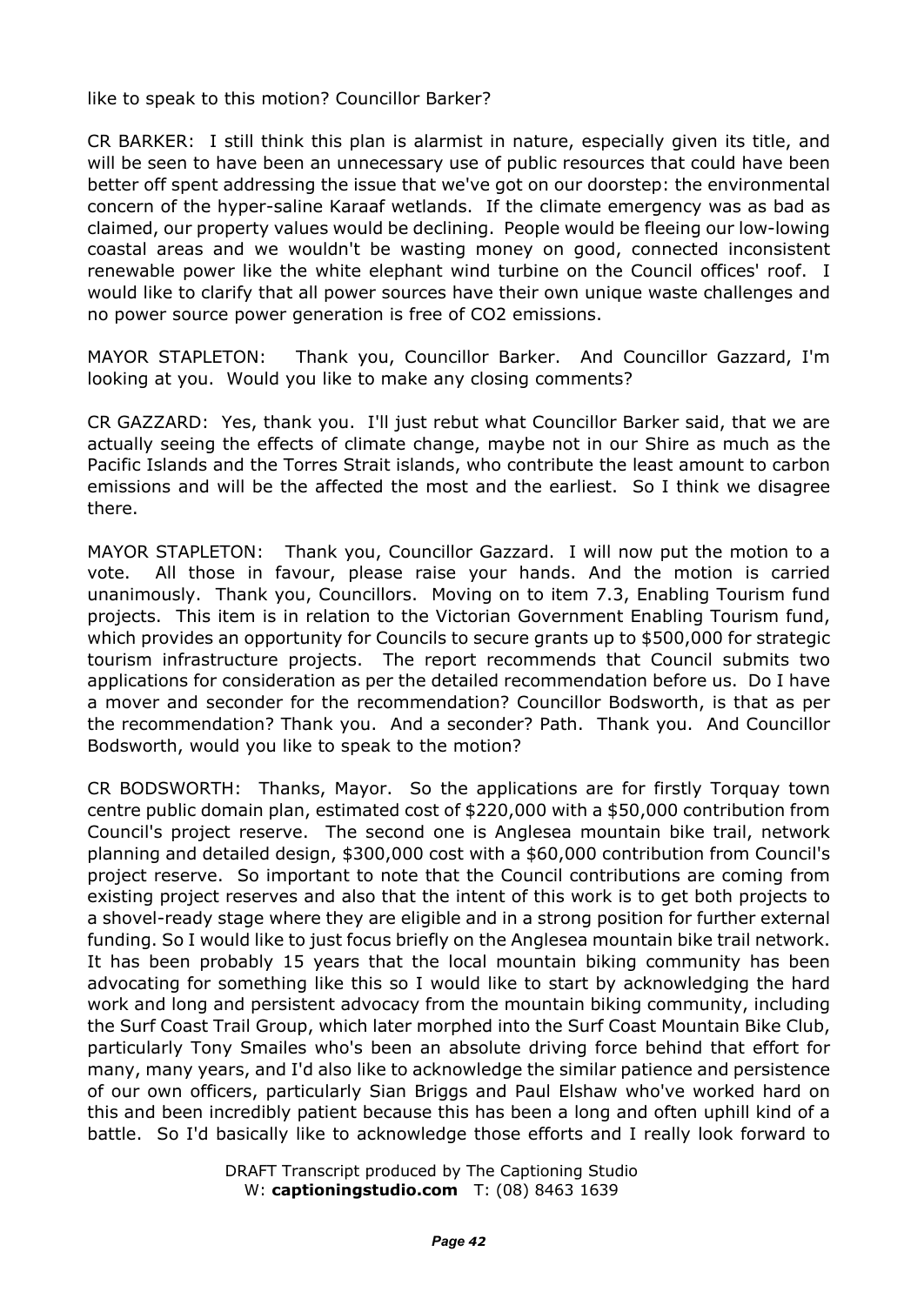like to speak to this motion? Councillor Barker?

CR BARKER: I still think this plan is alarmist in nature, especially given its title, and will be seen to have been an unnecessary use of public resources that could have been better off spent addressing the issue that we've got on our doorstep: the environmental concern of the hyper-saline Karaaf wetlands. If the climate emergency was as bad as claimed, our property values would be declining. People would be fleeing our low-lowing coastal areas and we wouldn't be wasting money on good, connected inconsistent renewable power like the white elephant wind turbine on the Council offices' roof. I would like to clarify that all power sources have their own unique waste challenges and no power source power generation is free of $CO_2$ emissions.

MAYOR STAPLETON: Thank you, Councillor Barker. And Councillor Gazzard, I'm looking at you. Would you like to make any closing comments?

CR GAZZARD: Yes, thank you. I'll just rebut what Councillor Barker said, that we are actually seeing the effects of climate change, maybe not in our Shire as much as the Pacific Islands and the Torres Strait islands, who contribute the least amount to carbon emissions and will be the affected the most and the earliest. So I think we disagree there.

MAYOR STAPLETON: Thank you, Councillor Gazzard. I will now put the motion to a vote. All those in favour, please raise your hands. And the motion is carried unanimously. Thank you, Councillors. Moving on to item 7.3, Enabling Tourism fund projects. This item is in relation to the Victorian Government Enabling Tourism fund, which provides an opportunity for Councils to secure grants up to $500,000 for strategic tourism infrastructure projects. The report recommends that Council submits two applications for consideration as per the detailed recommendation before us. Do I have a mover and seconder for the recommendation? Councillor Bodsworth, is that as per the recommendation? Thank you. And a seconder? Path. Thank you. And Councillor Bodsworth, would you like to speak to the motion?

CR BODSWORTH: Thanks, Mayor. So the applications are for firstly Torquay town centre public domain plan, estimated cost of $220,000 with a $50,000 contribution from Council's project reserve. The second one is Anglesea mountain bike trail, network planning and detailed design, $300,000 cost with a $60,000 contribution from Council's project reserve. So important to note that the Council contributions are coming from existing project reserves and also that the intent of this work is to get both projects to a shovel-ready stage where they are eligible and in a strong position for further external funding. So I would like to just focus briefly on the Anglesea mountain bike trail network. It has been probably 15 years that the local mountain biking community has been advocating for something like this so I would like to start by acknowledging the hard work and long and persistent advocacy from the mountain biking community, including the Surf Coast Trail Group, which later morphed into the Surf Coast Mountain Bike Club, particularly Tony Smailes who's been an absolute driving force behind that effort for many, many years, and I'd also like to acknowledge the similar patience and persistence of our own officers, particularly Sian Briggs and Paul Elshaw who've worked hard on this and been incredibly patient because this has been a long and often uphill kind of a battle. So I'd basically like to acknowledge those efforts and I really look forward to

DRAFT Transcript produced by The Captioning Studio
W: **captioningstudio.com** T: (08) 8463 1639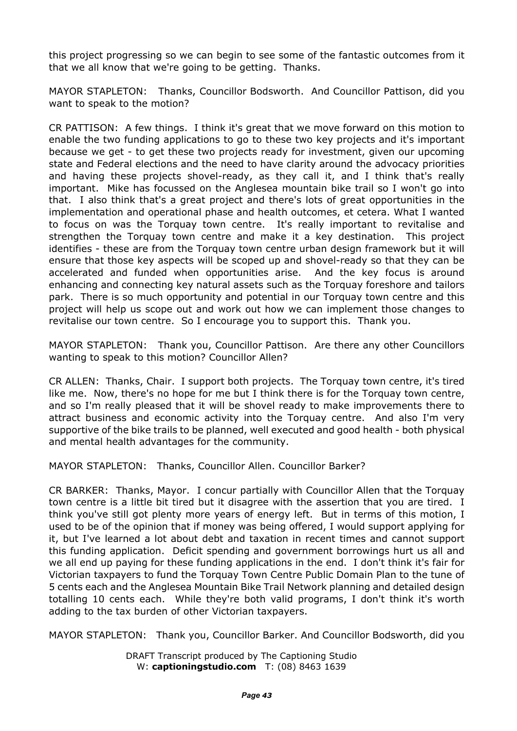this project progressing so we can begin to see some of the fantastic outcomes from it that we all know that we're going to be getting. Thanks.

MAYOR STAPLETON: Thanks, Councillor Bodsworth. And Councillor Pattison, did you want to speak to the motion?

CR PATTISON: A few things. I think it's great that we move forward on this motion to enable the two funding applications to go to these two key projects and it's important because we get - to get these two projects ready for investment, given our upcoming state and Federal elections and the need to have clarity around the advocacy priorities and having these projects shovel-ready, as they call it, and I think that's really important. Mike has focussed on the Anglesea mountain bike trail so I won't go into that. I also think that's a great project and there's lots of great opportunities in the implementation and operational phase and health outcomes, et cetera. What I wanted to focus on was the Torquay town centre. It's really important to revitalise and strengthen the Torquay town centre and make it a key destination. This project identifies - these are from the Torquay town centre urban design framework but it will ensure that those key aspects will be scoped up and shovel-ready so that they can be accelerated and funded when opportunities arise. And the key focus is around enhancing and connecting key natural assets such as the Torquay foreshore and tailors park. There is so much opportunity and potential in our Torquay town centre and this project will help us scope out and work out how we can implement those changes to revitalise our town centre. So I encourage you to support this. Thank you.

MAYOR STAPLETON: Thank you, Councillor Pattison. Are there any other Councillors wanting to speak to this motion? Councillor Allen?

CR ALLEN: Thanks, Chair. I support both projects. The Torquay town centre, it's tired like me. Now, there's no hope for me but I think there is for the Torquay town centre, and so I'm really pleased that it will be shovel ready to make improvements there to attract business and economic activity into the Torquay centre. And also I'm very supportive of the bike trails to be planned, well executed and good health - both physical and mental health advantages for the community.

MAYOR STAPLETON: Thanks, Councillor Allen. Councillor Barker?

CR BARKER: Thanks, Mayor. I concur partially with Councillor Allen that the Torquay town centre is a little bit tired but it disagree with the assertion that you are tired. I think you've still got plenty more years of energy left. But in terms of this motion, I used to be of the opinion that if money was being offered, I would support applying for it, but I've learned a lot about debt and taxation in recent times and cannot support this funding application. Deficit spending and government borrowings hurt us all and we all end up paying for these funding applications in the end. I don't think it's fair for Victorian taxpayers to fund the Torquay Town Centre Public Domain Plan to the tune of 5 cents each and the Anglesea Mountain Bike Trail Network planning and detailed design totalling 10 cents each. While they're both valid programs, I don't think it's worth adding to the tax burden of other Victorian taxpayers.

MAYOR STAPLETON: Thank you, Councillor Barker. And Councillor Bodsworth, did you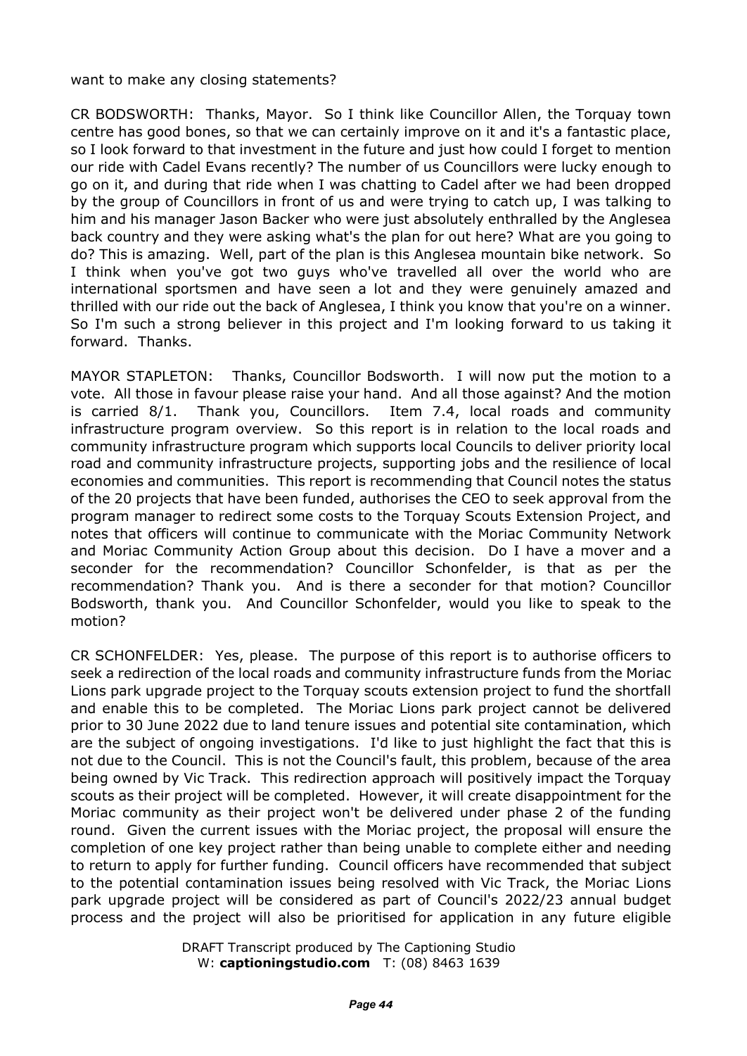want to make any closing statements?

CR BODSWORTH: Thanks, Mayor. So I think like Councillor Allen, the Torquay town centre has good bones, so that we can certainly improve on it and it's a fantastic place, so I look forward to that investment in the future and just how could I forget to mention our ride with Cadel Evans recently? The number of us Councillors were lucky enough to go on it, and during that ride when I was chatting to Cadel after we had been dropped by the group of Councillors in front of us and were trying to catch up, I was talking to him and his manager Jason Backer who were just absolutely enthralled by the Anglesea back country and they were asking what's the plan for out here? What are you going to do? This is amazing. Well, part of the plan is this Anglesea mountain bike network. So I think when you've got two guys who've travelled all over the world who are international sportsmen and have seen a lot and they were genuinely amazed and thrilled with our ride out the back of Anglesea, I think you know that you're on a winner. So I'm such a strong believer in this project and I'm looking forward to us taking it forward. Thanks.

MAYOR STAPLETON: Thanks, Councillor Bodsworth. I will now put the motion to a vote. All those in favour please raise your hand. And all those against? And the motion is carried 8/1. Thank you, Councillors. Item 7.4, local roads and community infrastructure program overview. So this report is in relation to the local roads and community infrastructure program which supports local Councils to deliver priority local road and community infrastructure projects, supporting jobs and the resilience of local economies and communities. This report is recommending that Council notes the status of the 20 projects that have been funded, authorises the CEO to seek approval from the program manager to redirect some costs to the Torquay Scouts Extension Project, and notes that officers will continue to communicate with the Moriac Community Network and Moriac Community Action Group about this decision. Do I have a mover and a seconder for the recommendation? Councillor Schonfelder, is that as per the recommendation? Thank you. And is there a seconder for that motion? Councillor Bodsworth, thank you. And Councillor Schonfelder, would you like to speak to the motion?

CR SCHONFELDER: Yes, please. The purpose of this report is to authorise officers to seek a redirection of the local roads and community infrastructure funds from the Moriac Lions park upgrade project to the Torquay scouts extension project to fund the shortfall and enable this to be completed. The Moriac Lions park project cannot be delivered prior to 30 June 2022 due to land tenure issues and potential site contamination, which are the subject of ongoing investigations. I'd like to just highlight the fact that this is not due to the Council. This is not the Council's fault, this problem, because of the area being owned by Vic Track. This redirection approach will positively impact the Torquay scouts as their project will be completed. However, it will create disappointment for the Moriac community as their project won't be delivered under phase 2 of the funding round. Given the current issues with the Moriac project, the proposal will ensure the completion of one key project rather than being unable to complete either and needing to return to apply for further funding. Council officers have recommended that subject to the potential contamination issues being resolved with Vic Track, the Moriac Lions park upgrade project will be considered as part of Council's 2022/23 annual budget process and the project will also be prioritised for application in any future eligible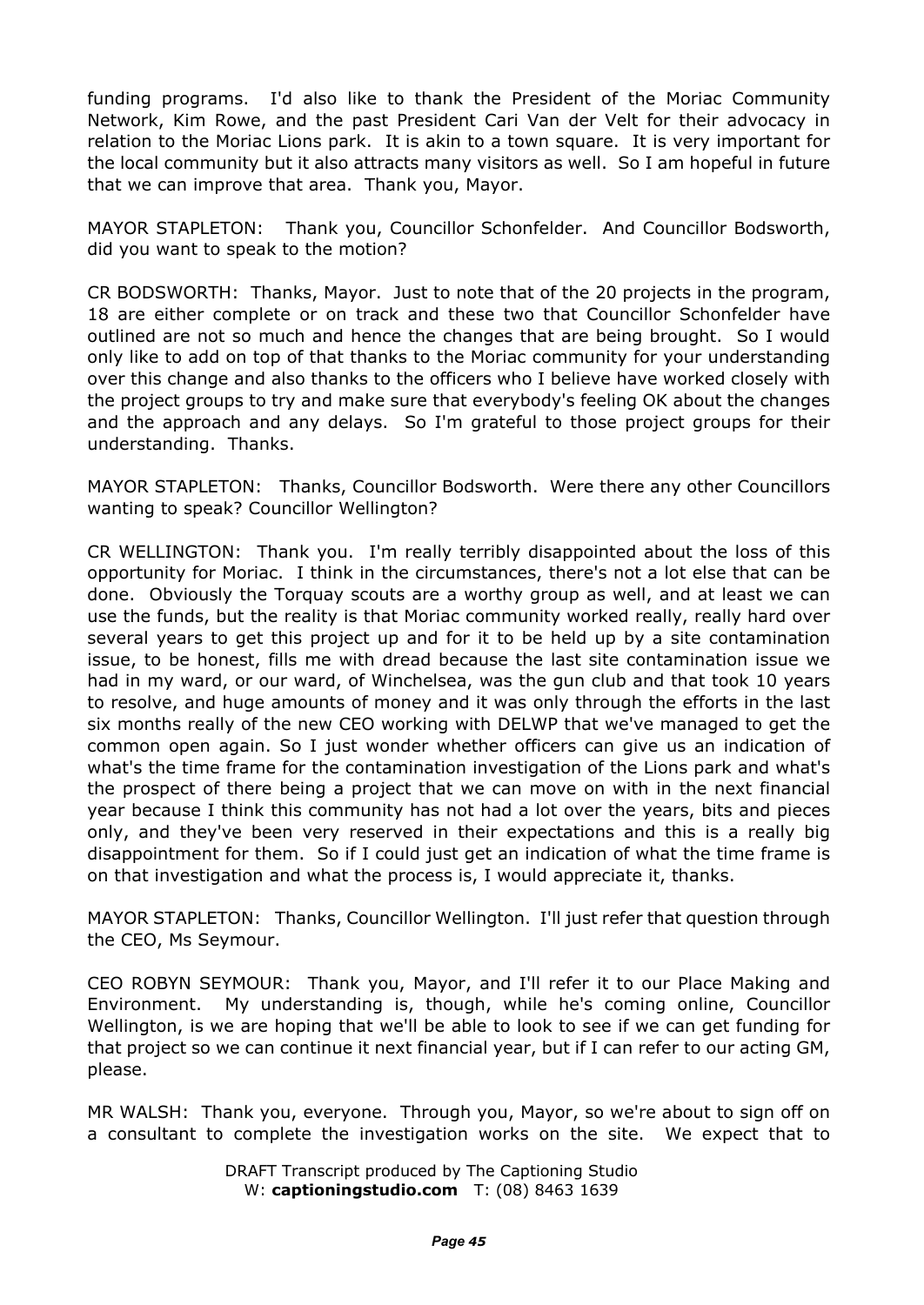funding programs. I'd also like to thank the President of the Moriac Community Network, Kim Rowe, and the past President Cari Van der Velt for their advocacy in relation to the Moriac Lions park. It is akin to a town square. It is very important for the local community but it also attracts many visitors as well. So I am hopeful in future that we can improve that area. Thank you, Mayor.

MAYOR STAPLETON: Thank you, Councillor Schonfelder. And Councillor Bodsworth, did you want to speak to the motion?

CR BODSWORTH: Thanks, Mayor. Just to note that of the 20 projects in the program, 18 are either complete or on track and these two that Councillor Schonfelder have outlined are not so much and hence the changes that are being brought. So I would only like to add on top of that thanks to the Moriac community for your understanding over this change and also thanks to the officers who I believe have worked closely with the project groups to try and make sure that everybody's feeling OK about the changes and the approach and any delays. So I'm grateful to those project groups for their understanding. Thanks.

MAYOR STAPLETON: Thanks, Councillor Bodsworth. Were there any other Councillors wanting to speak? Councillor Wellington?

CR WELLINGTON: Thank you. I'm really terribly disappointed about the loss of this opportunity for Moriac. I think in the circumstances, there's not a lot else that can be done. Obviously the Torquay scouts are a worthy group as well, and at least we can use the funds, but the reality is that Moriac community worked really, really hard over several years to get this project up and for it to be held up by a site contamination issue, to be honest, fills me with dread because the last site contamination issue we had in my ward, or our ward, of Winchelsea, was the gun club and that took 10 years to resolve, and huge amounts of money and it was only through the efforts in the last six months really of the new CEO working with DELWP that we've managed to get the common open again. So I just wonder whether officers can give us an indication of what's the time frame for the contamination investigation of the Lions park and what's the prospect of there being a project that we can move on with in the next financial year because I think this community has not had a lot over the years, bits and pieces only, and they've been very reserved in their expectations and this is a really big disappointment for them. So if I could just get an indication of what the time frame is on that investigation and what the process is, I would appreciate it, thanks.

MAYOR STAPLETON: Thanks, Councillor Wellington. I'll just refer that question through the CEO, Ms Seymour.

CEO ROBYN SEYMOUR: Thank you, Mayor, and I'll refer it to our Place Making and Environment. My understanding is, though, while he's coming online, Councillor Wellington, is we are hoping that we'll be able to look to see if we can get funding for that project so we can continue it next financial year, but if I can refer to our acting GM, please.

MR WALSH: Thank you, everyone. Through you, Mayor, so we're about to sign off on a consultant to complete the investigation works on the site. We expect that to

DRAFT Transcript produced by The Captioning Studio
W: **captioningstudio.com** T: (08) 8463 1639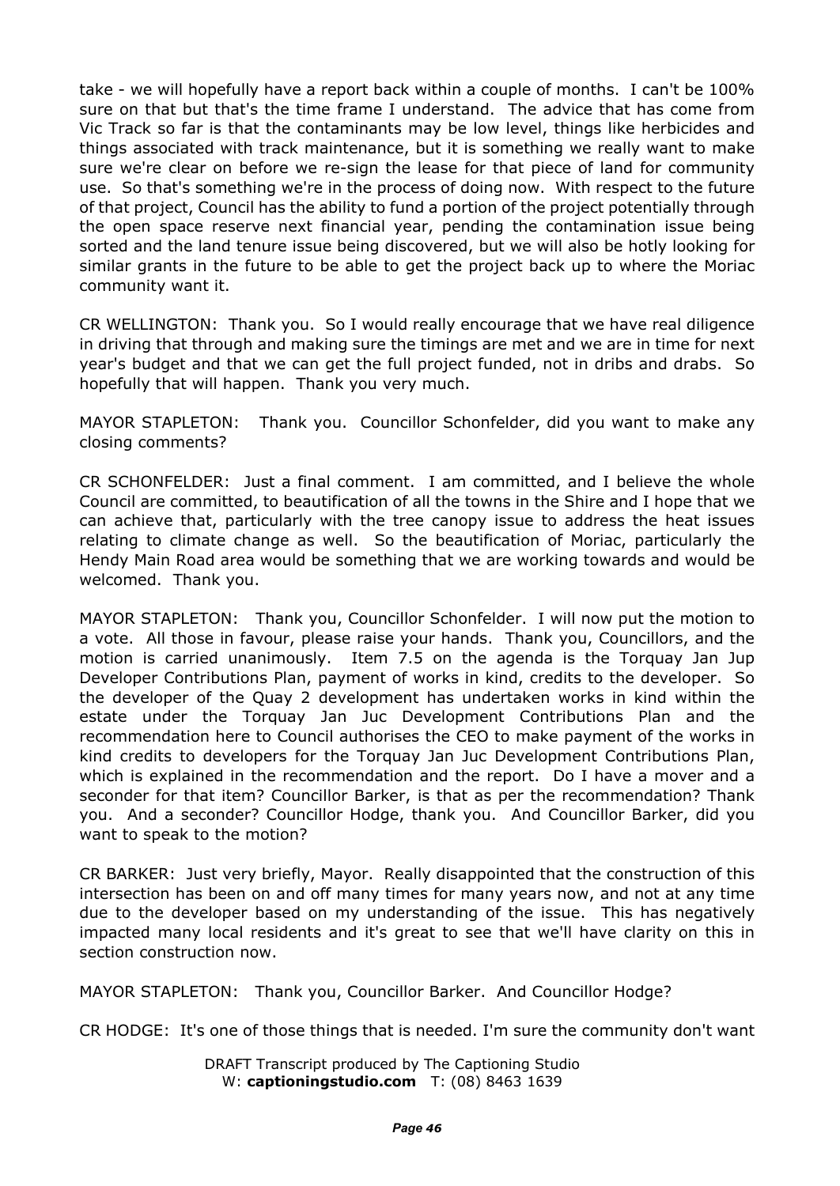take - we will hopefully have a report back within a couple of months. I can't be 100% sure on that but that's the time frame I understand. The advice that has come from Vic Track so far is that the contaminants may be low level, things like herbicides and things associated with track maintenance, but it is something we really want to make sure we're clear on before we re-sign the lease for that piece of land for community use. So that's something we're in the process of doing now. With respect to the future of that project, Council has the ability to fund a portion of the project potentially through the open space reserve next financial year, pending the contamination issue being sorted and the land tenure issue being discovered, but we will also be hotly looking for similar grants in the future to be able to get the project back up to where the Moriac community want it.

CR WELLINGTON: Thank you. So I would really encourage that we have real diligence in driving that through and making sure the timings are met and we are in time for next year's budget and that we can get the full project funded, not in dribs and drabs. So hopefully that will happen. Thank you very much.

MAYOR STAPLETON: Thank you. Councillor Schonfelder, did you want to make any closing comments?

CR SCHONFELDER: Just a final comment. I am committed, and I believe the whole Council are committed, to beautification of all the towns in the Shire and I hope that we can achieve that, particularly with the tree canopy issue to address the heat issues relating to climate change as well. So the beautification of Moriac, particularly the Hendy Main Road area would be something that we are working towards and would be welcomed. Thank you.

MAYOR STAPLETON: Thank you, Councillor Schonfelder. I will now put the motion to a vote. All those in favour, please raise your hands. Thank you, Councillors, and the motion is carried unanimously. Item 7.5 on the agenda is the Torquay Jan Jup Developer Contributions Plan, payment of works in kind, credits to the developer. So the developer of the Quay 2 development has undertaken works in kind within the estate under the Torquay Jan Juc Development Contributions Plan and the recommendation here to Council authorises the CEO to make payment of the works in kind credits to developers for the Torquay Jan Juc Development Contributions Plan, which is explained in the recommendation and the report. Do I have a mover and a seconder for that item? Councillor Barker, is that as per the recommendation? Thank you. And a seconder? Councillor Hodge, thank you. And Councillor Barker, did you want to speak to the motion?

CR BARKER: Just very briefly, Mayor. Really disappointed that the construction of this intersection has been on and off many times for many years now, and not at any time due to the developer based on my understanding of the issue. This has negatively impacted many local residents and it's great to see that we'll have clarity on this in section construction now.

MAYOR STAPLETON: Thank you, Councillor Barker. And Councillor Hodge?

CR HODGE: It's one of those things that is needed. I'm sure the community don't want

DRAFT Transcript produced by The Captioning Studio
W: **captioningstudio.com** T: (08) 8463 1639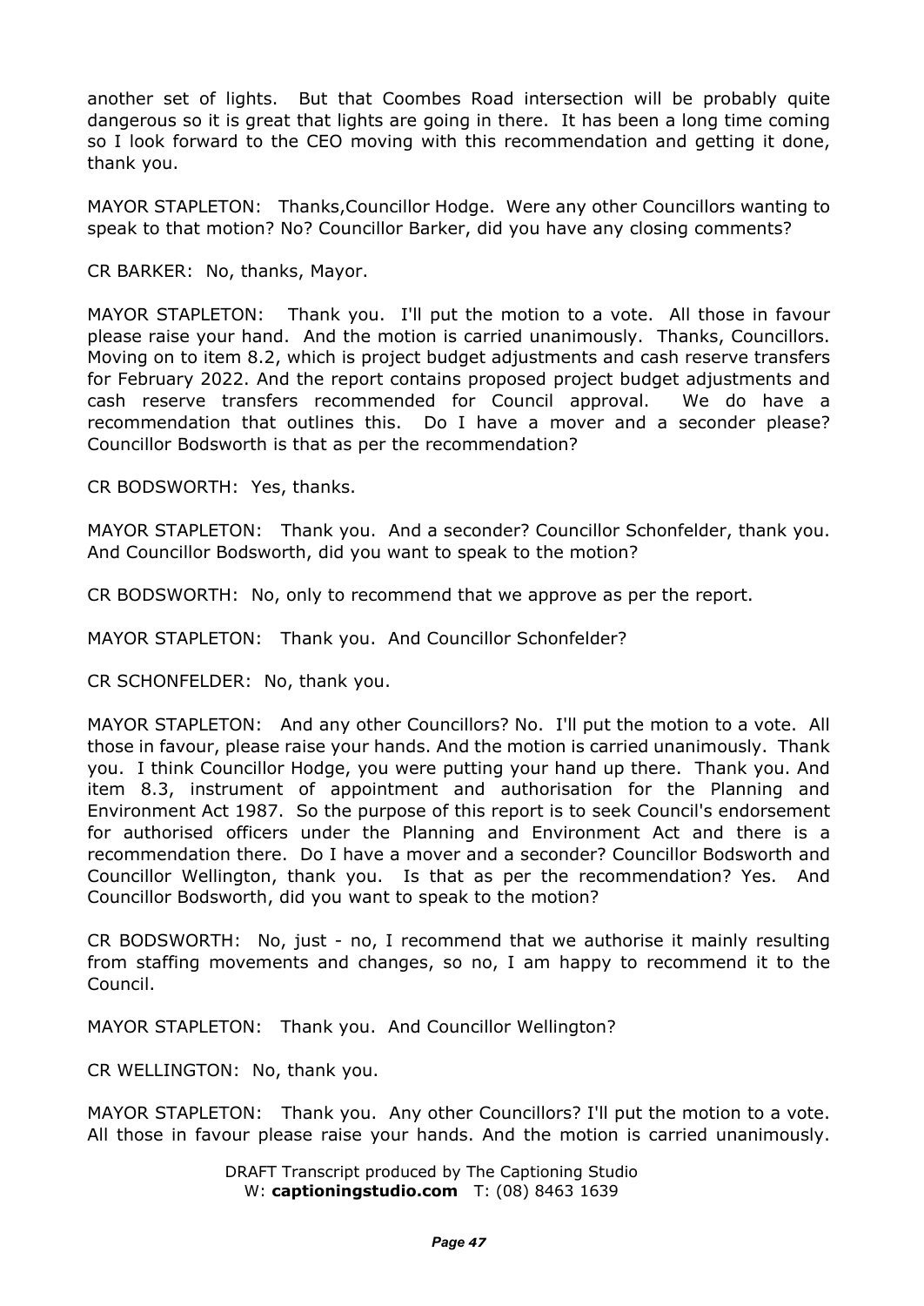another set of lights. But that Coombes Road intersection will be probably quite dangerous so it is great that lights are going in there. It has been a long time coming so I look forward to the CEO moving with this recommendation and getting it done, thank you.

MAYOR STAPLETON: Thanks,Councillor Hodge. Were any other Councillors wanting to speak to that motion? No? Councillor Barker, did you have any closing comments?

CR BARKER: No, thanks, Mayor.

MAYOR STAPLETON: Thank you. I'll put the motion to a vote. All those in favour please raise your hand. And the motion is carried unanimously. Thanks, Councillors. Moving on to item 8.2, which is project budget adjustments and cash reserve transfers for February 2022. And the report contains proposed project budget adjustments and cash reserve transfers recommended for Council approval. We do have a recommendation that outlines this. Do I have a mover and a seconder please? Councillor Bodsworth is that as per the recommendation?

CR BODSWORTH: Yes, thanks.

MAYOR STAPLETON: Thank you. And a seconder? Councillor Schonfelder, thank you. And Councillor Bodsworth, did you want to speak to the motion?

CR BODSWORTH: No, only to recommend that we approve as per the report.

MAYOR STAPLETON: Thank you. And Councillor Schonfelder?

CR SCHONFELDER: No, thank you.

MAYOR STAPLETON: And any other Councillors? No. I'll put the motion to a vote. All those in favour, please raise your hands. And the motion is carried unanimously. Thank you. I think Councillor Hodge, you were putting your hand up there. Thank you. And item 8.3, instrument of appointment and authorisation for the Planning and Environment Act 1987. So the purpose of this report is to seek Council's endorsement for authorised officers under the Planning and Environment Act and there is a recommendation there. Do I have a mover and a seconder? Councillor Bodsworth and Councillor Wellington, thank you. Is that as per the recommendation? Yes. And Councillor Bodsworth, did you want to speak to the motion?

CR BODSWORTH: No, just - no, I recommend that we authorise it mainly resulting from staffing movements and changes, so no, I am happy to recommend it to the Council.

MAYOR STAPLETON: Thank you. And Councillor Wellington?

CR WELLINGTON: No, thank you.

MAYOR STAPLETON: Thank you. Any other Councillors? I'll put the motion to a vote. All those in favour please raise your hands. And the motion is carried unanimously.

DRAFT Transcript produced by The Captioning Studio
W: **captioningstudio.com** T: (08) 8463 1639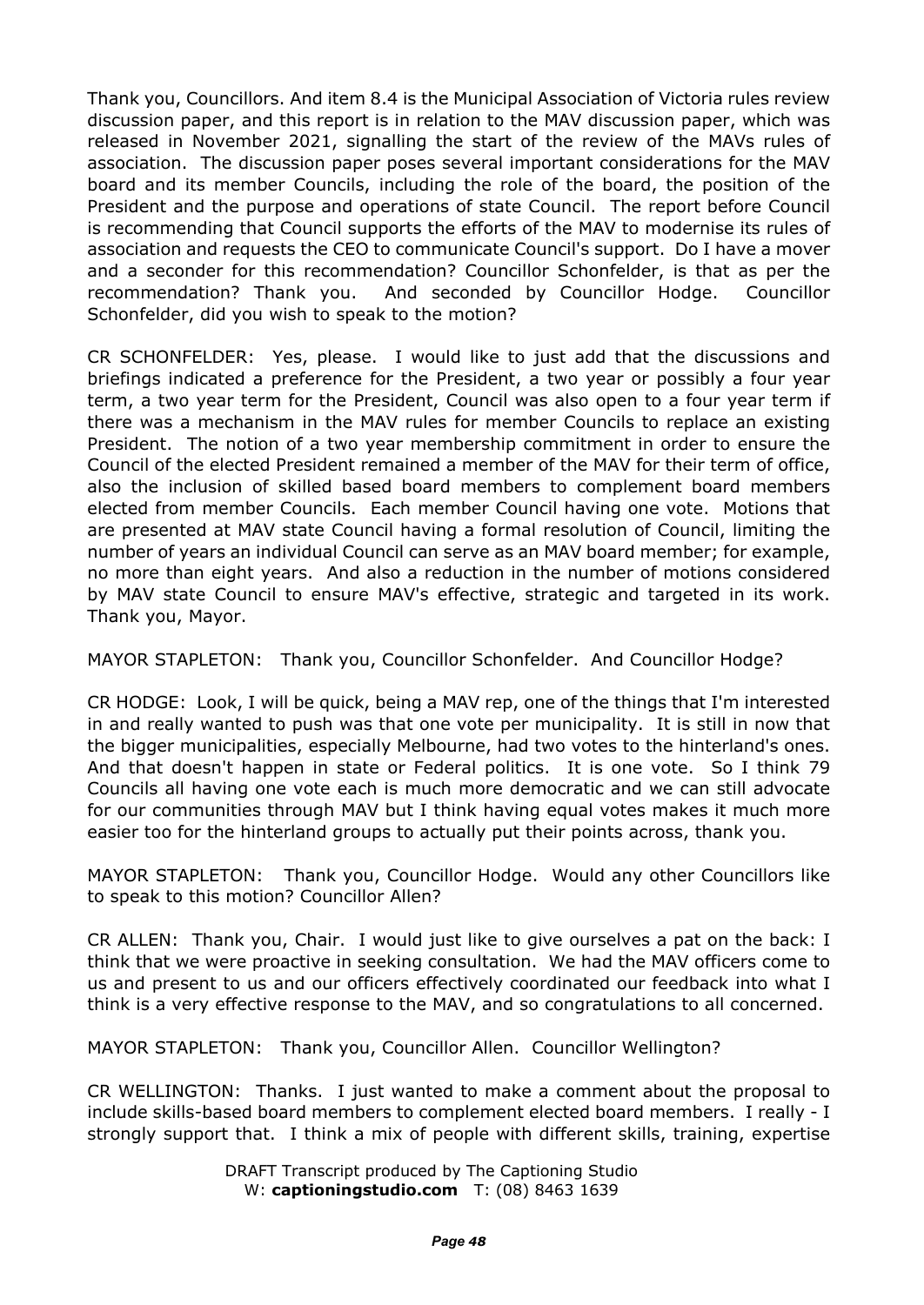Thank you, Councillors. And item 8.4 is the Municipal Association of Victoria rules review discussion paper, and this report is in relation to the MAV discussion paper, which was released in November 2021, signalling the start of the review of the MAVs rules of association. The discussion paper poses several important considerations for the MAV board and its member Councils, including the role of the board, the position of the President and the purpose and operations of state Council. The report before Council is recommending that Council supports the efforts of the MAV to modernise its rules of association and requests the CEO to communicate Council's support. Do I have a mover and a seconder for this recommendation? Councillor Schonfelder, is that as per the recommendation? Thank you. And seconded by Councillor Hodge. Councillor Schonfelder, did you wish to speak to the motion?

CR SCHONFELDER: Yes, please. I would like to just add that the discussions and briefings indicated a preference for the President, a two year or possibly a four year term, a two year term for the President, Council was also open to a four year term if there was a mechanism in the MAV rules for member Councils to replace an existing President. The notion of a two year membership commitment in order to ensure the Council of the elected President remained a member of the MAV for their term of office, also the inclusion of skilled based board members to complement board members elected from member Councils. Each member Council having one vote. Motions that are presented at MAV state Council having a formal resolution of Council, limiting the number of years an individual Council can serve as an MAV board member; for example, no more than eight years. And also a reduction in the number of motions considered by MAV state Council to ensure MAV's effective, strategic and targeted in its work. Thank you, Mayor.

MAYOR STAPLETON: Thank you, Councillor Schonfelder. And Councillor Hodge?

CR HODGE: Look, I will be quick, being a MAV rep, one of the things that I'm interested in and really wanted to push was that one vote per municipality. It is still in now that the bigger municipalities, especially Melbourne, had two votes to the hinterland's ones. And that doesn't happen in state or Federal politics. It is one vote. So I think 79 Councils all having one vote each is much more democratic and we can still advocate for our communities through MAV but I think having equal votes makes it much more easier too for the hinterland groups to actually put their points across, thank you.

MAYOR STAPLETON: Thank you, Councillor Hodge. Would any other Councillors like to speak to this motion? Councillor Allen?

CR ALLEN: Thank you, Chair. I would just like to give ourselves a pat on the back: I think that we were proactive in seeking consultation. We had the MAV officers come to us and present to us and our officers effectively coordinated our feedback into what I think is a very effective response to the MAV, and so congratulations to all concerned.

MAYOR STAPLETON: Thank you, Councillor Allen. Councillor Wellington?

CR WELLINGTON: Thanks. I just wanted to make a comment about the proposal to include skills-based board members to complement elected board members. I really - I strongly support that. I think a mix of people with different skills, training, expertise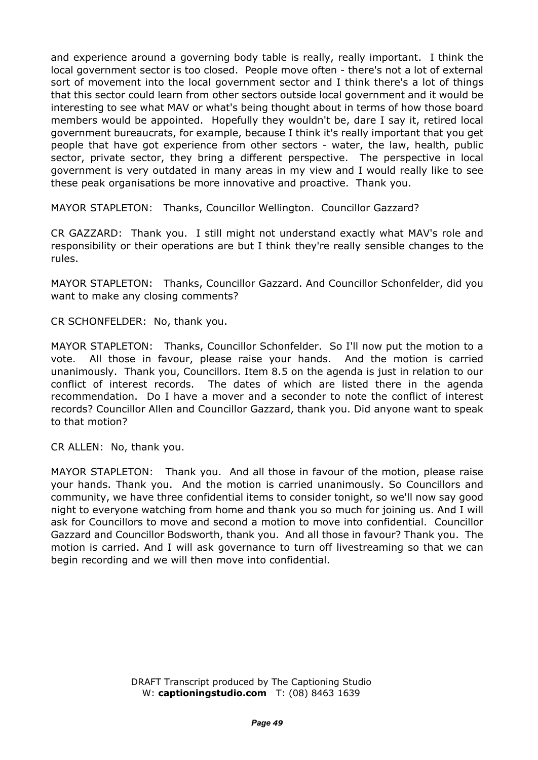and experience around a governing body table is really, really important. I think the local government sector is too closed. People move often - there's not a lot of external sort of movement into the local government sector and I think there's a lot of things that this sector could learn from other sectors outside local government and it would be interesting to see what MAV or what's being thought about in terms of how those board members would be appointed. Hopefully they wouldn't be, dare I say it, retired local government bureaucrats, for example, because I think it's really important that you get people that have got experience from other sectors - water, the law, health, public sector, private sector, they bring a different perspective. The perspective in local government is very outdated in many areas in my view and I would really like to see these peak organisations be more innovative and proactive. Thank you.

MAYOR STAPLETON: Thanks, Councillor Wellington. Councillor Gazzard?

CR GAZZARD: Thank you. I still might not understand exactly what MAV's role and responsibility or their operations are but I think they're really sensible changes to the rules.

MAYOR STAPLETON: Thanks, Councillor Gazzard. And Councillor Schonfelder, did you want to make any closing comments?

CR SCHONFELDER: No, thank you.

MAYOR STAPLETON: Thanks, Councillor Schonfelder. So I'll now put the motion to a vote. All those in favour, please raise your hands. And the motion is carried unanimously. Thank you, Councillors. Item 8.5 on the agenda is just in relation to our conflict of interest records. The dates of which are listed there in the agenda recommendation. Do I have a mover and a seconder to note the conflict of interest records? Councillor Allen and Councillor Gazzard, thank you. Did anyone want to speak to that motion?

CR ALLEN: No, thank you.

MAYOR STAPLETON: Thank you. And all those in favour of the motion, please raise your hands. Thank you. And the motion is carried unanimously. So Councillors and community, we have three confidential items to consider tonight, so we'll now say good night to everyone watching from home and thank you so much for joining us. And I will ask for Councillors to move and second a motion to move into confidential. Councillor Gazzard and Councillor Bodsworth, thank you. And all those in favour? Thank you. The motion is carried. And I will ask governance to turn off livestreaming so that we can begin recording and we will then move into confidential.